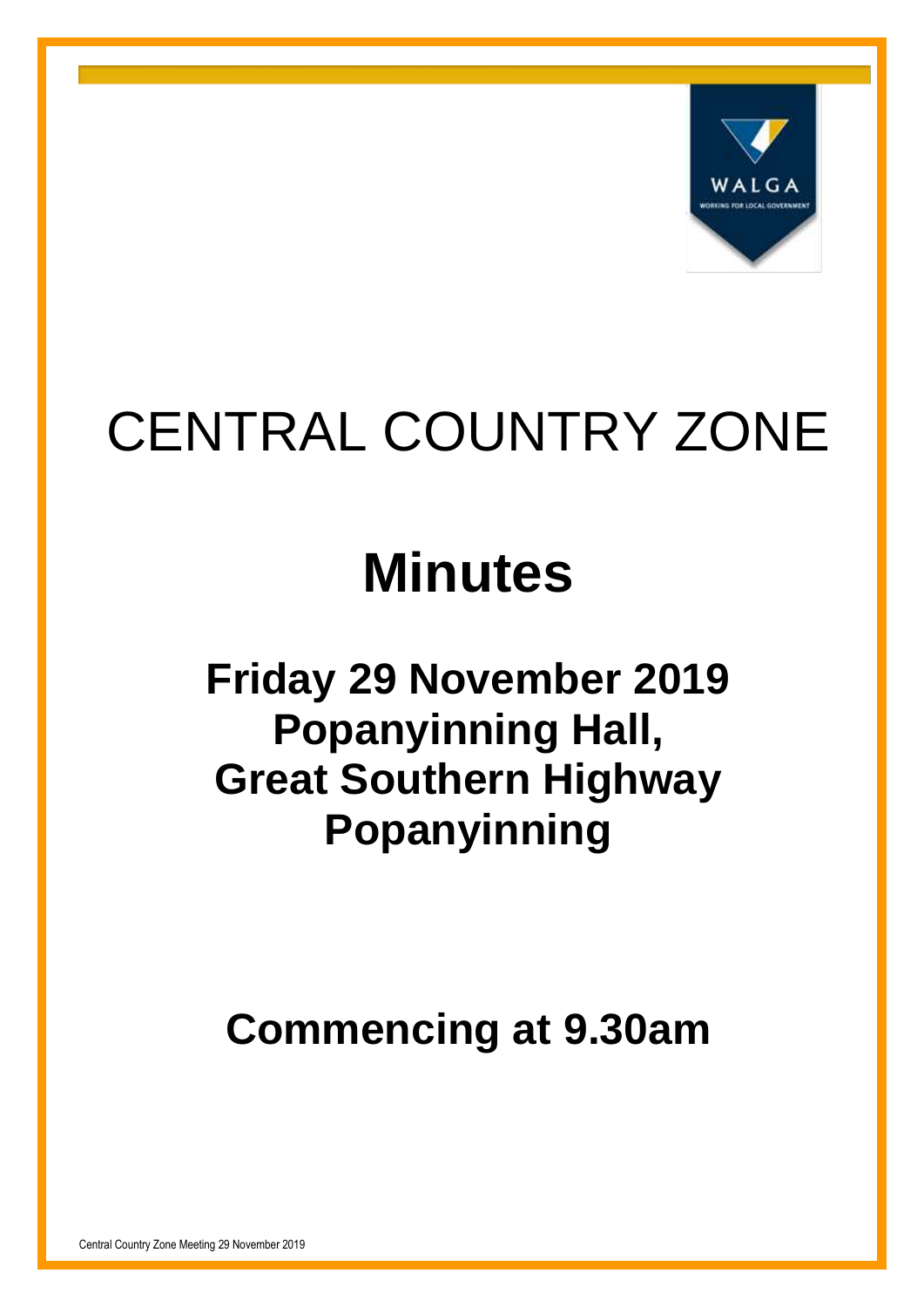WALGA

WORKING FOR LOCAL GOVERNMENT

# CENTRAL COUNTRY ZONE

# Minutes

## Friday 29 November 2019
## Popanyinning Hall,
## Great Southern Highway
## Popanyinning

## Commencing at 9.30am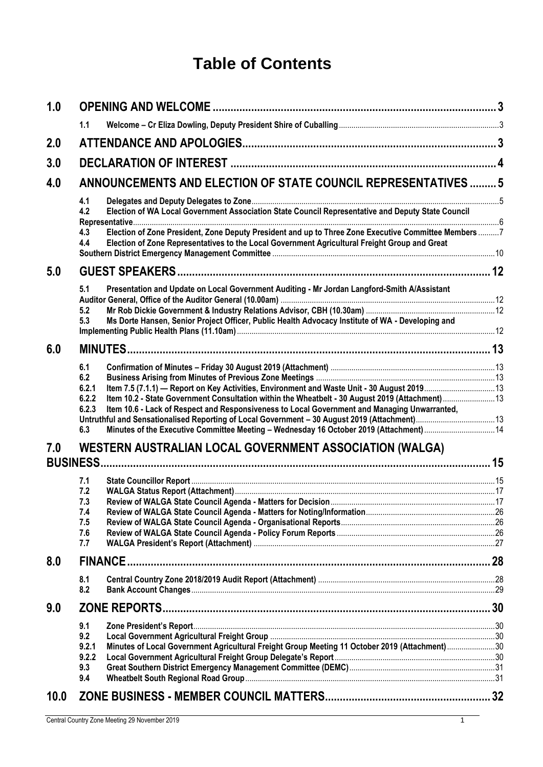# Table of Contents

**1.0 OPENING AND WELCOME** ..... 3

- 1.1 **Welcome – Cr Eliza Dowling, Deputy President Shire of Cuballing** ..... 3

**2.0 ATTENDANCE AND APOLOGIES** ..... 3

**3.0 DECLARATION OF INTEREST** ..... 4

**4.0 ANNOUNCEMENTS AND ELECTION OF STATE COUNCIL REPRESENTATIVES** ..... 5

- 4.1 **Delegates and Deputy Delegates to Zone** ..... 5
- 4.2 **Election of WA Local Government Association State Council Representative and Deputy State Council Representative** ..... 6
- 4.3 **Election of Zone President, Zone Deputy President and up to Three Zone Executive Committee Members** ..... 7
- 4.4 **Election of Zone Representatives to the Local Government Agricultural Freight Group and Great Southern District Emergency Management Committee** ..... 10

**5.0 GUEST SPEAKERS** ..... 12

- 5.1 **Presentation and Update on Local Government Auditing - Mr Jordan Langford-Smith A/Assistant Auditor General, Office of the Auditor General (10.00am)** ..... 12
- 5.2 **Mr Rob Dickie Government & Industry Relations Advisor, CBH (10.30am)** ..... 12
- 5.3 **Ms Dorte Hansen, Senior Project Officer, Public Health Advocacy Institute of WA - Developing and Implementing Public Health Plans (11.10am)** ..... 12

**6.0 MINUTES** ..... 13

- 6.1 **Confirmation of Minutes – Friday 30 August 2019 (Attachment)** ..... 13
- 6.2 **Business Arising from Minutes of Previous Zone Meetings** ..... 13
- 6.2.1 **Item 7.5 (7.1.1) — Report on Key Activities, Environment and Waste Unit - 30 August 2019** ..... 13
- 6.2.2 **Item 10.2 - State Government Consultation within the Wheatbelt - 30 August 2019 (Attachment)** ..... 13
- 6.2.3 **Item 10.6 - Lack of Respect and Responsiveness to Local Government and Managing Unwarranted, Untruthful and Sensationalised Reporting of Local Government – 30 August 2019 (Attachment)** ..... 13
- 6.3 **Minutes of the Executive Committee Meeting – Wednesday 16 October 2019 (Attachment)** ..... 14

**7.0 WESTERN AUSTRALIAN LOCAL GOVERNMENT ASSOCIATION (WALGA) BUSINESS** ..... 15

- 7.1 **State Councillor Report** ..... 15
- 7.2 **WALGA Status Report (Attachment)** ..... 17
- 7.3 **Review of WALGA State Council Agenda - Matters for Decision** ..... 17
- 7.4 **Review of WALGA State Council Agenda - Matters for Noting/Information** ..... 26
- 7.5 **Review of WALGA State Council Agenda - Organisational Reports** ..... 26
- 7.6 **Review of WALGA State Council Agenda - Policy Forum Reports** ..... 26
- 7.7 **WALGA President's Report (Attachment)** ..... 27

**8.0 FINANCE** ..... 28

- 8.1 **Central Country Zone 2018/2019 Audit Report (Attachment)** ..... 28
- 8.2 **Bank Account Changes** ..... 29

**9.0 ZONE REPORTS** ..... 30

- 9.1 **Zone President's Report** ..... 30
- 9.2 **Local Government Agricultural Freight Group** ..... 30
- 9.2.1 **Minutes of Local Government Agricultural Freight Group Meeting 11 October 2019 (Attachment)** ..... 30
- 9.2.2 **Local Government Agricultural Freight Group Delegate's Report** ..... 30
- 9.3 **Great Southern District Emergency Management Committee (DEMC)** ..... 31
- 9.4 **Wheatbelt South Regional Road Group** ..... 31

**10.0 ZONE BUSINESS - MEMBER COUNCIL MATTERS** ..... 32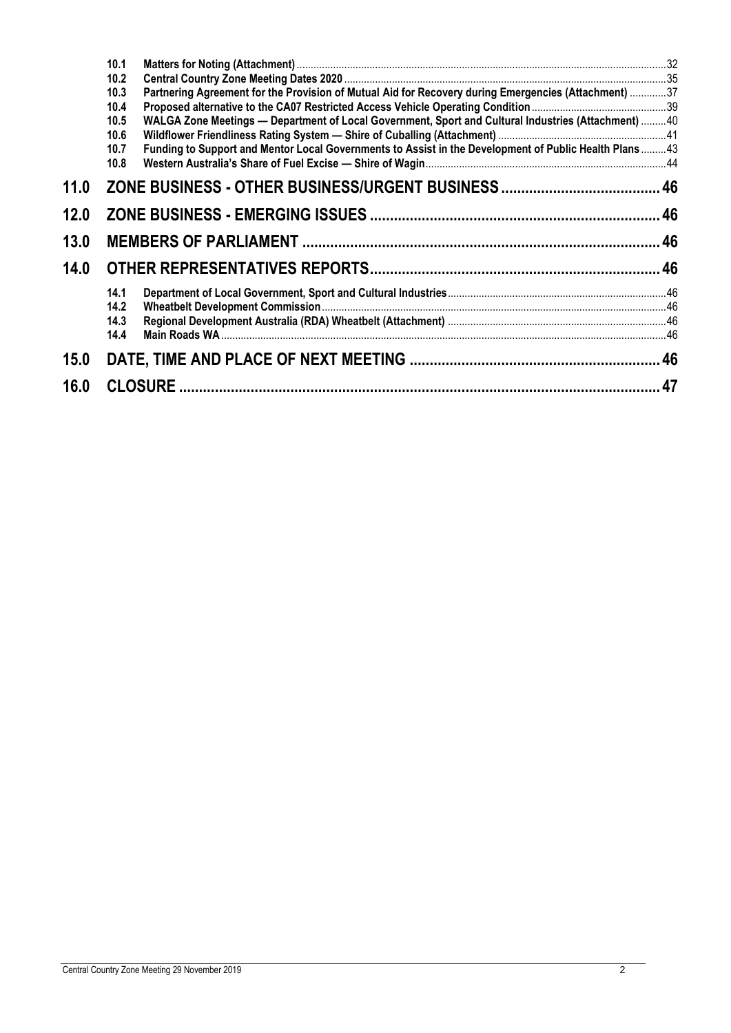| | | |
|---|---|---|
| 10.1 | Matters for Noting (Attachment) | 32 |
| 10.2 | Central Country Zone Meeting Dates 2020 | 35 |
| 10.3 | Partnering Agreement for the Provision of Mutual Aid for Recovery during Emergencies (Attachment) | 37 |
| 10.4 | Proposed alternative to the CA07 Restricted Access Vehicle Operating Condition | 39 |
| 10.5 | WALGA Zone Meetings — Department of Local Government, Sport and Cultural Industries (Attachment) | 40 |
| 10.6 | Wildflower Friendliness Rating System — Shire of Cuballing (Attachment) | 41 |
| 10.7 | Funding to Support and Mentor Local Governments to Assist in the Development of Public Health Plans | 43 |
| 10.8 | Western Australia's Share of Fuel Excise — Shire of Wagin | 44 |

**11.0 ZONE BUSINESS - OTHER BUSINESS/URGENT BUSINESS ........ 46**

**12.0 ZONE BUSINESS - EMERGING ISSUES ........ 46**

**13.0 MEMBERS OF PARLIAMENT ........ 46**

**14.0 OTHER REPRESENTATIVES REPORTS ........ 46**

| | | |
|---|---|---|
| 14.1 | Department of Local Government, Sport and Cultural Industries | 46 |
| 14.2 | Wheatbelt Development Commission | 46 |
| 14.3 | Regional Development Australia (RDA) Wheatbelt (Attachment) | 46 |
| 14.4 | Main Roads WA | 46 |

**15.0 DATE, TIME AND PLACE OF NEXT MEETING ........ 46**

**16.0 CLOSURE ........ 47**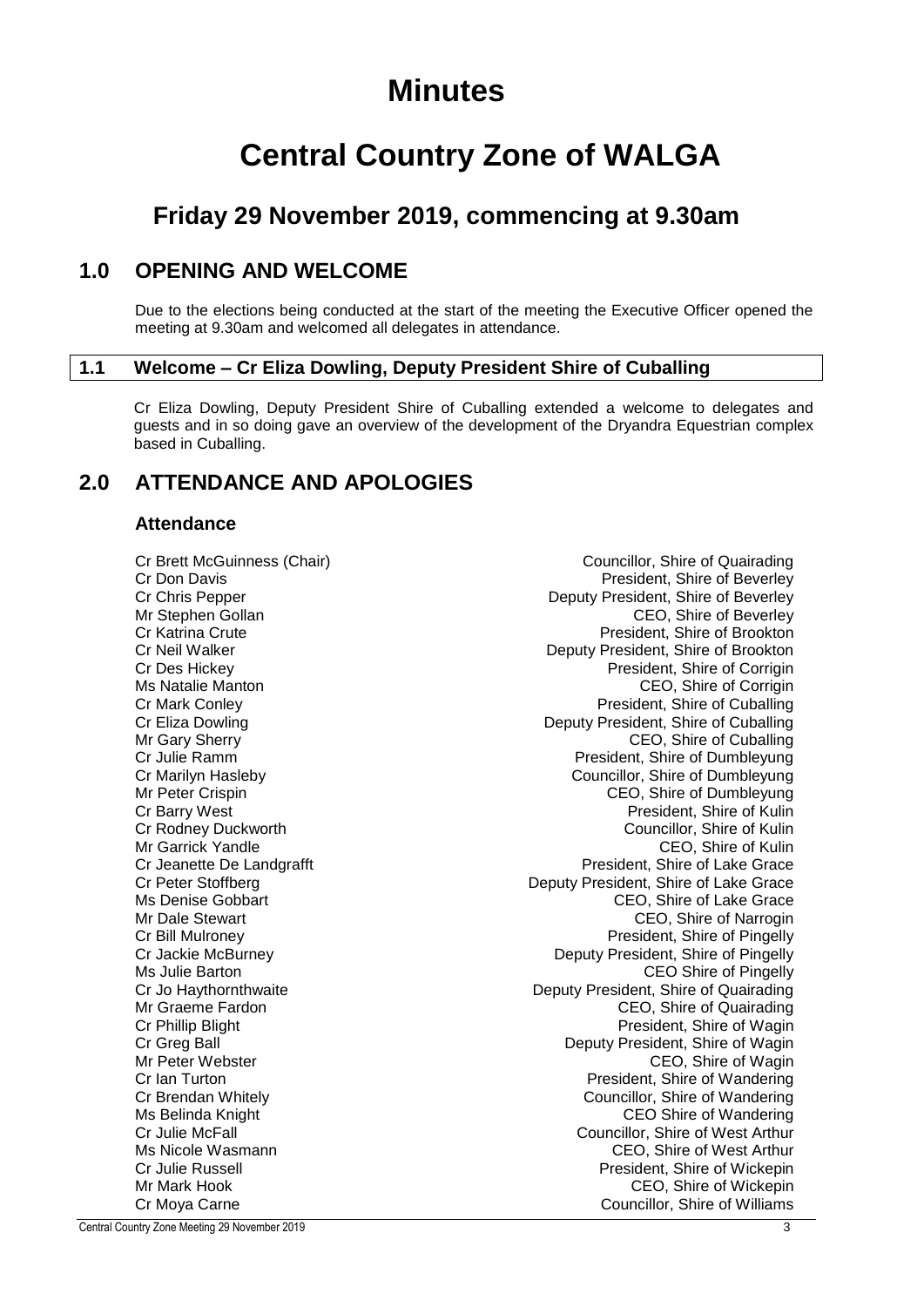# Minutes

# Central Country Zone of WALGA

## Friday 29 November 2019, commencing at 9.30am

## 1.0 OPENING AND WELCOME

Due to the elections being conducted at the start of the meeting the Executive Officer opened the meeting at 9.30am and welcomed all delegates in attendance.

### 1.1 Welcome – Cr Eliza Dowling, Deputy President Shire of Cuballing

Cr Eliza Dowling, Deputy President Shire of Cuballing extended a welcome to delegates and guests and in so doing gave an overview of the development of the Dryandra Equestrian complex based in Cuballing.

## 2.0 ATTENDANCE AND APOLOGIES

### Attendance

| | |
|---|---|
| Cr Brett McGuinness (Chair) | Councillor, Shire of Quairading |
| Cr Don Davis | President, Shire of Beverley |
| Cr Chris Pepper | Deputy President, Shire of Beverley |
| Mr Stephen Gollan | CEO, Shire of Beverley |
| Cr Katrina Crute | President, Shire of Brookton |
| Cr Neil Walker | Deputy President, Shire of Brookton |
| Cr Des Hickey | President, Shire of Corrigin |
| Ms Natalie Manton | CEO, Shire of Corrigin |
| Cr Mark Conley | President, Shire of Cuballing |
| Cr Eliza Dowling | Deputy President, Shire of Cuballing |
| Mr Gary Sherry | CEO, Shire of Cuballing |
| Cr Julie Ramm | President, Shire of Dumbleyung |
| Cr Marilyn Hasleby | Councillor, Shire of Dumbleyung |
| Mr Peter Crispin | CEO, Shire of Dumbleyung |
| Cr Barry West | President, Shire of Kulin |
| Cr Rodney Duckworth | Councillor, Shire of Kulin |
| Mr Garrick Yandle | CEO, Shire of Kulin |
| Cr Jeanette De Landgrafft | President, Shire of Lake Grace |
| Cr Peter Stoffberg | Deputy President, Shire of Lake Grace |
| Ms Denise Gobbart | CEO, Shire of Lake Grace |
| Mr Dale Stewart | CEO, Shire of Narrogin |
| Cr Bill Mulroney | President, Shire of Pingelly |
| Cr Jackie McBurney | Deputy President, Shire of Pingelly |
| Ms Julie Barton | CEO Shire of Pingelly |
| Cr Jo Haythornthwaite | Deputy President, Shire of Quairading |
| Mr Graeme Fardon | CEO, Shire of Quairading |
| Cr Phillip Blight | President, Shire of Wagin |
| Cr Greg Ball | Deputy President, Shire of Wagin |
| Mr Peter Webster | CEO, Shire of Wagin |
| Cr Ian Turton | President, Shire of Wandering |
| Cr Brendan Whitely | Councillor, Shire of Wandering |
| Ms Belinda Knight | CEO Shire of Wandering |
| Cr Julie McFall | Councillor, Shire of West Arthur |
| Ms Nicole Wasmann | CEO, Shire of West Arthur |
| Cr Julie Russell | President, Shire of Wickepin |
| Mr Mark Hook | CEO, Shire of Wickepin |
| Cr Moya Carne | Councillor, Shire of Williams |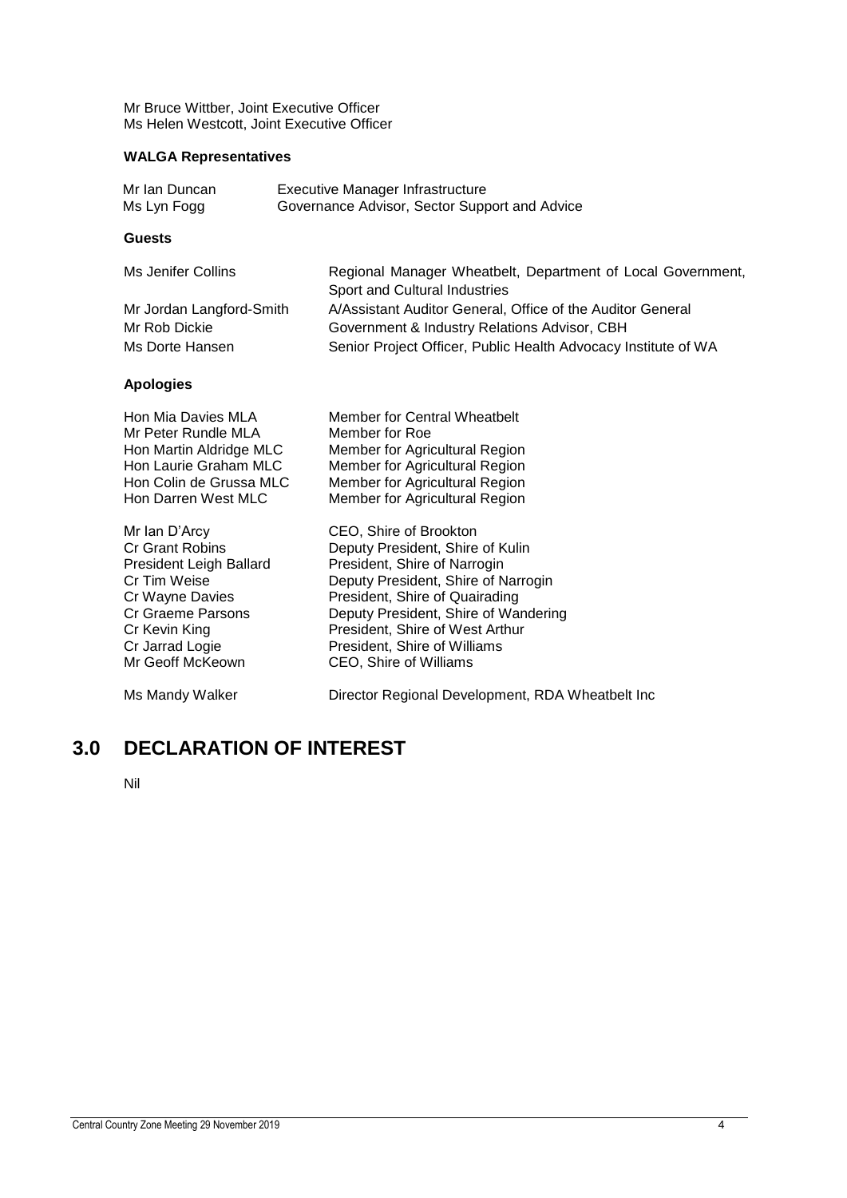Mr Bruce Wittber, Joint Executive Officer
Ms Helen Westcott, Joint Executive Officer

**WALGA Representatives**

| | |
|---|---|
| Mr Ian Duncan | Executive Manager Infrastructure |
| Ms Lyn Fogg | Governance Advisor, Sector Support and Advice |

**Guests**

| | |
|---|---|
| Ms Jenifer Collins | Regional Manager Wheatbelt, Department of Local Government, Sport and Cultural Industries |
| Mr Jordan Langford-Smith | A/Assistant Auditor General, Office of the Auditor General |
| Mr Rob Dickie | Government & Industry Relations Advisor, CBH |
| Ms Dorte Hansen | Senior Project Officer, Public Health Advocacy Institute of WA |

**Apologies**

| | |
|---|---|
| Hon Mia Davies MLA | Member for Central Wheatbelt |
| Mr Peter Rundle MLA | Member for Roe |
| Hon Martin Aldridge MLC | Member for Agricultural Region |
| Hon Laurie Graham MLC | Member for Agricultural Region |
| Hon Colin de Grussa MLC | Member for Agricultural Region |
| Hon Darren West MLC | Member for Agricultural Region |
| | |
| Mr Ian D'Arcy | CEO, Shire of Brookton |
| Cr Grant Robins | Deputy President, Shire of Kulin |
| President Leigh Ballard | President, Shire of Narrogin |
| Cr Tim Weise | Deputy President, Shire of Narrogin |
| Cr Wayne Davies | President, Shire of Quairading |
| Cr Graeme Parsons | Deputy President, Shire of Wandering |
| Cr Kevin King | President, Shire of West Arthur |
| Cr Jarrad Logie | President, Shire of Williams |
| Mr Geoff McKeown | CEO, Shire of Williams |
| | |
| Ms Mandy Walker | Director Regional Development, RDA Wheatbelt Inc |

# 3.0 DECLARATION OF INTEREST

Nil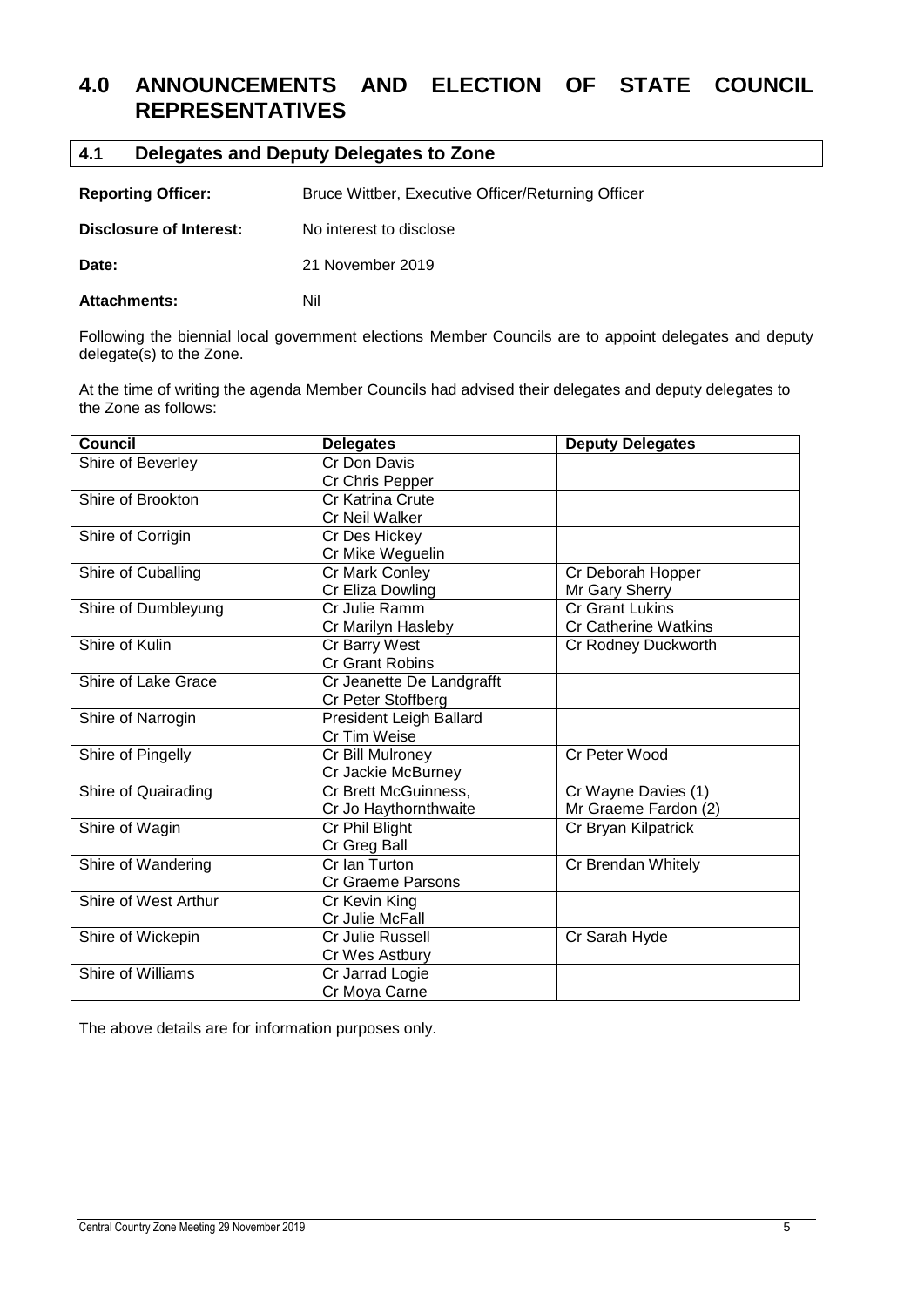# 4.0 ANNOUNCEMENTS AND ELECTION OF STATE COUNCIL REPRESENTATIVES

## 4.1 Delegates and Deputy Delegates to Zone

**Reporting Officer:** Bruce Wittber, Executive Officer/Returning Officer

**Disclosure of Interest:** No interest to disclose

**Date:** 21 November 2019

**Attachments:** Nil

Following the biennial local government elections Member Councils are to appoint delegates and deputy delegate(s) to the Zone.

At the time of writing the agenda Member Councils had advised their delegates and deputy delegates to the Zone as follows:

| Council | Delegates | Deputy Delegates |
|---|---|---|
| Shire of Beverley | Cr Don Davis<br>Cr Chris Pepper | |
| Shire of Brookton | Cr Katrina Crute<br>Cr Neil Walker | |
| Shire of Corrigin | Cr Des Hickey<br>Cr Mike Weguelin | |
| Shire of Cuballing | Cr Mark Conley<br>Cr Eliza Dowling | Cr Deborah Hopper<br>Mr Gary Sherry |
| Shire of Dumbleyung | Cr Julie Ramm<br>Cr Marilyn Hasleby | Cr Grant Lukins<br>Cr Catherine Watkins |
| Shire of Kulin | Cr Barry West<br>Cr Grant Robins | Cr Rodney Duckworth |
| Shire of Lake Grace | Cr Jeanette De Landgrafft<br>Cr Peter Stoffberg | |
| Shire of Narrogin | President Leigh Ballard<br>Cr Tim Weise | |
| Shire of Pingelly | Cr Bill Mulroney<br>Cr Jackie McBurney | Cr Peter Wood |
| Shire of Quairading | Cr Brett McGuinness,<br>Cr Jo Haythornthwaite | Cr Wayne Davies (1)<br>Mr Graeme Fardon (2) |
| Shire of Wagin | Cr Phil Blight<br>Cr Greg Ball | Cr Bryan Kilpatrick |
| Shire of Wandering | Cr Ian Turton<br>Cr Graeme Parsons | Cr Brendan Whitely |
| Shire of West Arthur | Cr Kevin King<br>Cr Julie McFall | |
| Shire of Wickepin | Cr Julie Russell<br>Cr Wes Astbury | Cr Sarah Hyde |
| Shire of Williams | Cr Jarrad Logie<br>Cr Moya Carne | |

The above details are for information purposes only.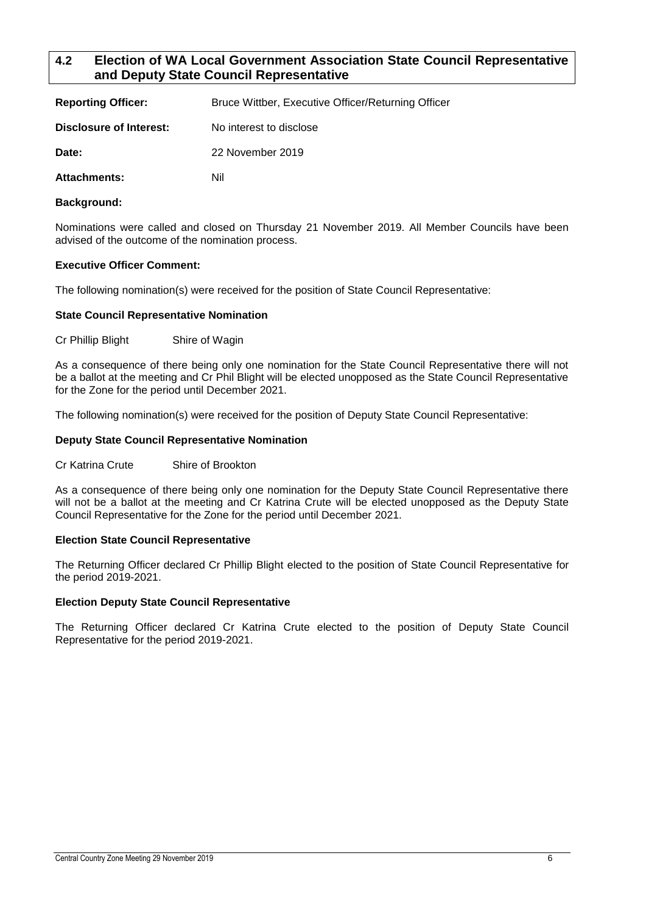## 4.2 Election of WA Local Government Association State Council Representative and Deputy State Council Representative

**Reporting Officer:** Bruce Wittber, Executive Officer/Returning Officer

**Disclosure of Interest:** No interest to disclose

**Date:** 22 November 2019

**Attachments:** Nil

**Background:**

Nominations were called and closed on Thursday 21 November 2019. All Member Councils have been advised of the outcome of the nomination process.

**Executive Officer Comment:**

The following nomination(s) were received for the position of State Council Representative:

**State Council Representative Nomination**

Cr Phillip Blight Shire of Wagin

As a consequence of there being only one nomination for the State Council Representative there will not be a ballot at the meeting and Cr Phil Blight will be elected unopposed as the State Council Representative for the Zone for the period until December 2021.

The following nomination(s) were received for the position of Deputy State Council Representative:

**Deputy State Council Representative Nomination**

Cr Katrina Crute Shire of Brookton

As a consequence of there being only one nomination for the Deputy State Council Representative there will not be a ballot at the meeting and Cr Katrina Crute will be elected unopposed as the Deputy State Council Representative for the Zone for the period until December 2021.

**Election State Council Representative**

The Returning Officer declared Cr Phillip Blight elected to the position of State Council Representative for the period 2019-2021.

**Election Deputy State Council Representative**

The Returning Officer declared Cr Katrina Crute elected to the position of Deputy State Council Representative for the period 2019-2021.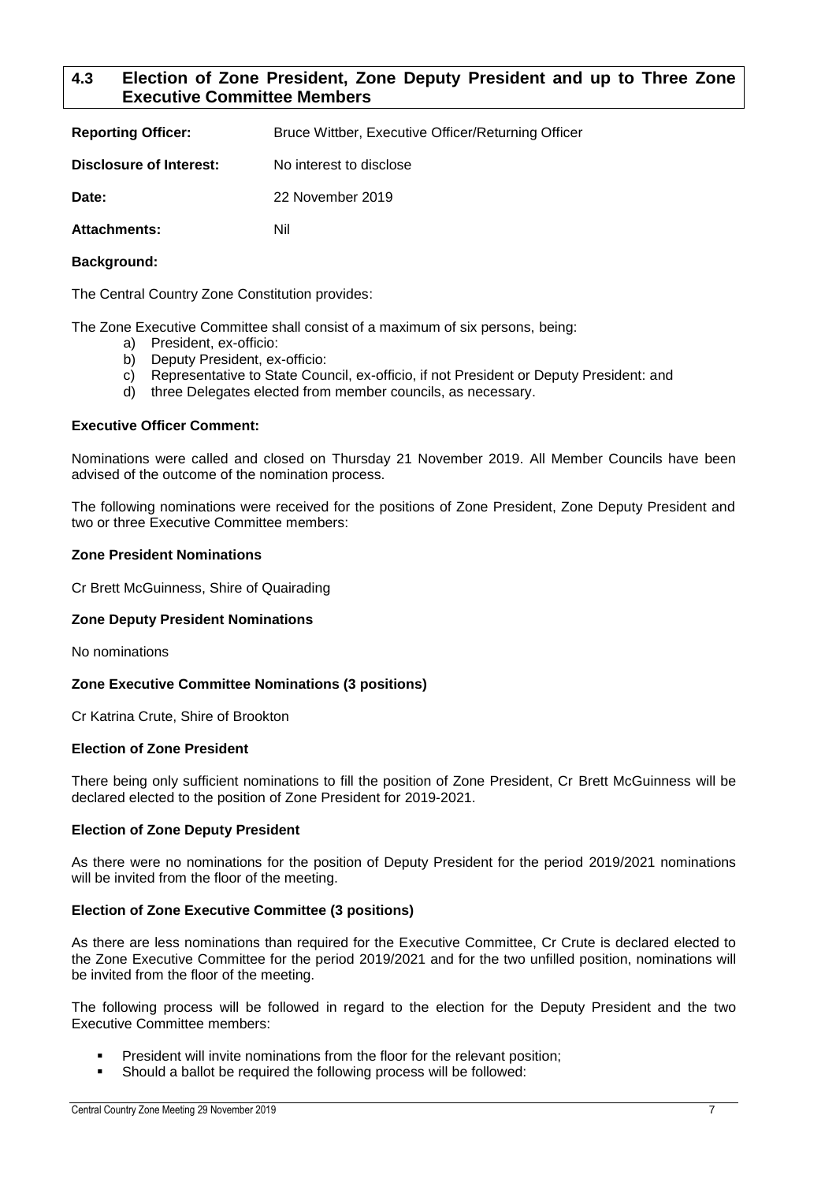## 4.3 Election of Zone President, Zone Deputy President and up to Three Zone Executive Committee Members

**Reporting Officer:** Bruce Wittber, Executive Officer/Returning Officer

**Disclosure of Interest:** No interest to disclose

**Date:** 22 November 2019

**Attachments:** Nil

**Background:**

The Central Country Zone Constitution provides:

The Zone Executive Committee shall consist of a maximum of six persons, being:

a) President, ex-officio:
b) Deputy President, ex-officio:
c) Representative to State Council, ex-officio, if not President or Deputy President: and
d) three Delegates elected from member councils, as necessary.

**Executive Officer Comment:**

Nominations were called and closed on Thursday 21 November 2019. All Member Councils have been advised of the outcome of the nomination process.

The following nominations were received for the positions of Zone President, Zone Deputy President and two or three Executive Committee members:

**Zone President Nominations**

Cr Brett McGuinness, Shire of Quairading

**Zone Deputy President Nominations**

No nominations

**Zone Executive Committee Nominations (3 positions)**

Cr Katrina Crute, Shire of Brookton

**Election of Zone President**

There being only sufficient nominations to fill the position of Zone President, Cr Brett McGuinness will be declared elected to the position of Zone President for 2019-2021.

**Election of Zone Deputy President**

As there were no nominations for the position of Deputy President for the period 2019/2021 nominations will be invited from the floor of the meeting.

**Election of Zone Executive Committee (3 positions)**

As there are less nominations than required for the Executive Committee, Cr Crute is declared elected to the Zone Executive Committee for the period 2019/2021 and for the two unfilled position, nominations will be invited from the floor of the meeting.

The following process will be followed in regard to the election for the Deputy President and the two Executive Committee members:

- President will invite nominations from the floor for the relevant position;
- Should a ballot be required the following process will be followed: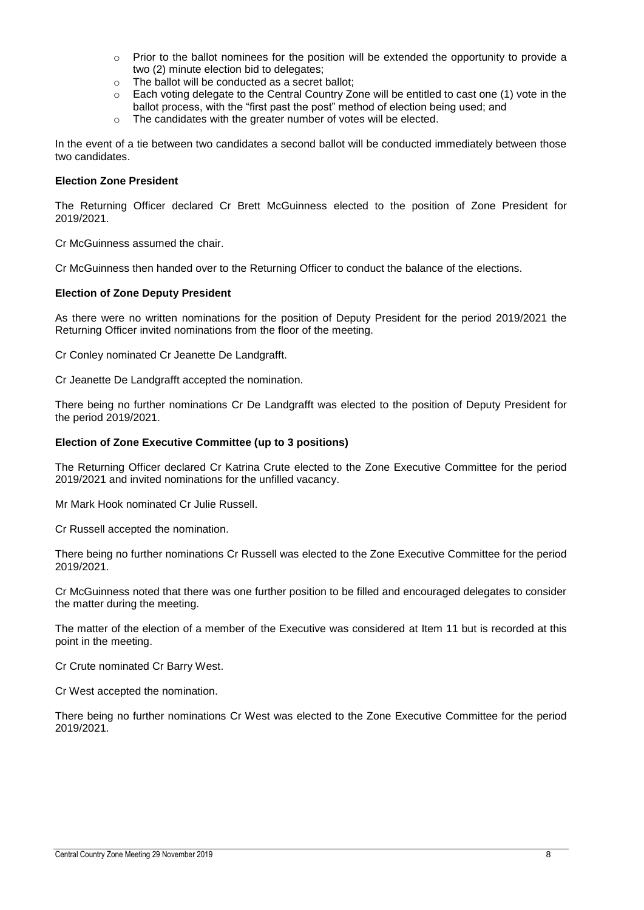- Prior to the ballot nominees for the position will be extended the opportunity to provide a two (2) minute election bid to delegates;
- The ballot will be conducted as a secret ballot;
- Each voting delegate to the Central Country Zone will be entitled to cast one (1) vote in the ballot process, with the "first past the post" method of election being used; and
- The candidates with the greater number of votes will be elected.

In the event of a tie between two candidates a second ballot will be conducted immediately between those two candidates.

**Election Zone President**

The Returning Officer declared Cr Brett McGuinness elected to the position of Zone President for 2019/2021.

Cr McGuinness assumed the chair.

Cr McGuinness then handed over to the Returning Officer to conduct the balance of the elections.

**Election of Zone Deputy President**

As there were no written nominations for the position of Deputy President for the period 2019/2021 the Returning Officer invited nominations from the floor of the meeting.

Cr Conley nominated Cr Jeanette De Landgrafft.

Cr Jeanette De Landgrafft accepted the nomination.

There being no further nominations Cr De Landgrafft was elected to the position of Deputy President for the period 2019/2021.

**Election of Zone Executive Committee (up to 3 positions)**

The Returning Officer declared Cr Katrina Crute elected to the Zone Executive Committee for the period 2019/2021 and invited nominations for the unfilled vacancy.

Mr Mark Hook nominated Cr Julie Russell.

Cr Russell accepted the nomination.

There being no further nominations Cr Russell was elected to the Zone Executive Committee for the period 2019/2021.

Cr McGuinness noted that there was one further position to be filled and encouraged delegates to consider the matter during the meeting.

The matter of the election of a member of the Executive was considered at Item 11 but is recorded at this point in the meeting.

Cr Crute nominated Cr Barry West.

Cr West accepted the nomination.

There being no further nominations Cr West was elected to the Zone Executive Committee for the period 2019/2021.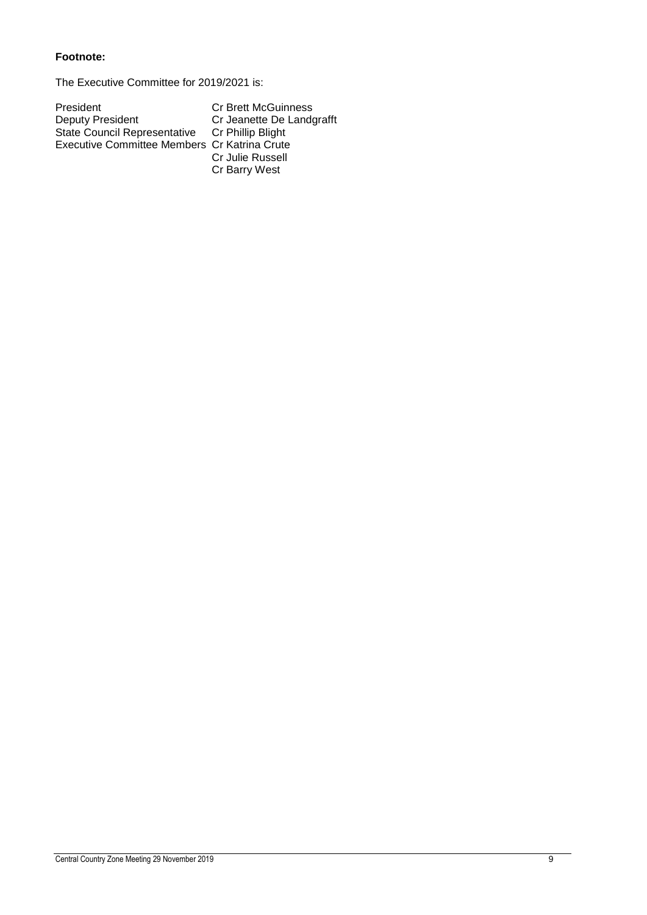**Footnote:**

The Executive Committee for 2019/2021 is:

| | |
|---|---|
| President | Cr Brett McGuinness |
| Deputy President | Cr Jeanette De Landgrafft |
| State Council Representative | Cr Phillip Blight |
| Executive Committee Members | Cr Katrina Crute |
| | Cr Julie Russell |
| | Cr Barry West |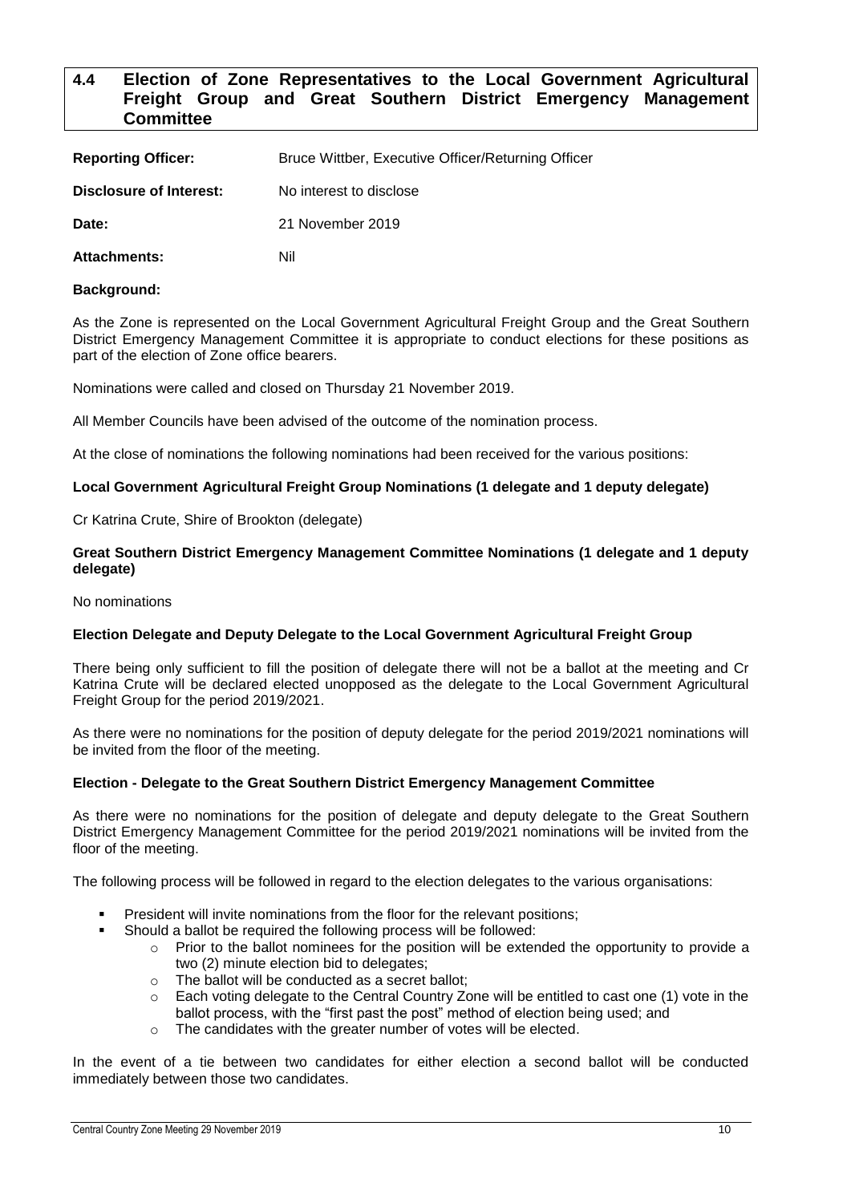## 4.4 Election of Zone Representatives to the Local Government Agricultural Freight Group and Great Southern District Emergency Management Committee

| | |
|---|---|
| **Reporting Officer:** | Bruce Wittber, Executive Officer/Returning Officer |
| **Disclosure of Interest:** | No interest to disclose |
| **Date:** | 21 November 2019 |
| **Attachments:** | Nil |

**Background:**

As the Zone is represented on the Local Government Agricultural Freight Group and the Great Southern District Emergency Management Committee it is appropriate to conduct elections for these positions as part of the election of Zone office bearers.

Nominations were called and closed on Thursday 21 November 2019.

All Member Councils have been advised of the outcome of the nomination process.

At the close of nominations the following nominations had been received for the various positions:

**Local Government Agricultural Freight Group Nominations (1 delegate and 1 deputy delegate)**

Cr Katrina Crute, Shire of Brookton (delegate)

**Great Southern District Emergency Management Committee Nominations (1 delegate and 1 deputy delegate)**

No nominations

**Election Delegate and Deputy Delegate to the Local Government Agricultural Freight Group**

There being only sufficient to fill the position of delegate there will not be a ballot at the meeting and Cr Katrina Crute will be declared elected unopposed as the delegate to the Local Government Agricultural Freight Group for the period 2019/2021.

As there were no nominations for the position of deputy delegate for the period 2019/2021 nominations will be invited from the floor of the meeting.

**Election - Delegate to the Great Southern District Emergency Management Committee**

As there were no nominations for the position of delegate and deputy delegate to the Great Southern District Emergency Management Committee for the period 2019/2021 nominations will be invited from the floor of the meeting.

The following process will be followed in regard to the election delegates to the various organisations:

- President will invite nominations from the floor for the relevant positions;
- Should a ballot be required the following process will be followed:
  - Prior to the ballot nominees for the position will be extended the opportunity to provide a two (2) minute election bid to delegates;
  - The ballot will be conducted as a secret ballot;
  - Each voting delegate to the Central Country Zone will be entitled to cast one (1) vote in the ballot process, with the "first past the post" method of election being used; and
  - The candidates with the greater number of votes will be elected.

In the event of a tie between two candidates for either election a second ballot will be conducted immediately between those two candidates.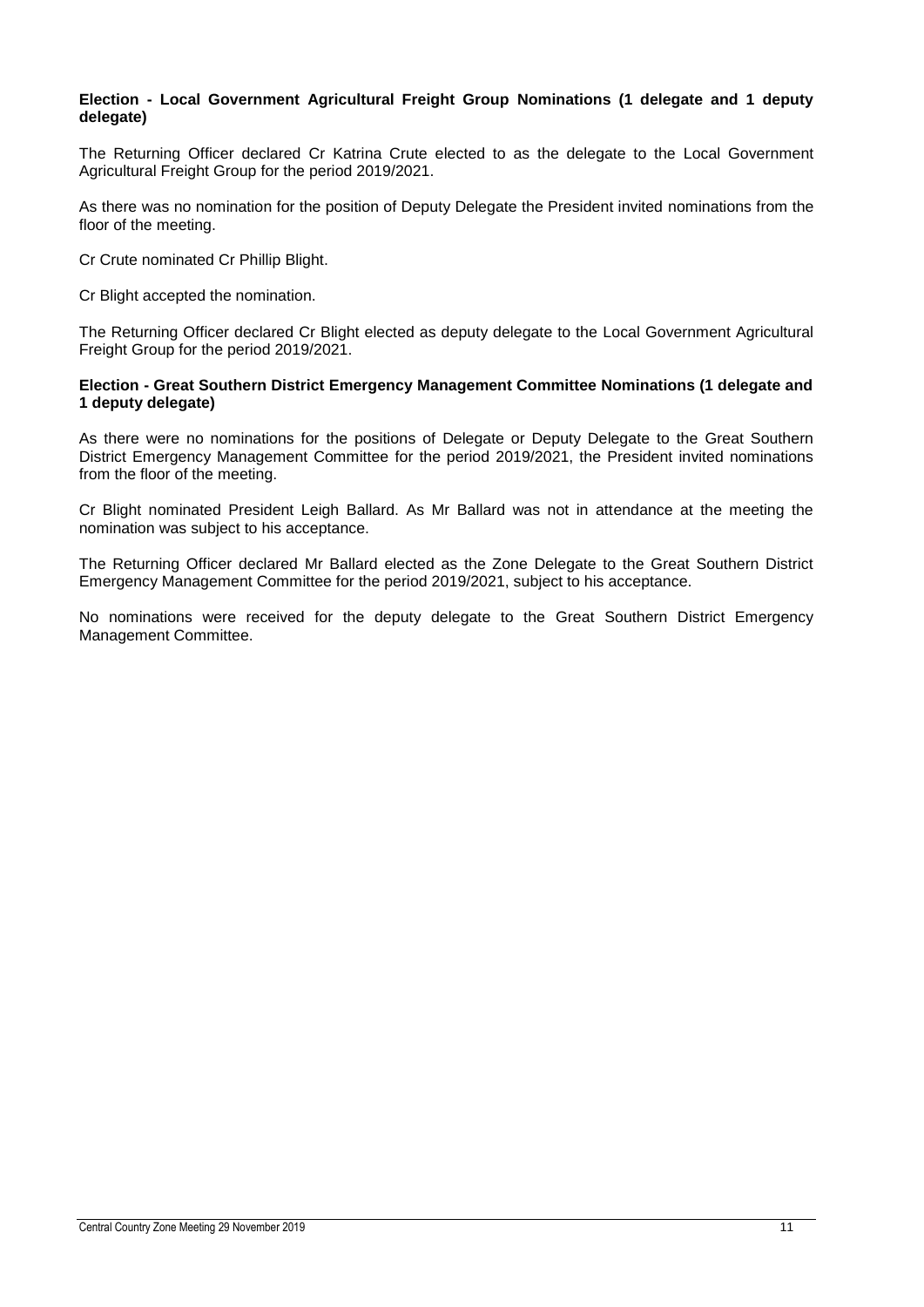**Election - Local Government Agricultural Freight Group Nominations (1 delegate and 1 deputy delegate)**

The Returning Officer declared Cr Katrina Crute elected to as the delegate to the Local Government Agricultural Freight Group for the period 2019/2021.

As there was no nomination for the position of Deputy Delegate the President invited nominations from the floor of the meeting.

Cr Crute nominated Cr Phillip Blight.

Cr Blight accepted the nomination.

The Returning Officer declared Cr Blight elected as deputy delegate to the Local Government Agricultural Freight Group for the period 2019/2021.

**Election - Great Southern District Emergency Management Committee Nominations (1 delegate and 1 deputy delegate)**

As there were no nominations for the positions of Delegate or Deputy Delegate to the Great Southern District Emergency Management Committee for the period 2019/2021, the President invited nominations from the floor of the meeting.

Cr Blight nominated President Leigh Ballard. As Mr Ballard was not in attendance at the meeting the nomination was subject to his acceptance.

The Returning Officer declared Mr Ballard elected as the Zone Delegate to the Great Southern District Emergency Management Committee for the period 2019/2021, subject to his acceptance.

No nominations were received for the deputy delegate to the Great Southern District Emergency Management Committee.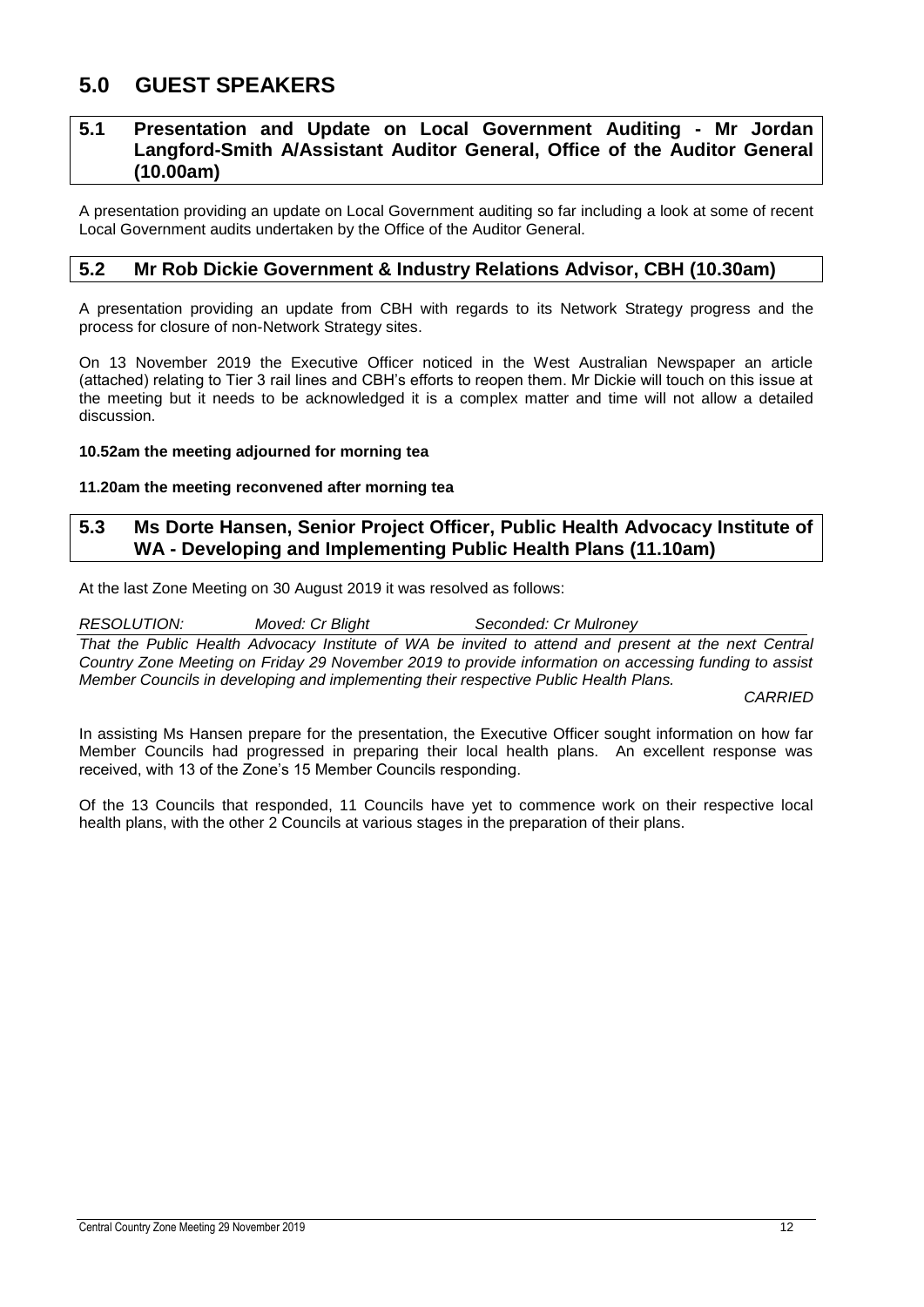# 5.0 GUEST SPEAKERS

## 5.1 Presentation and Update on Local Government Auditing - Mr Jordan Langford-Smith A/Assistant Auditor General, Office of the Auditor General (10.00am)

A presentation providing an update on Local Government auditing so far including a look at some of recent Local Government audits undertaken by the Office of the Auditor General.

## 5.2 Mr Rob Dickie Government & Industry Relations Advisor, CBH (10.30am)

A presentation providing an update from CBH with regards to its Network Strategy progress and the process for closure of non-Network Strategy sites.

On 13 November 2019 the Executive Officer noticed in the West Australian Newspaper an article (attached) relating to Tier 3 rail lines and CBH's efforts to reopen them. Mr Dickie will touch on this issue at the meeting but it needs to be acknowledged it is a complex matter and time will not allow a detailed discussion.

**10.52am the meeting adjourned for morning tea**

**11.20am the meeting reconvened after morning tea**

## 5.3 Ms Dorte Hansen, Senior Project Officer, Public Health Advocacy Institute of WA - Developing and Implementing Public Health Plans (11.10am)

At the last Zone Meeting on 30 August 2019 it was resolved as follows:

*RESOLUTION: Moved: Cr Blight Seconded: Cr Mulroney*

*That the Public Health Advocacy Institute of WA be invited to attend and present at the next Central Country Zone Meeting on Friday 29 November 2019 to provide information on accessing funding to assist Member Councils in developing and implementing their respective Public Health Plans.*

*CARRIED*

In assisting Ms Hansen prepare for the presentation, the Executive Officer sought information on how far Member Councils had progressed in preparing their local health plans. An excellent response was received, with 13 of the Zone's 15 Member Councils responding.

Of the 13 Councils that responded, 11 Councils have yet to commence work on their respective local health plans, with the other 2 Councils at various stages in the preparation of their plans.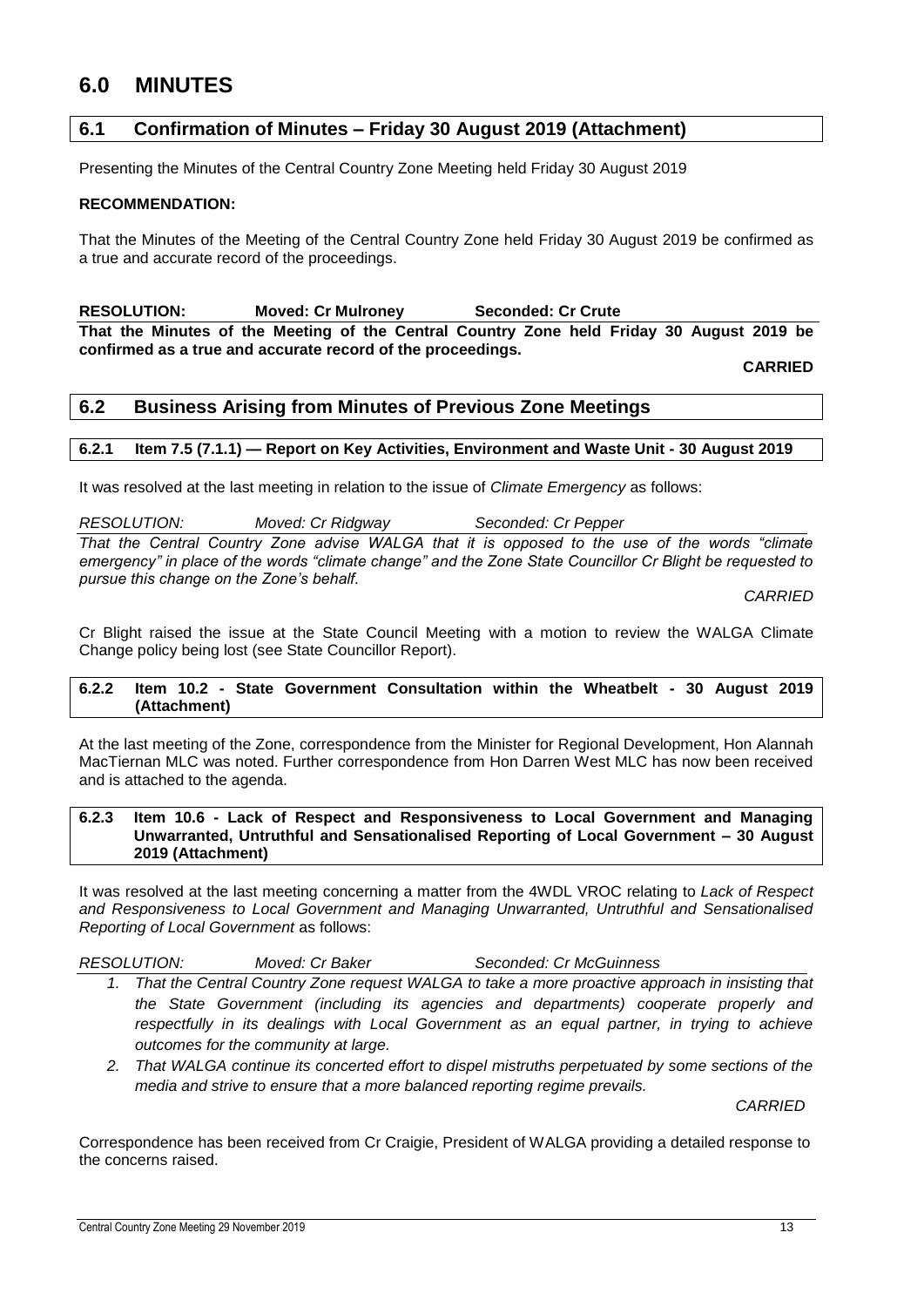# 6.0 MINUTES

## 6.1 Confirmation of Minutes – Friday 30 August 2019 (Attachment)

Presenting the Minutes of the Central Country Zone Meeting held Friday 30 August 2019

**RECOMMENDATION:**

That the Minutes of the Meeting of the Central Country Zone held Friday 30 August 2019 be confirmed as a true and accurate record of the proceedings.

**RESOLUTION: Moved: Cr Mulroney Seconded: Cr Crute**

**That the Minutes of the Meeting of the Central Country Zone held Friday 30 August 2019 be confirmed as a true and accurate record of the proceedings.**

**CARRIED**

## 6.2 Business Arising from Minutes of Previous Zone Meetings

### 6.2.1 Item 7.5 (7.1.1) — Report on Key Activities, Environment and Waste Unit - 30 August 2019

It was resolved at the last meeting in relation to the issue of *Climate Emergency* as follows:

*RESOLUTION: Moved: Cr Ridgway Seconded: Cr Pepper*

*That the Central Country Zone advise WALGA that it is opposed to the use of the words "climate emergency" in place of the words "climate change" and the Zone State Councillor Cr Blight be requested to pursue this change on the Zone's behalf.*

*CARRIED*

Cr Blight raised the issue at the State Council Meeting with a motion to review the WALGA Climate Change policy being lost (see State Councillor Report).

### 6.2.2 Item 10.2 - State Government Consultation within the Wheatbelt - 30 August 2019 (Attachment)

At the last meeting of the Zone, correspondence from the Minister for Regional Development, Hon Alannah MacTiernan MLC was noted. Further correspondence from Hon Darren West MLC has now been received and is attached to the agenda.

### 6.2.3 Item 10.6 - Lack of Respect and Responsiveness to Local Government and Managing Unwarranted, Untruthful and Sensationalised Reporting of Local Government – 30 August 2019 (Attachment)

It was resolved at the last meeting concerning a matter from the 4WDL VROC relating to *Lack of Respect and Responsiveness to Local Government and Managing Unwarranted, Untruthful and Sensationalised Reporting of Local Government* as follows:

*RESOLUTION: Moved: Cr Baker Seconded: Cr McGuinness*

1. *That the Central Country Zone request WALGA to take a more proactive approach in insisting that the State Government (including its agencies and departments) cooperate properly and respectfully in its dealings with Local Government as an equal partner, in trying to achieve outcomes for the community at large.*
2. *That WALGA continue its concerted effort to dispel mistruths perpetuated by some sections of the media and strive to ensure that a more balanced reporting regime prevails.*

*CARRIED*

Correspondence has been received from Cr Craigie, President of WALGA providing a detailed response to the concerns raised.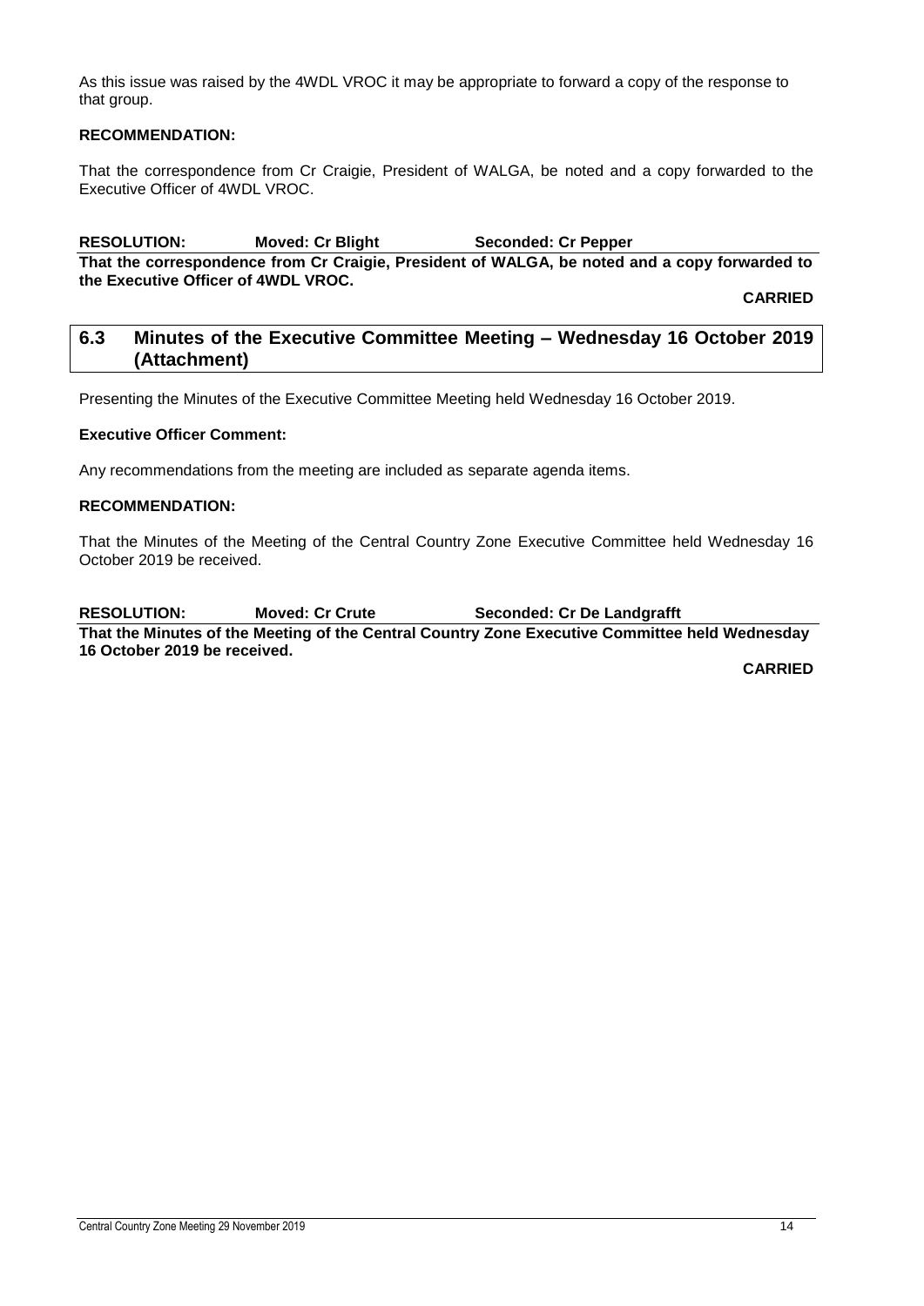As this issue was raised by the 4WDL VROC it may be appropriate to forward a copy of the response to that group.

**RECOMMENDATION:**

That the correspondence from Cr Craigie, President of WALGA, be noted and a copy forwarded to the Executive Officer of 4WDL VROC.

**RESOLUTION: Moved: Cr Blight Seconded: Cr Pepper**

**That the correspondence from Cr Craigie, President of WALGA, be noted and a copy forwarded to the Executive Officer of 4WDL VROC.**

**CARRIED**

## 6.3 Minutes of the Executive Committee Meeting – Wednesday 16 October 2019 (Attachment)

Presenting the Minutes of the Executive Committee Meeting held Wednesday 16 October 2019.

**Executive Officer Comment:**

Any recommendations from the meeting are included as separate agenda items.

**RECOMMENDATION:**

That the Minutes of the Meeting of the Central Country Zone Executive Committee held Wednesday 16 October 2019 be received.

**RESOLUTION: Moved: Cr Crute Seconded: Cr De Landgrafft**

**That the Minutes of the Meeting of the Central Country Zone Executive Committee held Wednesday 16 October 2019 be received.**

**CARRIED**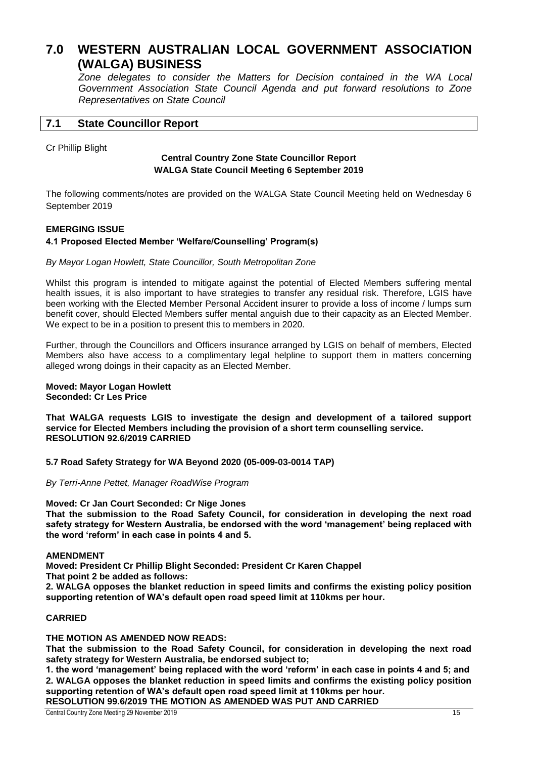# 7.0 WESTERN AUSTRALIAN LOCAL GOVERNMENT ASSOCIATION (WALGA) BUSINESS

*Zone delegates to consider the Matters for Decision contained in the WA Local Government Association State Council Agenda and put forward resolutions to Zone Representatives on State Council*

## 7.1 State Councillor Report

Cr Phillip Blight

**Central Country Zone State Councillor Report**
**WALGA State Council Meeting 6 September 2019**

The following comments/notes are provided on the WALGA State Council Meeting held on Wednesday 6 September 2019

**EMERGING ISSUE**

**4.1 Proposed Elected Member 'Welfare/Counselling' Program(s)**

*By Mayor Logan Howlett, State Councillor, South Metropolitan Zone*

Whilst this program is intended to mitigate against the potential of Elected Members suffering mental health issues, it is also important to have strategies to transfer any residual risk. Therefore, LGIS have been working with the Elected Member Personal Accident insurer to provide a loss of income / lumps sum benefit cover, should Elected Members suffer mental anguish due to their capacity as an Elected Member. We expect to be in a position to present this to members in 2020.

Further, through the Councillors and Officers insurance arranged by LGIS on behalf of members, Elected Members also have access to a complimentary legal helpline to support them in matters concerning alleged wrong doings in their capacity as an Elected Member.

**Moved: Mayor Logan Howlett**
**Seconded: Cr Les Price**

**That WALGA requests LGIS to investigate the design and development of a tailored support service for Elected Members including the provision of a short term counselling service.**
**RESOLUTION 92.6/2019 CARRIED**

**5.7 Road Safety Strategy for WA Beyond 2020 (05-009-03-0014 TAP)**

*By Terri-Anne Pettet, Manager RoadWise Program*

**Moved: Cr Jan Court Seconded: Cr Nige Jones**

**That the submission to the Road Safety Council, for consideration in developing the next road safety strategy for Western Australia, be endorsed with the word 'management' being replaced with the word 'reform' in each case in points 4 and 5.**

**AMENDMENT**

**Moved: President Cr Phillip Blight Seconded: President Cr Karen Chappel**

**That point 2 be added as follows:**

**2. WALGA opposes the blanket reduction in speed limits and confirms the existing policy position supporting retention of WA's default open road speed limit at 110kms per hour.**

**CARRIED**

**THE MOTION AS AMENDED NOW READS:**

**That the submission to the Road Safety Council, for consideration in developing the next road safety strategy for Western Australia, be endorsed subject to;**

**1. the word 'management' being replaced with the word 'reform' in each case in points 4 and 5; and**

**2. WALGA opposes the blanket reduction in speed limits and confirms the existing policy position supporting retention of WA's default open road speed limit at 110kms per hour.**

**RESOLUTION 99.6/2019 THE MOTION AS AMENDED WAS PUT AND CARRIED**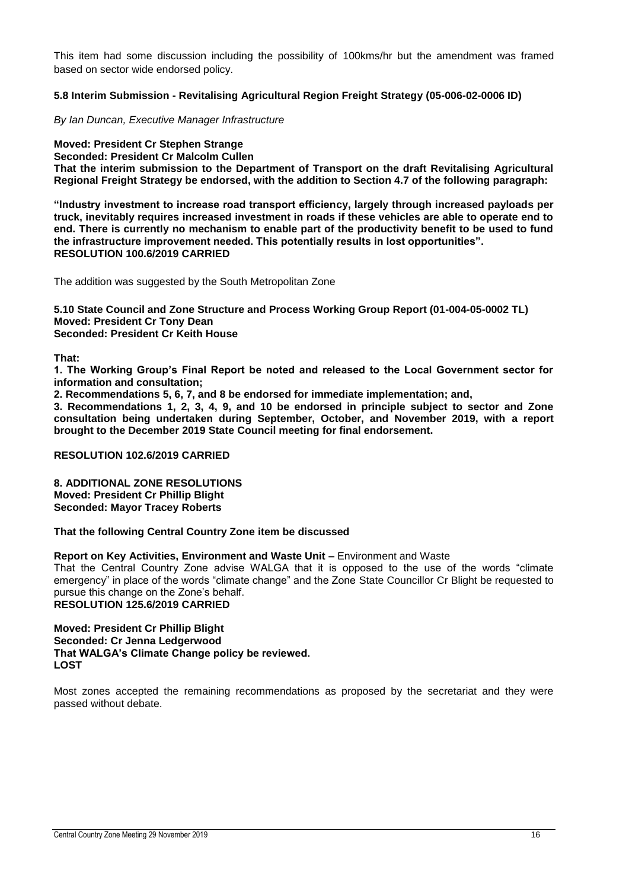This item had some discussion including the possibility of 100kms/hr but the amendment was framed based on sector wide endorsed policy.

**5.8 Interim Submission - Revitalising Agricultural Region Freight Strategy (05-006-02-0006 ID)**

*By Ian Duncan, Executive Manager Infrastructure*

**Moved: President Cr Stephen Strange**
**Seconded: President Cr Malcolm Cullen**
**That the interim submission to the Department of Transport on the draft Revitalising Agricultural Regional Freight Strategy be endorsed, with the addition to Section 4.7 of the following paragraph:**

**"Industry investment to increase road transport efficiency, largely through increased payloads per truck, inevitably requires increased investment in roads if these vehicles are able to operate end to end. There is currently no mechanism to enable part of the productivity benefit to be used to fund the infrastructure improvement needed. This potentially results in lost opportunities".**
**RESOLUTION 100.6/2019 CARRIED**

The addition was suggested by the South Metropolitan Zone

**5.10 State Council and Zone Structure and Process Working Group Report (01-004-05-0002 TL)**
**Moved: President Cr Tony Dean**
**Seconded: President Cr Keith House**

**That:**

**1. The Working Group's Final Report be noted and released to the Local Government sector for information and consultation;**

**2. Recommendations 5, 6, 7, and 8 be endorsed for immediate implementation; and,**

**3. Recommendations 1, 2, 3, 4, 9, and 10 be endorsed in principle subject to sector and Zone consultation being undertaken during September, October, and November 2019, with a report brought to the December 2019 State Council meeting for final endorsement.**

**RESOLUTION 102.6/2019 CARRIED**

**8. ADDITIONAL ZONE RESOLUTIONS**
**Moved: President Cr Phillip Blight**
**Seconded: Mayor Tracey Roberts**

**That the following Central Country Zone item be discussed**

**Report on Key Activities, Environment and Waste Unit –** Environment and Waste
That the Central Country Zone advise WALGA that it is opposed to the use of the words "climate emergency" in place of the words "climate change" and the Zone State Councillor Cr Blight be requested to pursue this change on the Zone's behalf.
**RESOLUTION 125.6/2019 CARRIED**

**Moved: President Cr Phillip Blight**
**Seconded: Cr Jenna Ledgerwood**
**That WALGA's Climate Change policy be reviewed.**
**LOST**

Most zones accepted the remaining recommendations as proposed by the secretariat and they were passed without debate.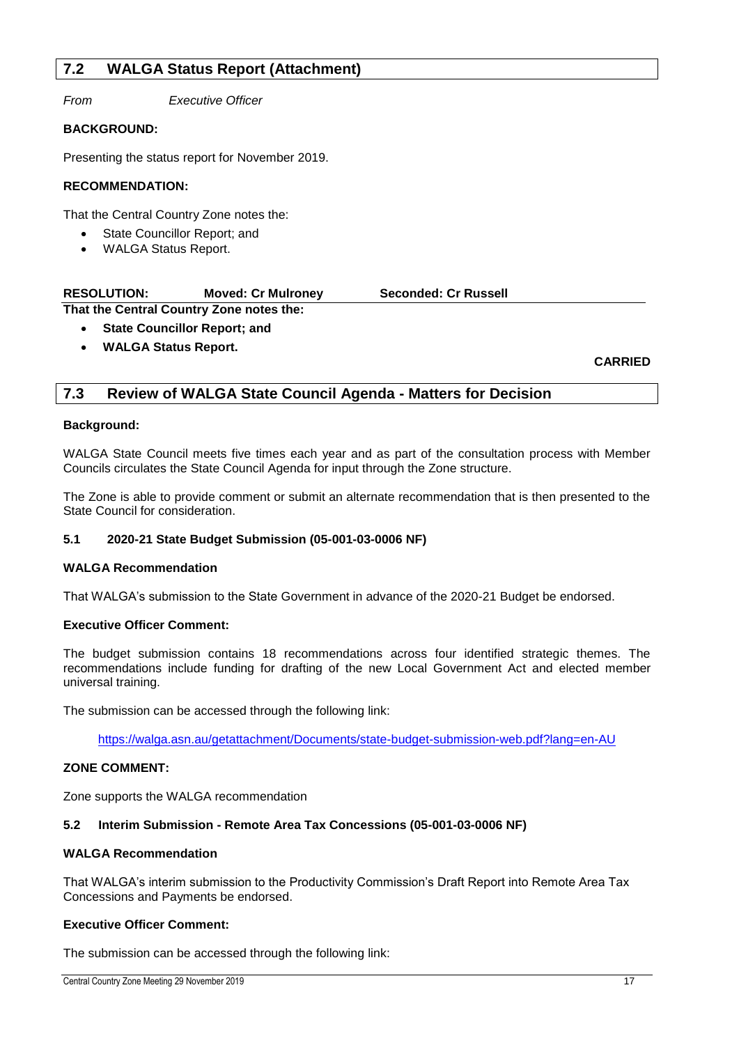## 7.2 WALGA Status Report (Attachment)

*From* *Executive Officer*

**BACKGROUND:**

Presenting the status report for November 2019.

**RECOMMENDATION:**

That the Central Country Zone notes the:

- State Councillor Report; and
- WALGA Status Report.

**RESOLUTION:** **Moved: Cr Mulroney** **Seconded: Cr Russell**

**That the Central Country Zone notes the:**

- **State Councillor Report; and**
- **WALGA Status Report.**

**CARRIED**

## 7.3 Review of WALGA State Council Agenda - Matters for Decision

**Background:**

WALGA State Council meets five times each year and as part of the consultation process with Member Councils circulates the State Council Agenda for input through the Zone structure.

The Zone is able to provide comment or submit an alternate recommendation that is then presented to the State Council for consideration.

### 5.1 2020-21 State Budget Submission (05-001-03-0006 NF)

**WALGA Recommendation**

That WALGA's submission to the State Government in advance of the 2020-21 Budget be endorsed.

**Executive Officer Comment:**

The budget submission contains 18 recommendations across four identified strategic themes. The recommendations include funding for drafting of the new Local Government Act and elected member universal training.

The submission can be accessed through the following link:

https://walga.asn.au/getattachment/Documents/state-budget-submission-web.pdf?lang=en-AU

**ZONE COMMENT:**

Zone supports the WALGA recommendation

### 5.2 Interim Submission - Remote Area Tax Concessions (05-001-03-0006 NF)

**WALGA Recommendation**

That WALGA's interim submission to the Productivity Commission's Draft Report into Remote Area Tax Concessions and Payments be endorsed.

**Executive Officer Comment:**

The submission can be accessed through the following link: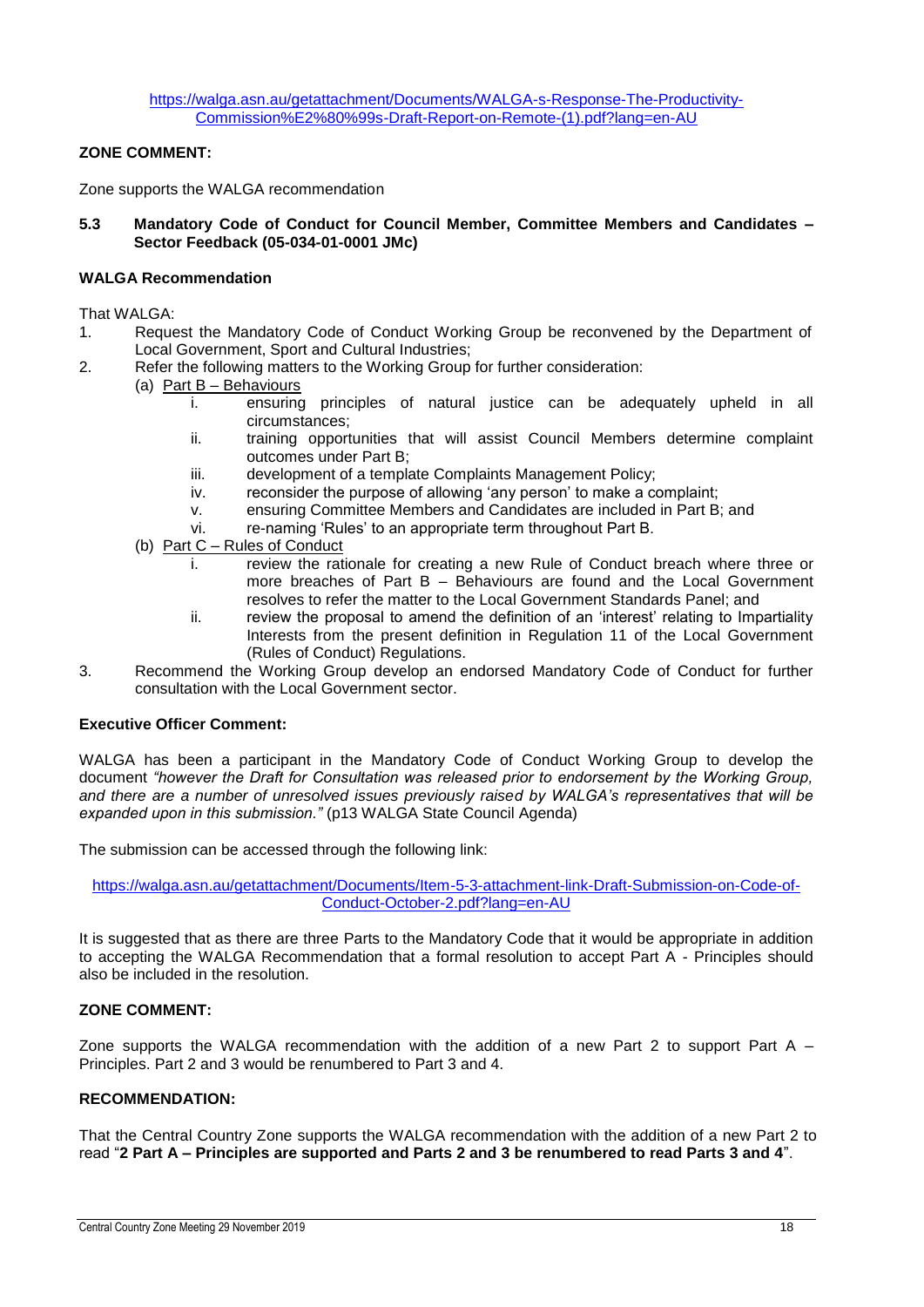https://walga.asn.au/getattachment/Documents/WALGA-s-Response-The-Productivity-Commission%E2%80%99s-Draft-Report-on-Remote-(1).pdf?lang=en-AU

**ZONE COMMENT:**

Zone supports the WALGA recommendation

### 5.3 Mandatory Code of Conduct for Council Member, Committee Members and Candidates – Sector Feedback (05-034-01-0001 JMc)

**WALGA Recommendation**

That WALGA:

1. Request the Mandatory Code of Conduct Working Group be reconvened by the Department of Local Government, Sport and Cultural Industries;
2. Refer the following matters to the Working Group for further consideration:
   (a) Part B – Behaviours
      i. ensuring principles of natural justice can be adequately upheld in all circumstances;
      ii. training opportunities that will assist Council Members determine complaint outcomes under Part B;
      iii. development of a template Complaints Management Policy;
      iv. reconsider the purpose of allowing 'any person' to make a complaint;
      v. ensuring Committee Members and Candidates are included in Part B; and
      vi. re-naming 'Rules' to an appropriate term throughout Part B.
   (b) Part C – Rules of Conduct
      i. review the rationale for creating a new Rule of Conduct breach where three or more breaches of Part B – Behaviours are found and the Local Government resolves to refer the matter to the Local Government Standards Panel; and
      ii. review the proposal to amend the definition of an 'interest' relating to Impartiality Interests from the present definition in Regulation 11 of the Local Government (Rules of Conduct) Regulations.
3. Recommend the Working Group develop an endorsed Mandatory Code of Conduct for further consultation with the Local Government sector.

**Executive Officer Comment:**

WALGA has been a participant in the Mandatory Code of Conduct Working Group to develop the document *"however the Draft for Consultation was released prior to endorsement by the Working Group, and there are a number of unresolved issues previously raised by WALGA's representatives that will be expanded upon in this submission."* (p13 WALGA State Council Agenda)

The submission can be accessed through the following link:

https://walga.asn.au/getattachment/Documents/Item-5-3-attachment-link-Draft-Submission-on-Code-of-Conduct-October-2.pdf?lang=en-AU

It is suggested that as there are three Parts to the Mandatory Code that it would be appropriate in addition to accepting the WALGA Recommendation that a formal resolution to accept Part A - Principles should also be included in the resolution.

**ZONE COMMENT:**

Zone supports the WALGA recommendation with the addition of a new Part 2 to support Part A – Principles. Part 2 and 3 would be renumbered to Part 3 and 4.

**RECOMMENDATION:**

That the Central Country Zone supports the WALGA recommendation with the addition of a new Part 2 to read "**2 Part A – Principles are supported and Parts 2 and 3 be renumbered to read Parts 3 and 4**".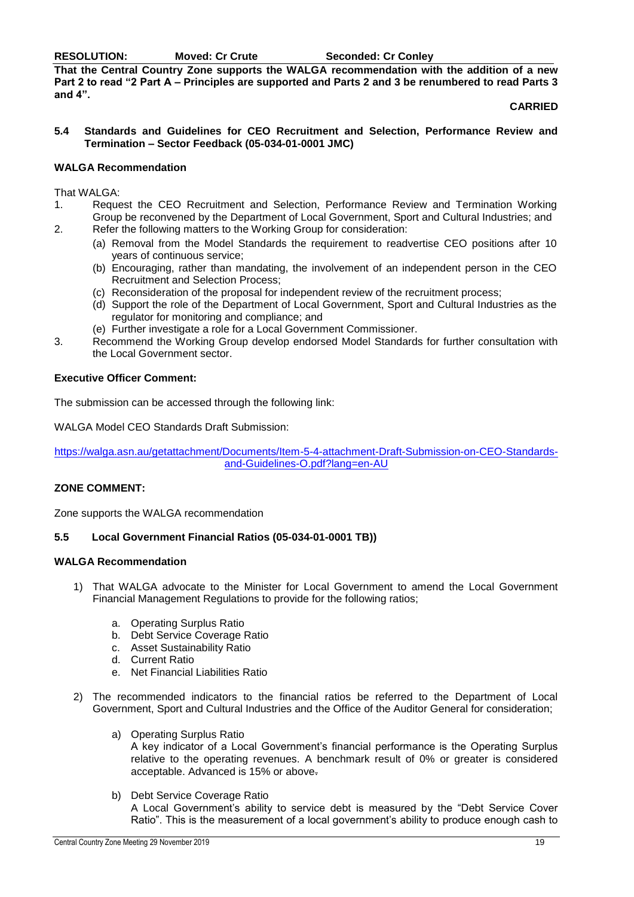**RESOLUTION:** **Moved: Cr Crute** **Seconded: Cr Conley**

**That the Central Country Zone supports the WALGA recommendation with the addition of a new Part 2 to read "2 Part A – Principles are supported and Parts 2 and 3 be renumbered to read Parts 3 and 4".**

**CARRIED**

### 5.4 Standards and Guidelines for CEO Recruitment and Selection, Performance Review and Termination – Sector Feedback (05-034-01-0001 JMC)

**WALGA Recommendation**

That WALGA:

1. Request the CEO Recruitment and Selection, Performance Review and Termination Working Group be reconvened by the Department of Local Government, Sport and Cultural Industries; and
2. Refer the following matters to the Working Group for consideration:
   (a) Removal from the Model Standards the requirement to readvertise CEO positions after 10 years of continuous service;
   (b) Encouraging, rather than mandating, the involvement of an independent person in the CEO Recruitment and Selection Process;
   (c) Reconsideration of the proposal for independent review of the recruitment process;
   (d) Support the role of the Department of Local Government, Sport and Cultural Industries as the regulator for monitoring and compliance; and
   (e) Further investigate a role for a Local Government Commissioner.
3. Recommend the Working Group develop endorsed Model Standards for further consultation with the Local Government sector.

**Executive Officer Comment:**

The submission can be accessed through the following link:

WALGA Model CEO Standards Draft Submission:

https://walga.asn.au/getattachment/Documents/Item-5-4-attachment-Draft-Submission-on-CEO-Standards-and-Guidelines-O.pdf?lang=en-AU

**ZONE COMMENT:**

Zone supports the WALGA recommendation

### 5.5 Local Government Financial Ratios (05-034-01-0001 TB))

**WALGA Recommendation**

1) That WALGA advocate to the Minister for Local Government to amend the Local Government Financial Management Regulations to provide for the following ratios;

   a. Operating Surplus Ratio
   b. Debt Service Coverage Ratio
   c. Asset Sustainability Ratio
   d. Current Ratio
   e. Net Financial Liabilities Ratio

2) The recommended indicators to the financial ratios be referred to the Department of Local Government, Sport and Cultural Industries and the Office of the Auditor General for consideration;

   a) Operating Surplus Ratio
   A key indicator of a Local Government's financial performance is the Operating Surplus relative to the operating revenues. A benchmark result of 0% or greater is considered acceptable. Advanced is 15% or above.

   b) Debt Service Coverage Ratio
   A Local Government's ability to service debt is measured by the "Debt Service Cover Ratio". This is the measurement of a local government's ability to produce enough cash to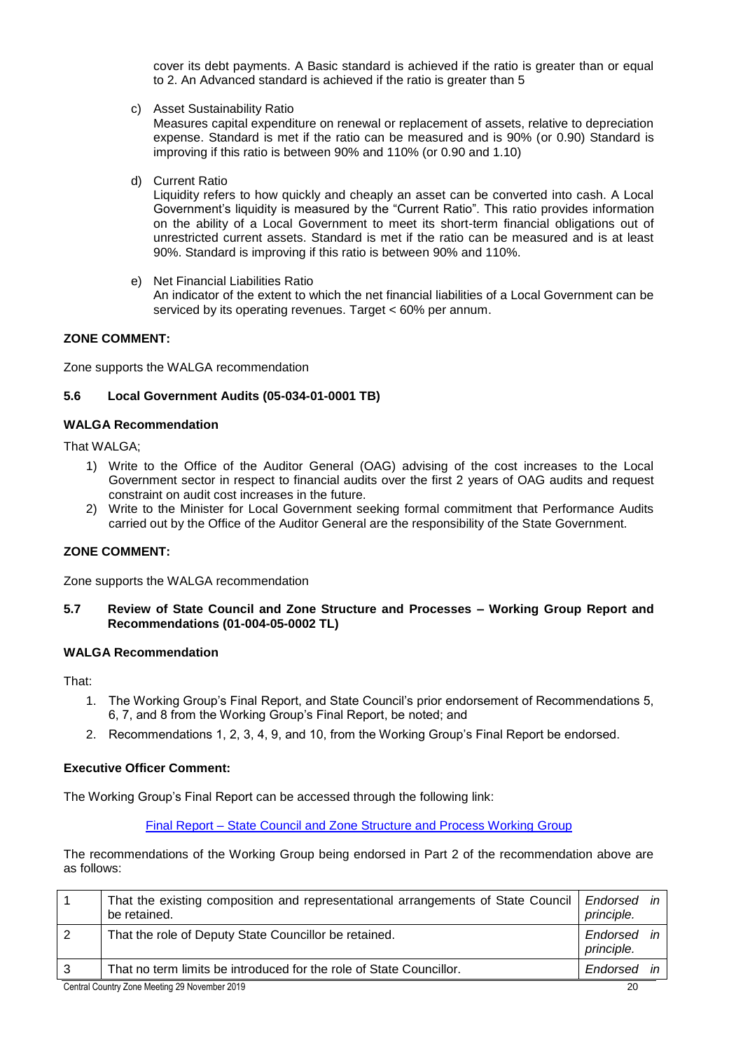cover its debt payments. A Basic standard is achieved if the ratio is greater than or equal to 2. An Advanced standard is achieved if the ratio is greater than 5

c) Asset Sustainability Ratio
Measures capital expenditure on renewal or replacement of assets, relative to depreciation expense. Standard is met if the ratio can be measured and is 90% (or 0.90) Standard is improving if this ratio is between 90% and 110% (or 0.90 and 1.10)

d) Current Ratio
Liquidity refers to how quickly and cheaply an asset can be converted into cash. A Local Government's liquidity is measured by the "Current Ratio". This ratio provides information on the ability of a Local Government to meet its short-term financial obligations out of unrestricted current assets. Standard is met if the ratio can be measured and is at least 90%. Standard is improving if this ratio is between 90% and 110%.

e) Net Financial Liabilities Ratio
An indicator of the extent to which the net financial liabilities of a Local Government can be serviced by its operating revenues. Target < 60% per annum.

**ZONE COMMENT:**

Zone supports the WALGA recommendation

### 5.6 Local Government Audits (05-034-01-0001 TB)

**WALGA Recommendation**

That WALGA;

1) Write to the Office of the Auditor General (OAG) advising of the cost increases to the Local Government sector in respect to financial audits over the first 2 years of OAG audits and request constraint on audit cost increases in the future.
2) Write to the Minister for Local Government seeking formal commitment that Performance Audits carried out by the Office of the Auditor General are the responsibility of the State Government.

**ZONE COMMENT:**

Zone supports the WALGA recommendation

### 5.7 Review of State Council and Zone Structure and Processes – Working Group Report and Recommendations (01-004-05-0002 TL)

**WALGA Recommendation**

That:

1. The Working Group's Final Report, and State Council's prior endorsement of Recommendations 5, 6, 7, and 8 from the Working Group's Final Report, be noted; and
2. Recommendations 1, 2, 3, 4, 9, and 10, from the Working Group's Final Report be endorsed.

**Executive Officer Comment:**

The Working Group's Final Report can be accessed through the following link:

Final Report – State Council and Zone Structure and Process Working Group

The recommendations of the Working Group being endorsed in Part 2 of the recommendation above are as follows:

| | | |
|---|---|---|
| 1 | That the existing composition and representational arrangements of State Council be retained. | *Endorsed in principle.* |
| 2 | That the role of Deputy State Councillor be retained. | *Endorsed in principle.* |
| 3 | That no term limits be introduced for the role of State Councillor. | *Endorsed in* |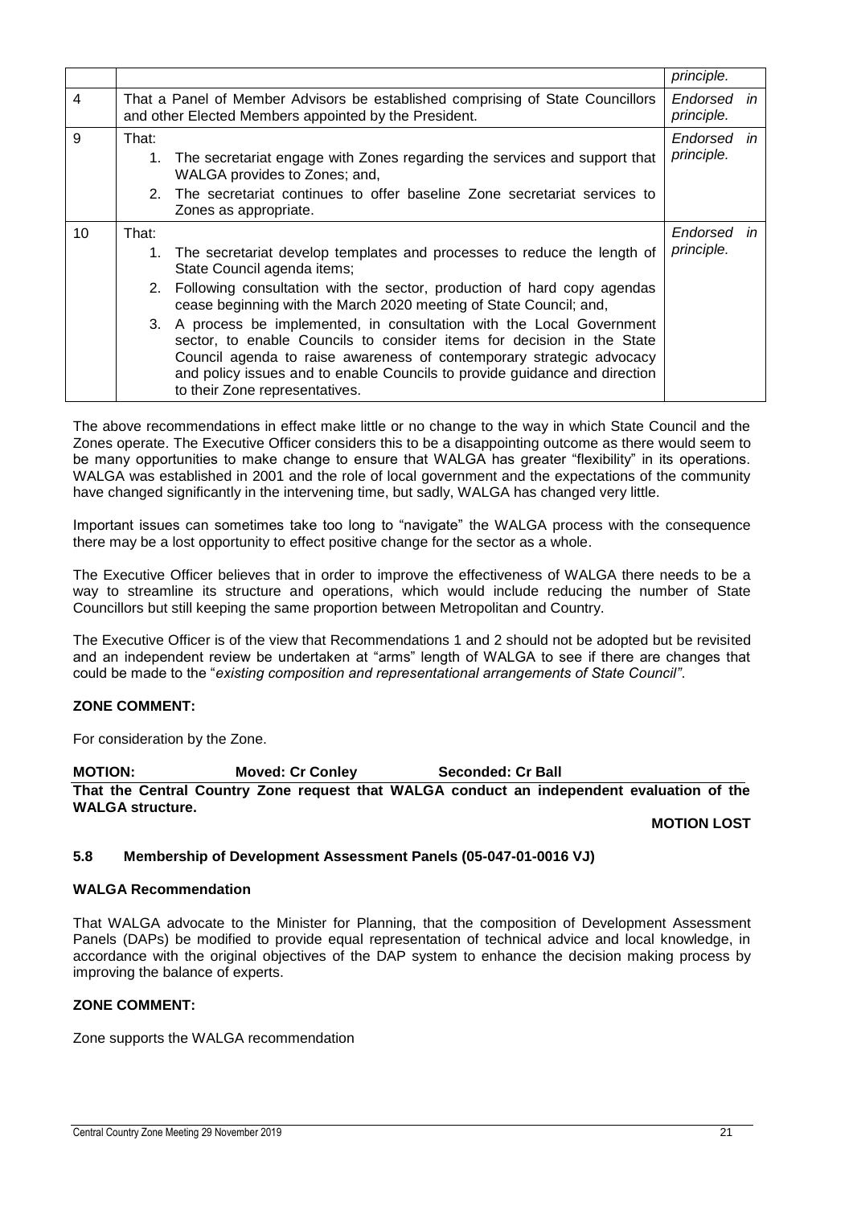| | | principle. |
|---|---|---|
| 4 | That a Panel of Member Advisors be established comprising of State Councillors and other Elected Members appointed by the President. | *Endorsed in principle.* |
| 9 | That:<br>1. The secretariat engage with Zones regarding the services and support that WALGA provides to Zones; and,<br>2. The secretariat continues to offer baseline Zone secretariat services to Zones as appropriate. | *Endorsed in principle.* |
| 10 | That:<br>1. The secretariat develop templates and processes to reduce the length of State Council agenda items;<br>2. Following consultation with the sector, production of hard copy agendas cease beginning with the March 2020 meeting of State Council; and,<br>3. A process be implemented, in consultation with the Local Government sector, to enable Councils to consider items for decision in the State Council agenda to raise awareness of contemporary strategic advocacy and policy issues and to enable Councils to provide guidance and direction to their Zone representatives. | *Endorsed in principle.* |

The above recommendations in effect make little or no change to the way in which State Council and the Zones operate. The Executive Officer considers this to be a disappointing outcome as there would seem to be many opportunities to make change to ensure that WALGA has greater "flexibility" in its operations. WALGA was established in 2001 and the role of local government and the expectations of the community have changed significantly in the intervening time, but sadly, WALGA has changed very little.

Important issues can sometimes take too long to "navigate" the WALGA process with the consequence there may be a lost opportunity to effect positive change for the sector as a whole.

The Executive Officer believes that in order to improve the effectiveness of WALGA there needs to be a way to streamline its structure and operations, which would include reducing the number of State Councillors but still keeping the same proportion between Metropolitan and Country.

The Executive Officer is of the view that Recommendations 1 and 2 should not be adopted but be revisited and an independent review be undertaken at "arms" length of WALGA to see if there are changes that could be made to the "*existing composition and representational arrangements of State Council"*.

**ZONE COMMENT:**

For consideration by the Zone.

**MOTION: Moved: Cr Conley Seconded: Cr Ball**

**That the Central Country Zone request that WALGA conduct an independent evaluation of the WALGA structure.**

**MOTION LOST**

### 5.8 Membership of Development Assessment Panels (05-047-01-0016 VJ)

**WALGA Recommendation**

That WALGA advocate to the Minister for Planning, that the composition of Development Assessment Panels (DAPs) be modified to provide equal representation of technical advice and local knowledge, in accordance with the original objectives of the DAP system to enhance the decision making process by improving the balance of experts.

**ZONE COMMENT:**

Zone supports the WALGA recommendation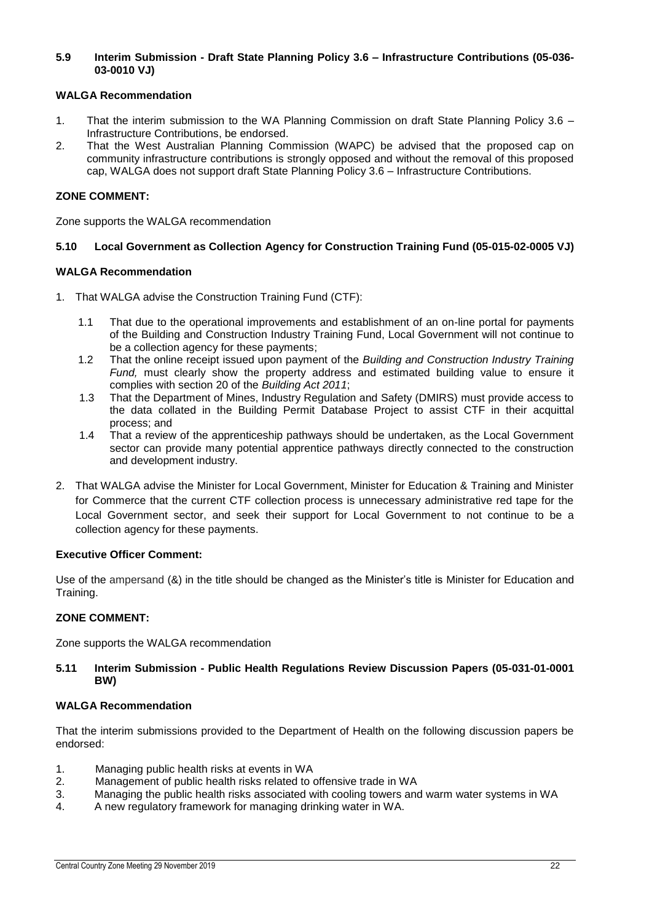### 5.9 Interim Submission - Draft State Planning Policy 3.6 – Infrastructure Contributions (05-036-03-0010 VJ)

**WALGA Recommendation**

1. That the interim submission to the WA Planning Commission on draft State Planning Policy 3.6 – Infrastructure Contributions, be endorsed.
2. That the West Australian Planning Commission (WAPC) be advised that the proposed cap on community infrastructure contributions is strongly opposed and without the removal of this proposed cap, WALGA does not support draft State Planning Policy 3.6 – Infrastructure Contributions.

**ZONE COMMENT:**

Zone supports the WALGA recommendation

### 5.10 Local Government as Collection Agency for Construction Training Fund (05-015-02-0005 VJ)

**WALGA Recommendation**

1. That WALGA advise the Construction Training Fund (CTF):
   1.1 That due to the operational improvements and establishment of an on-line portal for payments of the Building and Construction Industry Training Fund, Local Government will not continue to be a collection agency for these payments;
   1.2 That the online receipt issued upon payment of the *Building and Construction Industry Training Fund,* must clearly show the property address and estimated building value to ensure it complies with section 20 of the *Building Act 2011*;
   1.3 That the Department of Mines, Industry Regulation and Safety (DMIRS) must provide access to the data collated in the Building Permit Database Project to assist CTF in their acquittal process; and
   1.4 That a review of the apprenticeship pathways should be undertaken, as the Local Government sector can provide many potential apprentice pathways directly connected to the construction and development industry.
2. That WALGA advise the Minister for Local Government, Minister for Education & Training and Minister for Commerce that the current CTF collection process is unnecessary administrative red tape for the Local Government sector, and seek their support for Local Government to not continue to be a collection agency for these payments.

**Executive Officer Comment:**

Use of the ampersand (&) in the title should be changed as the Minister's title is Minister for Education and Training.

**ZONE COMMENT:**

Zone supports the WALGA recommendation

### 5.11 Interim Submission - Public Health Regulations Review Discussion Papers (05-031-01-0001 BW)

**WALGA Recommendation**

That the interim submissions provided to the Department of Health on the following discussion papers be endorsed:

1. Managing public health risks at events in WA
2. Management of public health risks related to offensive trade in WA
3. Managing the public health risks associated with cooling towers and warm water systems in WA
4. A new regulatory framework for managing drinking water in WA.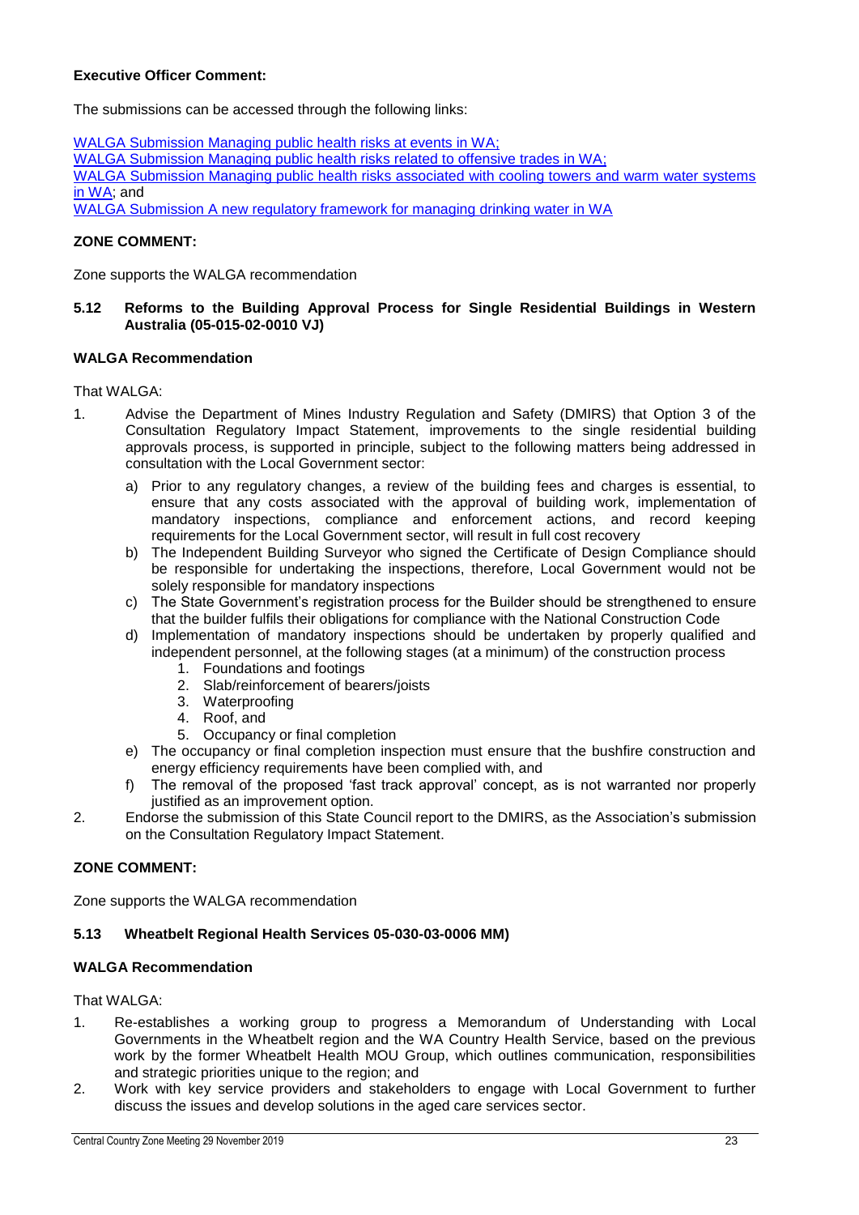**Executive Officer Comment:**

The submissions can be accessed through the following links:

WALGA Submission Managing public health risks at events in WA;
WALGA Submission Managing public health risks related to offensive trades in WA;
WALGA Submission Managing public health risks associated with cooling towers and warm water systems in WA; and
WALGA Submission A new regulatory framework for managing drinking water in WA

**ZONE COMMENT:**

Zone supports the WALGA recommendation

### 5.12 Reforms to the Building Approval Process for Single Residential Buildings in Western Australia (05-015-02-0010 VJ)

**WALGA Recommendation**

That WALGA:

1. Advise the Department of Mines Industry Regulation and Safety (DMIRS) that Option 3 of the Consultation Regulatory Impact Statement, improvements to the single residential building approvals process, is supported in principle, subject to the following matters being addressed in consultation with the Local Government sector:
   a) Prior to any regulatory changes, a review of the building fees and charges is essential, to ensure that any costs associated with the approval of building work, implementation of mandatory inspections, compliance and enforcement actions, and record keeping requirements for the Local Government sector, will result in full cost recovery
   b) The Independent Building Surveyor who signed the Certificate of Design Compliance should be responsible for undertaking the inspections, therefore, Local Government would not be solely responsible for mandatory inspections
   c) The State Government's registration process for the Builder should be strengthened to ensure that the builder fulfils their obligations for compliance with the National Construction Code
   d) Implementation of mandatory inspections should be undertaken by properly qualified and independent personnel, at the following stages (at a minimum) of the construction process
      1. Foundations and footings
      2. Slab/reinforcement of bearers/joists
      3. Waterproofing
      4. Roof, and
      5. Occupancy or final completion
   e) The occupancy or final completion inspection must ensure that the bushfire construction and energy efficiency requirements have been complied with, and
   f) The removal of the proposed 'fast track approval' concept, as is not warranted nor properly justified as an improvement option.
2. Endorse the submission of this State Council report to the DMIRS, as the Association's submission on the Consultation Regulatory Impact Statement.

**ZONE COMMENT:**

Zone supports the WALGA recommendation

### 5.13 Wheatbelt Regional Health Services 05-030-03-0006 MM)

**WALGA Recommendation**

That WALGA:

1. Re-establishes a working group to progress a Memorandum of Understanding with Local Governments in the Wheatbelt region and the WA Country Health Service, based on the previous work by the former Wheatbelt Health MOU Group, which outlines communication, responsibilities and strategic priorities unique to the region; and
2. Work with key service providers and stakeholders to engage with Local Government to further discuss the issues and develop solutions in the aged care services sector.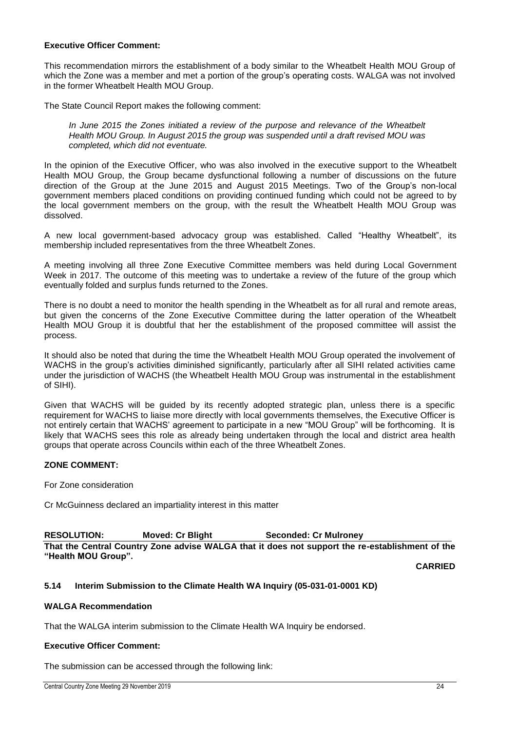**Executive Officer Comment:**

This recommendation mirrors the establishment of a body similar to the Wheatbelt Health MOU Group of which the Zone was a member and met a portion of the group's operating costs. WALGA was not involved in the former Wheatbelt Health MOU Group.

The State Council Report makes the following comment:

> *In June 2015 the Zones initiated a review of the purpose and relevance of the Wheatbelt Health MOU Group. In August 2015 the group was suspended until a draft revised MOU was completed, which did not eventuate.*

In the opinion of the Executive Officer, who was also involved in the executive support to the Wheatbelt Health MOU Group, the Group became dysfunctional following a number of discussions on the future direction of the Group at the June 2015 and August 2015 Meetings. Two of the Group's non-local government members placed conditions on providing continued funding which could not be agreed to by the local government members on the group, with the result the Wheatbelt Health MOU Group was dissolved.

A new local government-based advocacy group was established. Called "Healthy Wheatbelt", its membership included representatives from the three Wheatbelt Zones.

A meeting involving all three Zone Executive Committee members was held during Local Government Week in 2017. The outcome of this meeting was to undertake a review of the future of the group which eventually folded and surplus funds returned to the Zones.

There is no doubt a need to monitor the health spending in the Wheatbelt as for all rural and remote areas, but given the concerns of the Zone Executive Committee during the latter operation of the Wheatbelt Health MOU Group it is doubtful that her the establishment of the proposed committee will assist the process.

It should also be noted that during the time the Wheatbelt Health MOU Group operated the involvement of WACHS in the group's activities diminished significantly, particularly after all SIHI related activities came under the jurisdiction of WACHS (the Wheatbelt Health MOU Group was instrumental in the establishment of SIHI).

Given that WACHS will be guided by its recently adopted strategic plan, unless there is a specific requirement for WACHS to liaise more directly with local governments themselves, the Executive Officer is not entirely certain that WACHS' agreement to participate in a new "MOU Group" will be forthcoming. It is likely that WACHS sees this role as already being undertaken through the local and district area health groups that operate across Councils within each of the three Wheatbelt Zones.

**ZONE COMMENT:**

For Zone consideration

Cr McGuinness declared an impartiality interest in this matter

**RESOLUTION: Moved: Cr Blight Seconded: Cr Mulroney**

**That the Central Country Zone advise WALGA that it does not support the re-establishment of the "Health MOU Group".**

**CARRIED**

### 5.14 Interim Submission to the Climate Health WA Inquiry (05-031-01-0001 KD)

**WALGA Recommendation**

That the WALGA interim submission to the Climate Health WA Inquiry be endorsed.

**Executive Officer Comment:**

The submission can be accessed through the following link: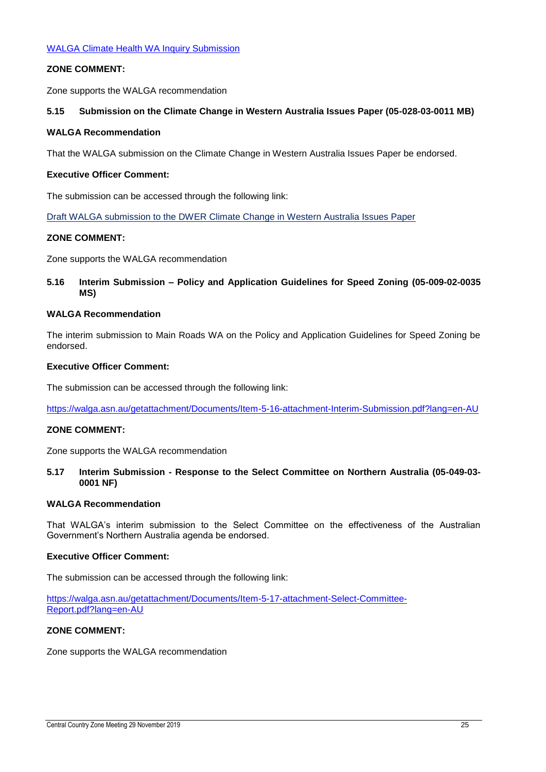[WALGA Climate Health WA Inquiry Submission]

**ZONE COMMENT:**

Zone supports the WALGA recommendation

### 5.15 Submission on the Climate Change in Western Australia Issues Paper (05-028-03-0011 MB)

**WALGA Recommendation**

That the WALGA submission on the Climate Change in Western Australia Issues Paper be endorsed.

**Executive Officer Comment:**

The submission can be accessed through the following link:

[Draft WALGA submission to the DWER Climate Change in Western Australia Issues Paper]

**ZONE COMMENT:**

Zone supports the WALGA recommendation

### 5.16 Interim Submission – Policy and Application Guidelines for Speed Zoning (05-009-02-0035 MS)

**WALGA Recommendation**

The interim submission to Main Roads WA on the Policy and Application Guidelines for Speed Zoning be endorsed.

**Executive Officer Comment:**

The submission can be accessed through the following link:

https://walga.asn.au/getattachment/Documents/Item-5-16-attachment-Interim-Submission.pdf?lang=en-AU

**ZONE COMMENT:**

Zone supports the WALGA recommendation

### 5.17 Interim Submission - Response to the Select Committee on Northern Australia (05-049-03-0001 NF)

**WALGA Recommendation**

That WALGA's interim submission to the Select Committee on the effectiveness of the Australian Government's Northern Australia agenda be endorsed.

**Executive Officer Comment:**

The submission can be accessed through the following link:

https://walga.asn.au/getattachment/Documents/Item-5-17-attachment-Select-Committee-Report.pdf?lang=en-AU

**ZONE COMMENT:**

Zone supports the WALGA recommendation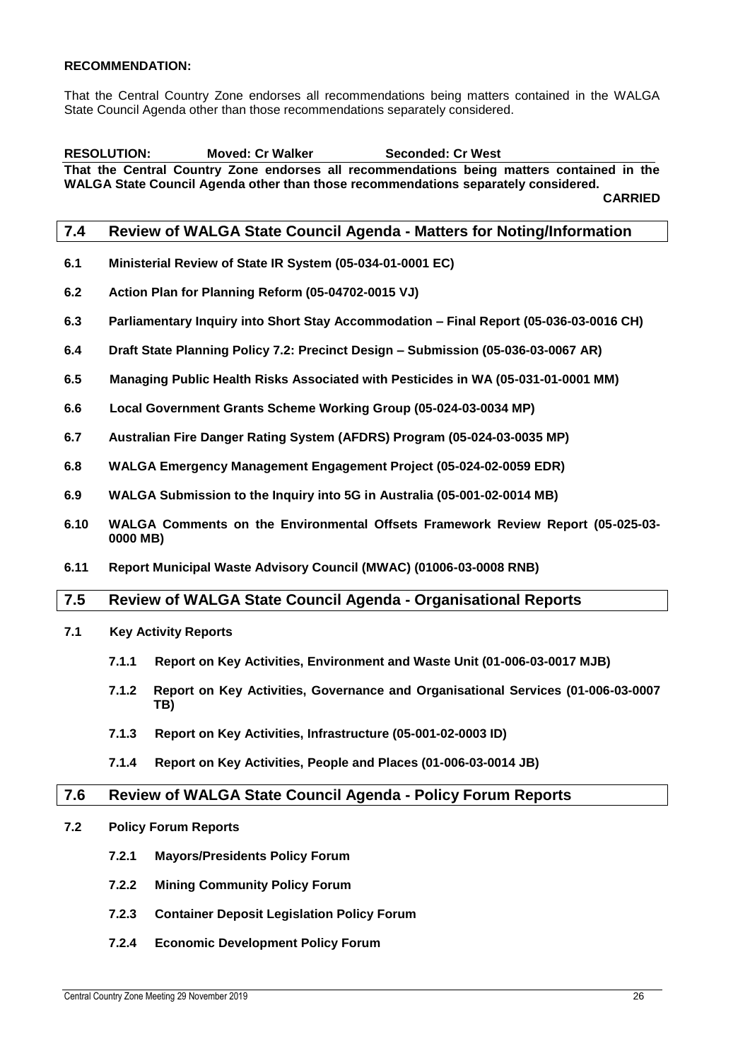**RECOMMENDATION:**

That the Central Country Zone endorses all recommendations being matters contained in the WALGA State Council Agenda other than those recommendations separately considered.

**RESOLUTION: Moved: Cr Walker Seconded: Cr West**

**That the Central Country Zone endorses all recommendations being matters contained in the WALGA State Council Agenda other than those recommendations separately considered.**

**CARRIED**

## 7.4 Review of WALGA State Council Agenda - Matters for Noting/Information

**6.1 Ministerial Review of State IR System (05-034-01-0001 EC)**

**6.2 Action Plan for Planning Reform (05-04702-0015 VJ)**

**6.3 Parliamentary Inquiry into Short Stay Accommodation – Final Report (05-036-03-0016 CH)**

**6.4 Draft State Planning Policy 7.2: Precinct Design – Submission (05-036-03-0067 AR)**

**6.5 Managing Public Health Risks Associated with Pesticides in WA (05-031-01-0001 MM)**

**6.6 Local Government Grants Scheme Working Group (05-024-03-0034 MP)**

**6.7 Australian Fire Danger Rating System (AFDRS) Program (05-024-03-0035 MP)**

**6.8 WALGA Emergency Management Engagement Project (05-024-02-0059 EDR)**

**6.9 WALGA Submission to the Inquiry into 5G in Australia (05-001-02-0014 MB)**

**6.10 WALGA Comments on the Environmental Offsets Framework Review Report (05-025-03-0000 MB)**

**6.11 Report Municipal Waste Advisory Council (MWAC) (01006-03-0008 RNB)**

## 7.5 Review of WALGA State Council Agenda - Organisational Reports

**7.1 Key Activity Reports**

**7.1.1 Report on Key Activities, Environment and Waste Unit (01-006-03-0017 MJB)**

**7.1.2 Report on Key Activities, Governance and Organisational Services (01-006-03-0007 TB)**

**7.1.3 Report on Key Activities, Infrastructure (05-001-02-0003 ID)**

**7.1.4 Report on Key Activities, People and Places (01-006-03-0014 JB)**

## 7.6 Review of WALGA State Council Agenda - Policy Forum Reports

**7.2 Policy Forum Reports**

**7.2.1 Mayors/Presidents Policy Forum**

**7.2.2 Mining Community Policy Forum**

**7.2.3 Container Deposit Legislation Policy Forum**

**7.2.4 Economic Development Policy Forum**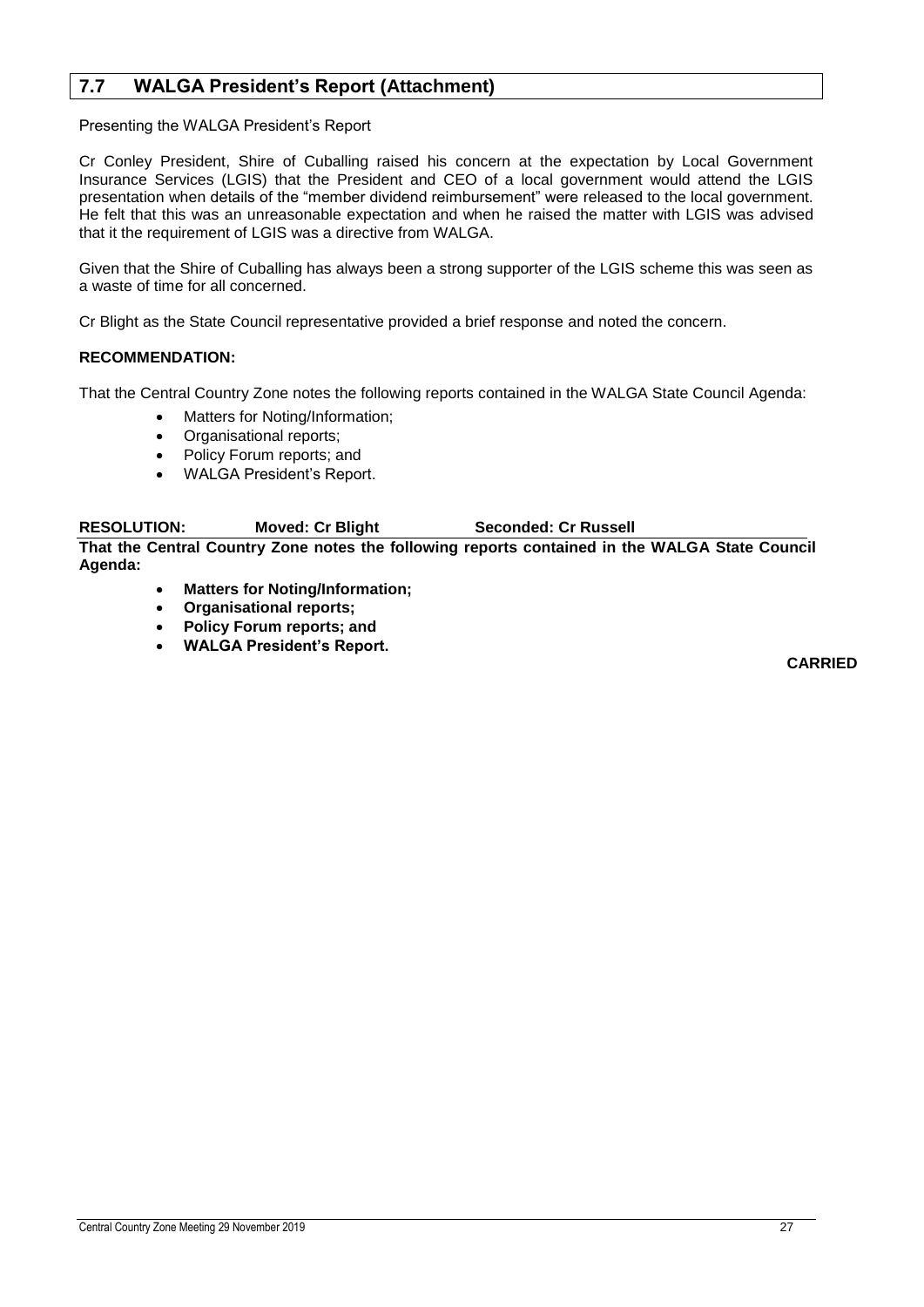## 7.7 WALGA President's Report (Attachment)

Presenting the WALGA President's Report

Cr Conley President, Shire of Cuballing raised his concern at the expectation by Local Government Insurance Services (LGIS) that the President and CEO of a local government would attend the LGIS presentation when details of the "member dividend reimbursement" were released to the local government. He felt that this was an unreasonable expectation and when he raised the matter with LGIS was advised that it the requirement of LGIS was a directive from WALGA.

Given that the Shire of Cuballing has always been a strong supporter of the LGIS scheme this was seen as a waste of time for all concerned.

Cr Blight as the State Council representative provided a brief response and noted the concern.

**RECOMMENDATION:**

That the Central Country Zone notes the following reports contained in the WALGA State Council Agenda:

- Matters for Noting/Information;
- Organisational reports;
- Policy Forum reports; and
- WALGA President's Report.

**RESOLUTION: Moved: Cr Blight Seconded: Cr Russell**

**That the Central Country Zone notes the following reports contained in the WALGA State Council Agenda:**

- **Matters for Noting/Information;**
- **Organisational reports;**
- **Policy Forum reports; and**
- **WALGA President's Report.**

**CARRIED**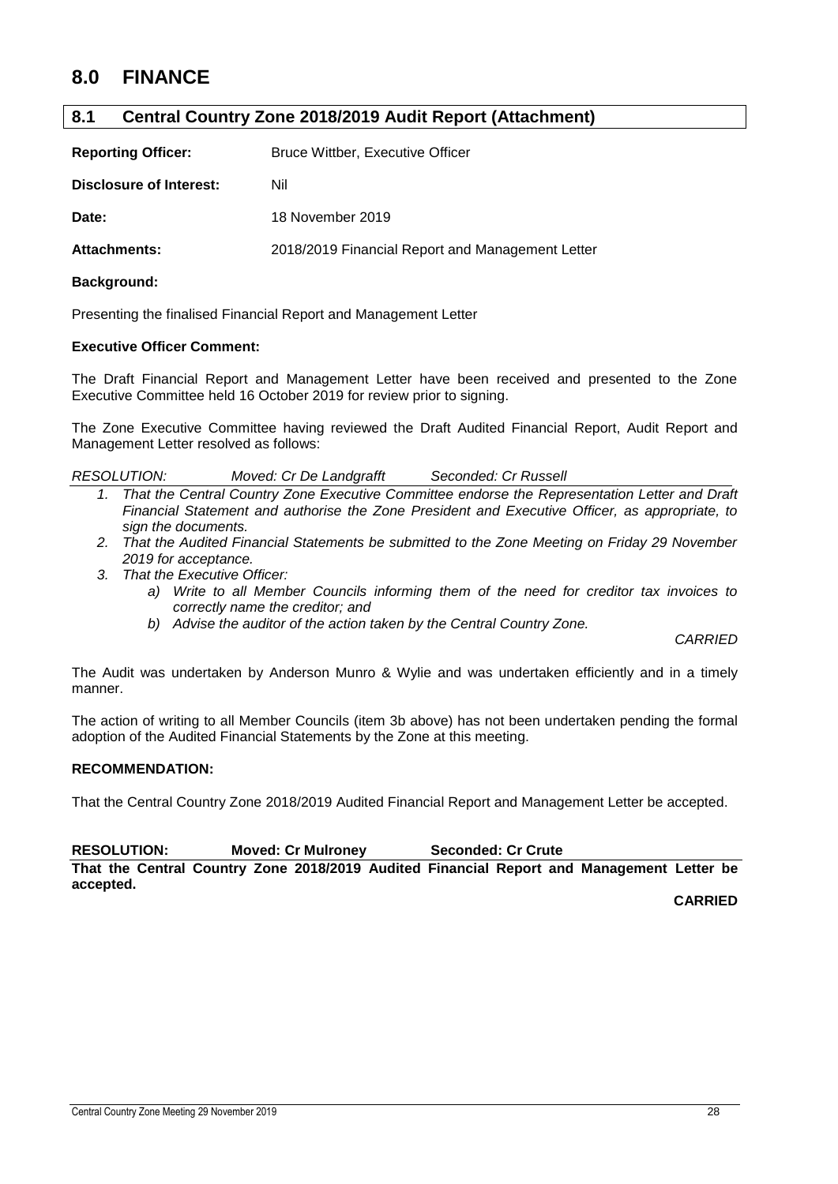# 8.0 FINANCE

## 8.1 Central Country Zone 2018/2019 Audit Report (Attachment)

**Reporting Officer:** Bruce Wittber, Executive Officer

**Disclosure of Interest:** Nil

**Date:** 18 November 2019

**Attachments:** 2018/2019 Financial Report and Management Letter

**Background:**

Presenting the finalised Financial Report and Management Letter

**Executive Officer Comment:**

The Draft Financial Report and Management Letter have been received and presented to the Zone Executive Committee held 16 October 2019 for review prior to signing.

The Zone Executive Committee having reviewed the Draft Audited Financial Report, Audit Report and Management Letter resolved as follows:

*RESOLUTION: Moved: Cr De Landgrafft Seconded: Cr Russell*

1. *That the Central Country Zone Executive Committee endorse the Representation Letter and Draft Financial Statement and authorise the Zone President and Executive Officer, as appropriate, to sign the documents.*
2. *That the Audited Financial Statements be submitted to the Zone Meeting on Friday 29 November 2019 for acceptance.*
3. *That the Executive Officer:*
   a) *Write to all Member Councils informing them of the need for creditor tax invoices to correctly name the creditor; and*
   b) *Advise the auditor of the action taken by the Central Country Zone.*

*CARRIED*

The Audit was undertaken by Anderson Munro & Wylie and was undertaken efficiently and in a timely manner.

The action of writing to all Member Councils (item 3b above) has not been undertaken pending the formal adoption of the Audited Financial Statements by the Zone at this meeting.

**RECOMMENDATION:**

That the Central Country Zone 2018/2019 Audited Financial Report and Management Letter be accepted.

**RESOLUTION: Moved: Cr Mulroney Seconded: Cr Crute**

**That the Central Country Zone 2018/2019 Audited Financial Report and Management Letter be accepted.**

**CARRIED**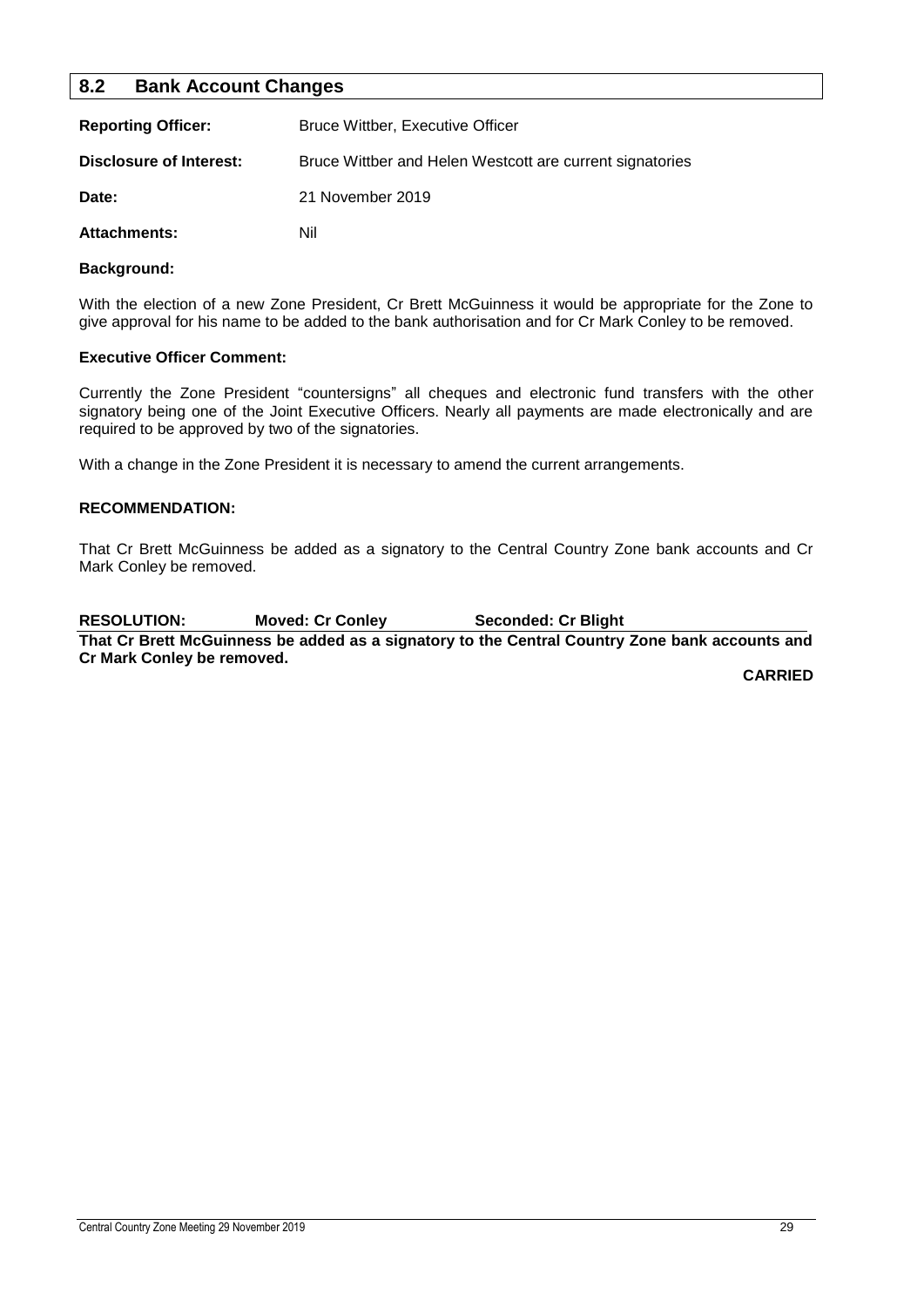## 8.2 Bank Account Changes

**Reporting Officer:** Bruce Wittber, Executive Officer

**Disclosure of Interest:** Bruce Wittber and Helen Westcott are current signatories

**Date:** 21 November 2019

**Attachments:** Nil

**Background:**

With the election of a new Zone President, Cr Brett McGuinness it would be appropriate for the Zone to give approval for his name to be added to the bank authorisation and for Cr Mark Conley to be removed.

**Executive Officer Comment:**

Currently the Zone President "countersigns" all cheques and electronic fund transfers with the other signatory being one of the Joint Executive Officers. Nearly all payments are made electronically and are required to be approved by two of the signatories.

With a change in the Zone President it is necessary to amend the current arrangements.

**RECOMMENDATION:**

That Cr Brett McGuinness be added as a signatory to the Central Country Zone bank accounts and Cr Mark Conley be removed.

**RESOLUTION:** **Moved: Cr Conley** **Seconded: Cr Blight**

**That Cr Brett McGuinness be added as a signatory to the Central Country Zone bank accounts and Cr Mark Conley be removed.**

**CARRIED**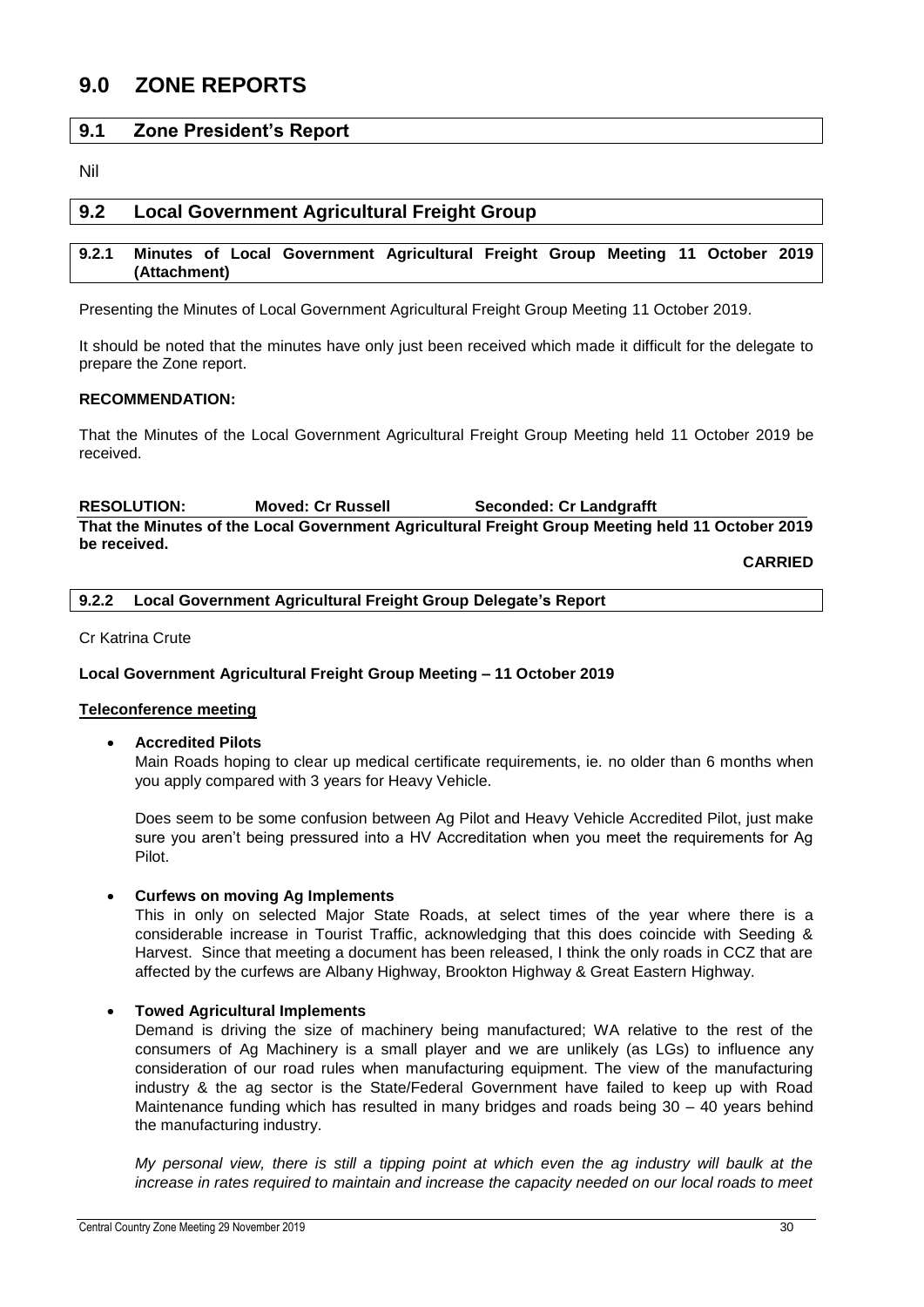# 9.0 ZONE REPORTS

## 9.1 Zone President's Report

Nil

## 9.2 Local Government Agricultural Freight Group

### 9.2.1 Minutes of Local Government Agricultural Freight Group Meeting 11 October 2019 (Attachment)

Presenting the Minutes of Local Government Agricultural Freight Group Meeting 11 October 2019.

It should be noted that the minutes have only just been received which made it difficult for the delegate to prepare the Zone report.

**RECOMMENDATION:**

That the Minutes of the Local Government Agricultural Freight Group Meeting held 11 October 2019 be received.

**RESOLUTION: Moved: Cr Russell Seconded: Cr Landgrafft**

**That the Minutes of the Local Government Agricultural Freight Group Meeting held 11 October 2019 be received.**

**CARRIED**

### 9.2.2 Local Government Agricultural Freight Group Delegate's Report

Cr Katrina Crute

**Local Government Agricultural Freight Group Meeting – 11 October 2019**

**Teleconference meeting**

- **Accredited Pilots**

  Main Roads hoping to clear up medical certificate requirements, ie. no older than 6 months when you apply compared with 3 years for Heavy Vehicle.

  Does seem to be some confusion between Ag Pilot and Heavy Vehicle Accredited Pilot, just make sure you aren't being pressured into a HV Accreditation when you meet the requirements for Ag Pilot.

- **Curfews on moving Ag Implements**

  This in only on selected Major State Roads, at select times of the year where there is a considerable increase in Tourist Traffic, acknowledging that this does coincide with Seeding & Harvest. Since that meeting a document has been released, I think the only roads in CCZ that are affected by the curfews are Albany Highway, Brookton Highway & Great Eastern Highway.

- **Towed Agricultural Implements**

  Demand is driving the size of machinery being manufactured; WA relative to the rest of the consumers of Ag Machinery is a small player and we are unlikely (as LGs) to influence any consideration of our road rules when manufacturing equipment. The view of the manufacturing industry & the ag sector is the State/Federal Government have failed to keep up with Road Maintenance funding which has resulted in many bridges and roads being 30 – 40 years behind the manufacturing industry.

  *My personal view, there is still a tipping point at which even the ag industry will baulk at the increase in rates required to maintain and increase the capacity needed on our local roads to meet*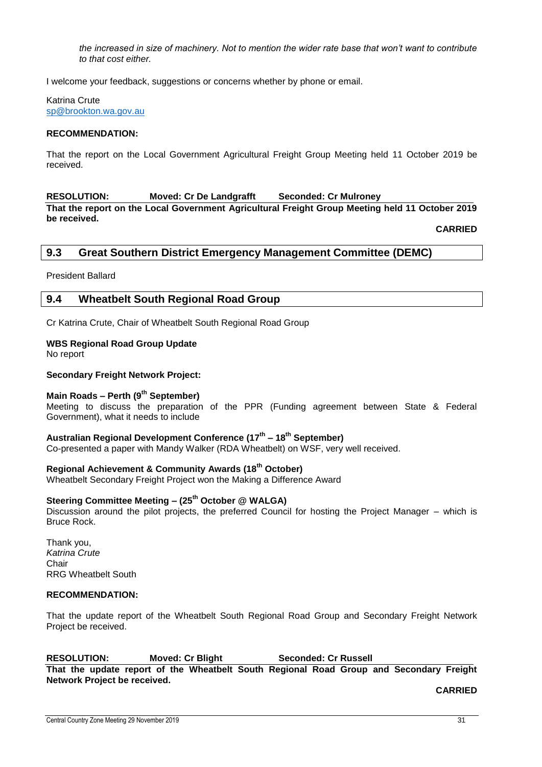*the increased in size of machinery. Not to mention the wider rate base that won't want to contribute to that cost either.*

I welcome your feedback, suggestions or concerns whether by phone or email.

Katrina Crute
sp@brookton.wa.gov.au

**RECOMMENDATION:**

That the report on the Local Government Agricultural Freight Group Meeting held 11 October 2019 be received.

**RESOLUTION: Moved: Cr De Landgrafft Seconded: Cr Mulroney**
**That the report on the Local Government Agricultural Freight Group Meeting held 11 October 2019 be received.**

**CARRIED**

## 9.3 Great Southern District Emergency Management Committee (DEMC)

President Ballard

## 9.4 Wheatbelt South Regional Road Group

Cr Katrina Crute, Chair of Wheatbelt South Regional Road Group

**WBS Regional Road Group Update**
No report

**Secondary Freight Network Project:**

**Main Roads – Perth (9th September)**
Meeting to discuss the preparation of the PPR (Funding agreement between State & Federal Government), what it needs to include

**Australian Regional Development Conference (17th – 18th September)**
Co-presented a paper with Mandy Walker (RDA Wheatbelt) on WSF, very well received.

**Regional Achievement & Community Awards (18th October)**
Wheatbelt Secondary Freight Project won the Making a Difference Award

**Steering Committee Meeting – (25th October @ WALGA)**
Discussion around the pilot projects, the preferred Council for hosting the Project Manager – which is Bruce Rock.

Thank you,
*Katrina Crute*
Chair
RRG Wheatbelt South

**RECOMMENDATION:**

That the update report of the Wheatbelt South Regional Road Group and Secondary Freight Network Project be received.

**RESOLUTION: Moved: Cr Blight Seconded: Cr Russell**
**That the update report of the Wheatbelt South Regional Road Group and Secondary Freight Network Project be received.**

**CARRIED**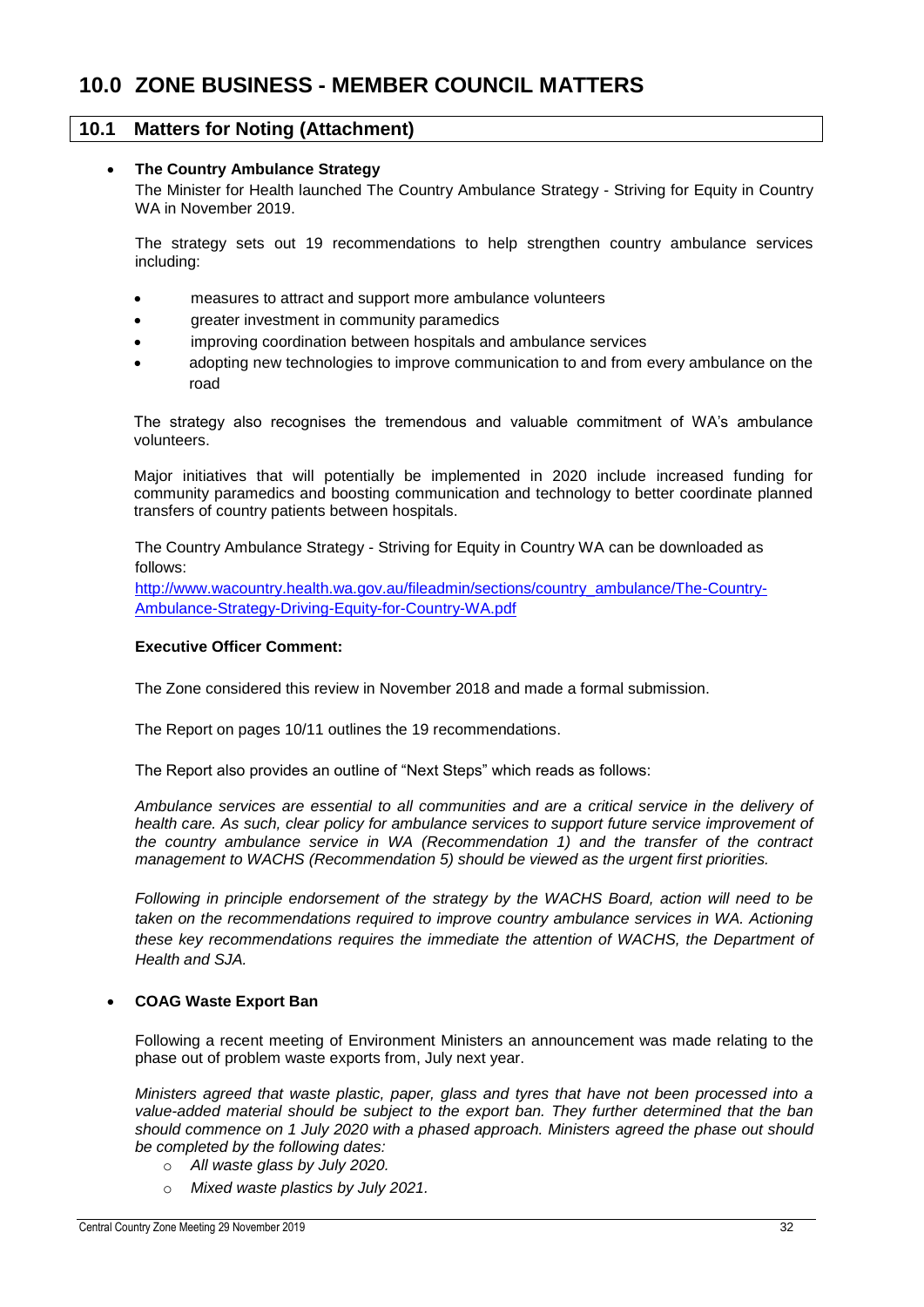# 10.0 ZONE BUSINESS - MEMBER COUNCIL MATTERS

## 10.1 Matters for Noting (Attachment)

- **The Country Ambulance Strategy**

  The Minister for Health launched The Country Ambulance Strategy - Striving for Equity in Country WA in November 2019.

  The strategy sets out 19 recommendations to help strengthen country ambulance services including:

  - measures to attract and support more ambulance volunteers
  - greater investment in community paramedics
  - improving coordination between hospitals and ambulance services
  - adopting new technologies to improve communication to and from every ambulance on the road

  The strategy also recognises the tremendous and valuable commitment of WA's ambulance volunteers.

  Major initiatives that will potentially be implemented in 2020 include increased funding for community paramedics and boosting communication and technology to better coordinate planned transfers of country patients between hospitals.

  The Country Ambulance Strategy - Striving for Equity in Country WA can be downloaded as follows:
  [http://www.wacountry.health.wa.gov.au/fileadmin/sections/country_ambulance/The-Country-Ambulance-Strategy-Driving-Equity-for-Country-WA.pdf](http://www.wacountry.health.wa.gov.au/fileadmin/sections/country_ambulance/The-Country-Ambulance-Strategy-Driving-Equity-for-Country-WA.pdf)

  **Executive Officer Comment:**

  The Zone considered this review in November 2018 and made a formal submission.

  The Report on pages 10/11 outlines the 19 recommendations.

  The Report also provides an outline of "Next Steps" which reads as follows:

  *Ambulance services are essential to all communities and are a critical service in the delivery of health care. As such, clear policy for ambulance services to support future service improvement of the country ambulance service in WA (Recommendation 1) and the transfer of the contract management to WACHS (Recommendation 5) should be viewed as the urgent first priorities.*

  *Following in principle endorsement of the strategy by the WACHS Board, action will need to be taken on the recommendations required to improve country ambulance services in WA. Actioning these key recommendations requires the immediate the attention of WACHS, the Department of Health and SJA.*

- **COAG Waste Export Ban**

  Following a recent meeting of Environment Ministers an announcement was made relating to the phase out of problem waste exports from, July next year.

  *Ministers agreed that waste plastic, paper, glass and tyres that have not been processed into a value-added material should be subject to the export ban. They further determined that the ban should commence on 1 July 2020 with a phased approach. Ministers agreed the phase out should be completed by the following dates:*

  - *All waste glass by July 2020.*
  - *Mixed waste plastics by July 2021.*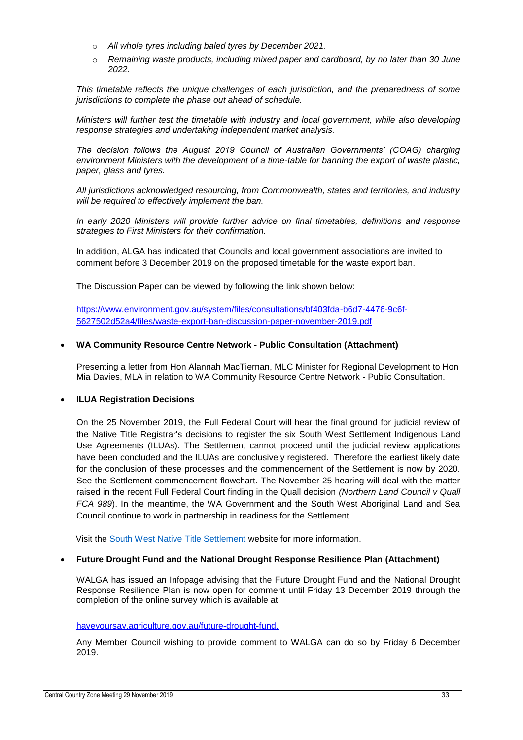- *All whole tyres including baled tyres by December 2021.*
- *Remaining waste products, including mixed paper and cardboard, by no later than 30 June 2022.*

*This timetable reflects the unique challenges of each jurisdiction, and the preparedness of some jurisdictions to complete the phase out ahead of schedule.*

*Ministers will further test the timetable with industry and local government, while also developing response strategies and undertaking independent market analysis.*

*The decision follows the August 2019 Council of Australian Governments' (COAG) charging environment Ministers with the development of a time-table for banning the export of waste plastic, paper, glass and tyres.*

*All jurisdictions acknowledged resourcing, from Commonwealth, states and territories, and industry will be required to effectively implement the ban.*

*In early 2020 Ministers will provide further advice on final timetables, definitions and response strategies to First Ministers for their confirmation.*

In addition, ALGA has indicated that Councils and local government associations are invited to comment before 3 December 2019 on the proposed timetable for the waste export ban.

The Discussion Paper can be viewed by following the link shown below:

https://www.environment.gov.au/system/files/consultations/bf403fda-b6d7-4476-9c6f-5627502d52a4/files/waste-export-ban-discussion-paper-november-2019.pdf

- **WA Community Resource Centre Network - Public Consultation (Attachment)**

  Presenting a letter from Hon Alannah MacTiernan, MLC Minister for Regional Development to Hon Mia Davies, MLA in relation to WA Community Resource Centre Network - Public Consultation.

- **ILUA Registration Decisions**

  On the 25 November 2019, the Full Federal Court will hear the final ground for judicial review of the Native Title Registrar's decisions to register the six South West Settlement Indigenous Land Use Agreements (ILUAs). The Settlement cannot proceed until the judicial review applications have been concluded and the ILUAs are conclusively registered. Therefore the earliest likely date for the conclusion of these processes and the commencement of the Settlement is now by 2020. See the Settlement commencement flowchart. The November 25 hearing will deal with the matter raised in the recent Full Federal Court finding in the Quall decision *(Northern Land Council v Quall FCA 989*). In the meantime, the WA Government and the South West Aboriginal Land and Sea Council continue to work in partnership in readiness for the Settlement.

  Visit the South West Native Title Settlement website for more information.

- **Future Drought Fund and the National Drought Response Resilience Plan (Attachment)**

  WALGA has issued an Infopage advising that the Future Drought Fund and the National Drought Response Resilience Plan is now open for comment until Friday 13 December 2019 through the completion of the online survey which is available at:

  haveyoursay.agriculture.gov.au/future-drought-fund.

  Any Member Council wishing to provide comment to WALGA can do so by Friday 6 December 2019.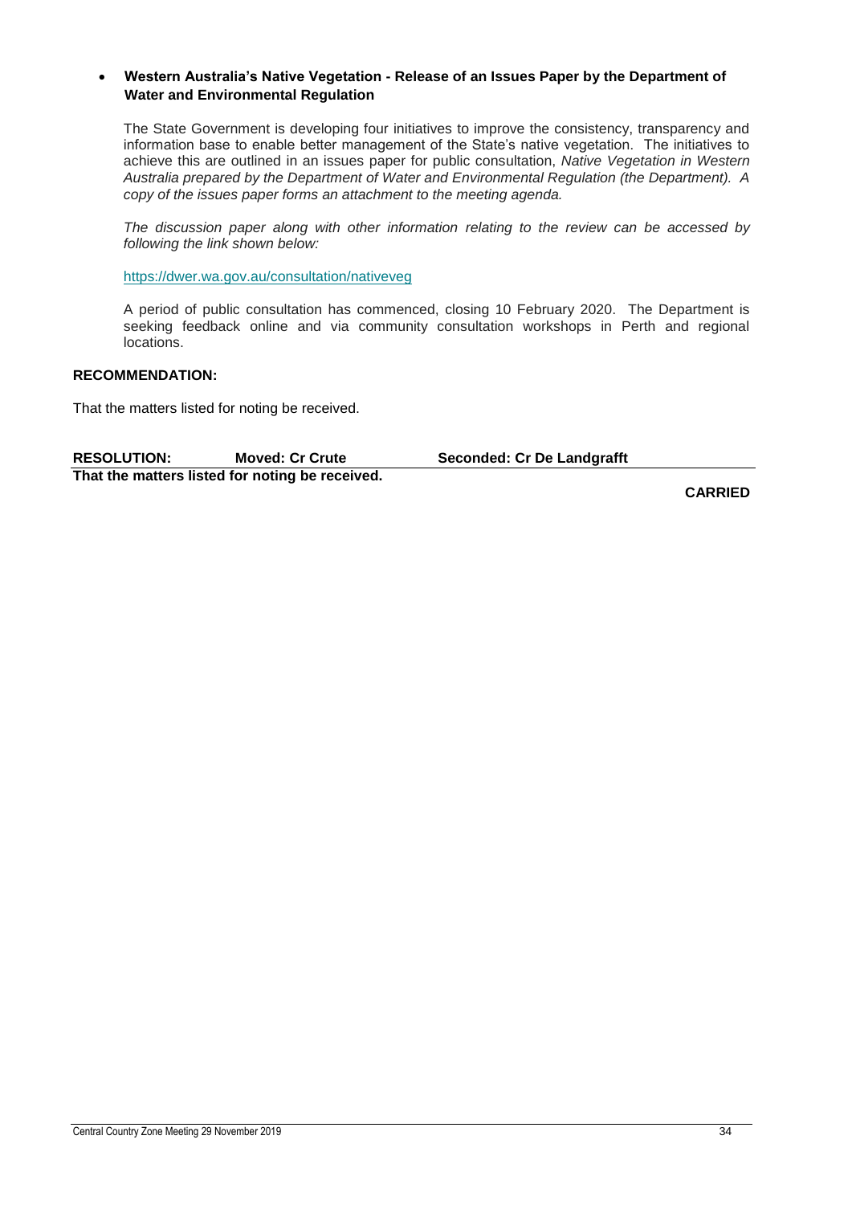- **Western Australia's Native Vegetation - Release of an Issues Paper by the Department of Water and Environmental Regulation**

  The State Government is developing four initiatives to improve the consistency, transparency and information base to enable better management of the State's native vegetation. The initiatives to achieve this are outlined in an issues paper for public consultation, *Native Vegetation in Western Australia prepared by the Department of Water and Environmental Regulation (the Department). A copy of the issues paper forms an attachment to the meeting agenda.*

  *The discussion paper along with other information relating to the review can be accessed by following the link shown below:*

  https://dwer.wa.gov.au/consultation/nativeveg

  A period of public consultation has commenced, closing 10 February 2020. The Department is seeking feedback online and via community consultation workshops in Perth and regional locations.

**RECOMMENDATION:**

That the matters listed for noting be received.

**RESOLUTION:** **Moved: Cr Crute** **Seconded: Cr De Landgrafft**

**That the matters listed for noting be received.**

**CARRIED**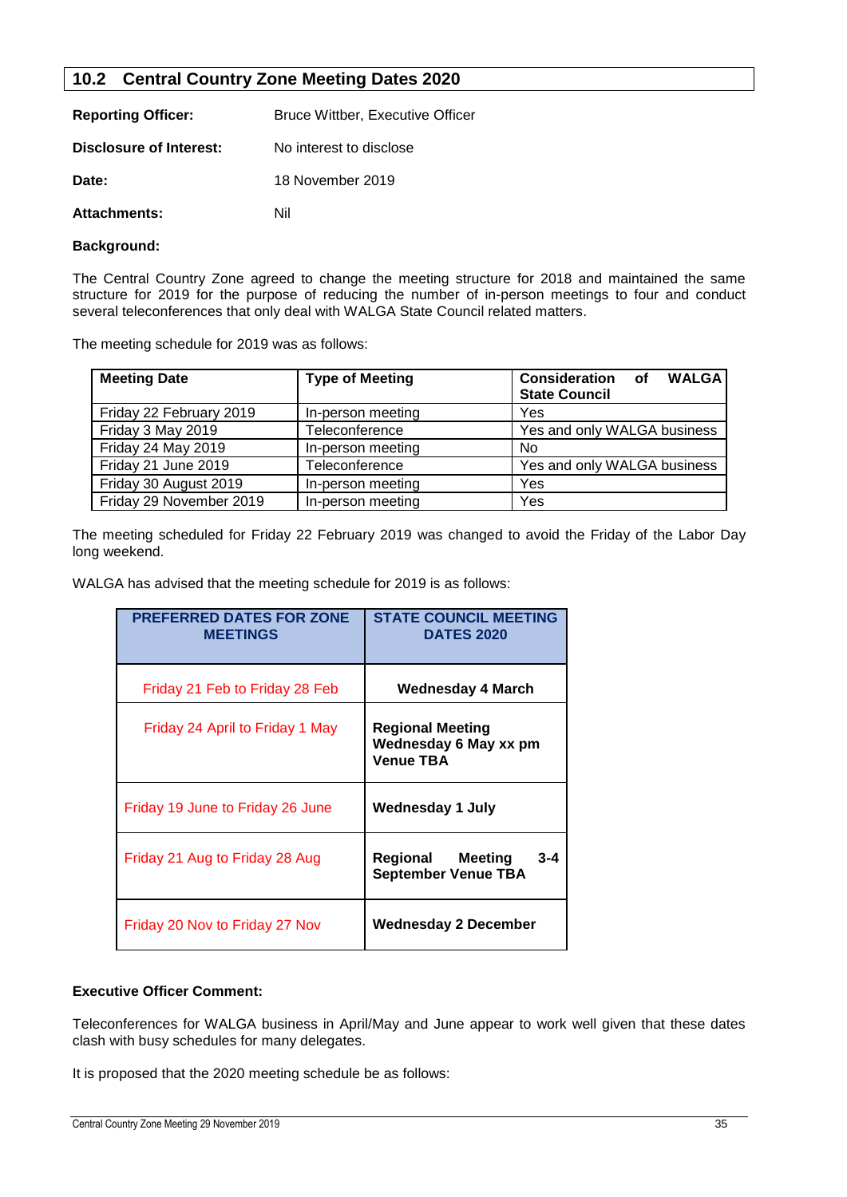## 10.2 Central Country Zone Meeting Dates 2020

**Reporting Officer:** Bruce Wittber, Executive Officer

**Disclosure of Interest:** No interest to disclose

**Date:** 18 November 2019

**Attachments:** Nil

**Background:**

The Central Country Zone agreed to change the meeting structure for 2018 and maintained the same structure for 2019 for the purpose of reducing the number of in-person meetings to four and conduct several teleconferences that only deal with WALGA State Council related matters.

The meeting schedule for 2019 was as follows:

| Meeting Date | Type of Meeting | Consideration of WALGA State Council |
|---|---|---|
| Friday 22 February 2019 | In-person meeting | Yes |
| Friday 3 May 2019 | Teleconference | Yes and only WALGA business |
| Friday 24 May 2019 | In-person meeting | No |
| Friday 21 June 2019 | Teleconference | Yes and only WALGA business |
| Friday 30 August 2019 | In-person meeting | Yes |
| Friday 29 November 2019 | In-person meeting | Yes |

The meeting scheduled for Friday 22 February 2019 was changed to avoid the Friday of the Labor Day long weekend.

WALGA has advised that the meeting schedule for 2019 is as follows:

| PREFERRED DATES FOR ZONE MEETINGS | STATE COUNCIL MEETING DATES 2020 |
|---|---|
| Friday 21 Feb to Friday 28 Feb | **Wednesday 4 March** |
| Friday 24 April to Friday 1 May | **Regional Meeting Wednesday 6 May xx pm Venue TBA** |
| Friday 19 June to Friday 26 June | **Wednesday 1 July** |
| Friday 21 Aug to Friday 28 Aug | **Regional Meeting 3-4 September Venue TBA** |
| Friday 20 Nov to Friday 27 Nov | **Wednesday 2 December** |

**Executive Officer Comment:**

Teleconferences for WALGA business in April/May and June appear to work well given that these dates clash with busy schedules for many delegates.

It is proposed that the 2020 meeting schedule be as follows: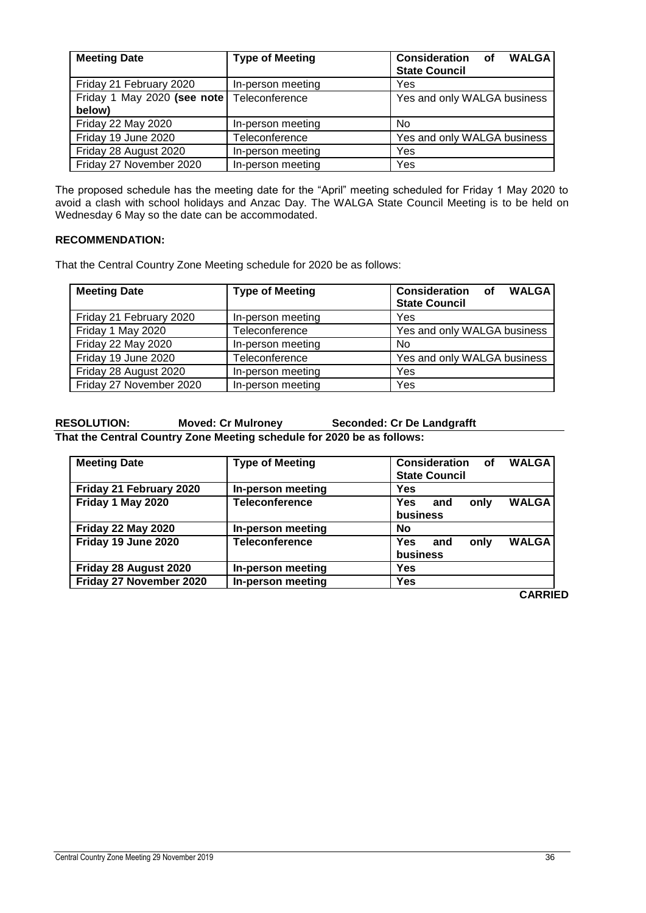| Meeting Date | Type of Meeting | Consideration of WALGA State Council |
|---|---|---|
| Friday 21 February 2020 | In-person meeting | Yes |
| Friday 1 May 2020 **(see note below)** | Teleconference | Yes and only WALGA business |
| Friday 22 May 2020 | In-person meeting | No |
| Friday 19 June 2020 | Teleconference | Yes and only WALGA business |
| Friday 28 August 2020 | In-person meeting | Yes |
| Friday 27 November 2020 | In-person meeting | Yes |

The proposed schedule has the meeting date for the "April" meeting scheduled for Friday 1 May 2020 to avoid a clash with school holidays and Anzac Day. The WALGA State Council Meeting is to be held on Wednesday 6 May so the date can be accommodated.

**RECOMMENDATION:**

That the Central Country Zone Meeting schedule for 2020 be as follows:

| Meeting Date | Type of Meeting | Consideration of WALGA State Council |
|---|---|---|
| Friday 21 February 2020 | In-person meeting | Yes |
| Friday 1 May 2020 | Teleconference | Yes and only WALGA business |
| Friday 22 May 2020 | In-person meeting | No |
| Friday 19 June 2020 | Teleconference | Yes and only WALGA business |
| Friday 28 August 2020 | In-person meeting | Yes |
| Friday 27 November 2020 | In-person meeting | Yes |

**RESOLUTION: Moved: Cr Mulroney Seconded: Cr De Landgrafft**

**That the Central Country Zone Meeting schedule for 2020 be as follows:**

| **Meeting Date** | **Type of Meeting** | **Consideration of WALGA State Council** |
|---|---|---|
| **Friday 21 February 2020** | **In-person meeting** | **Yes** |
| **Friday 1 May 2020** | **Teleconference** | **Yes and only WALGA business** |
| **Friday 22 May 2020** | **In-person meeting** | **No** |
| **Friday 19 June 2020** | **Teleconference** | **Yes and only WALGA business** |
| **Friday 28 August 2020** | **In-person meeting** | **Yes** |
| **Friday 27 November 2020** | **In-person meeting** | **Yes** |

**CARRIED**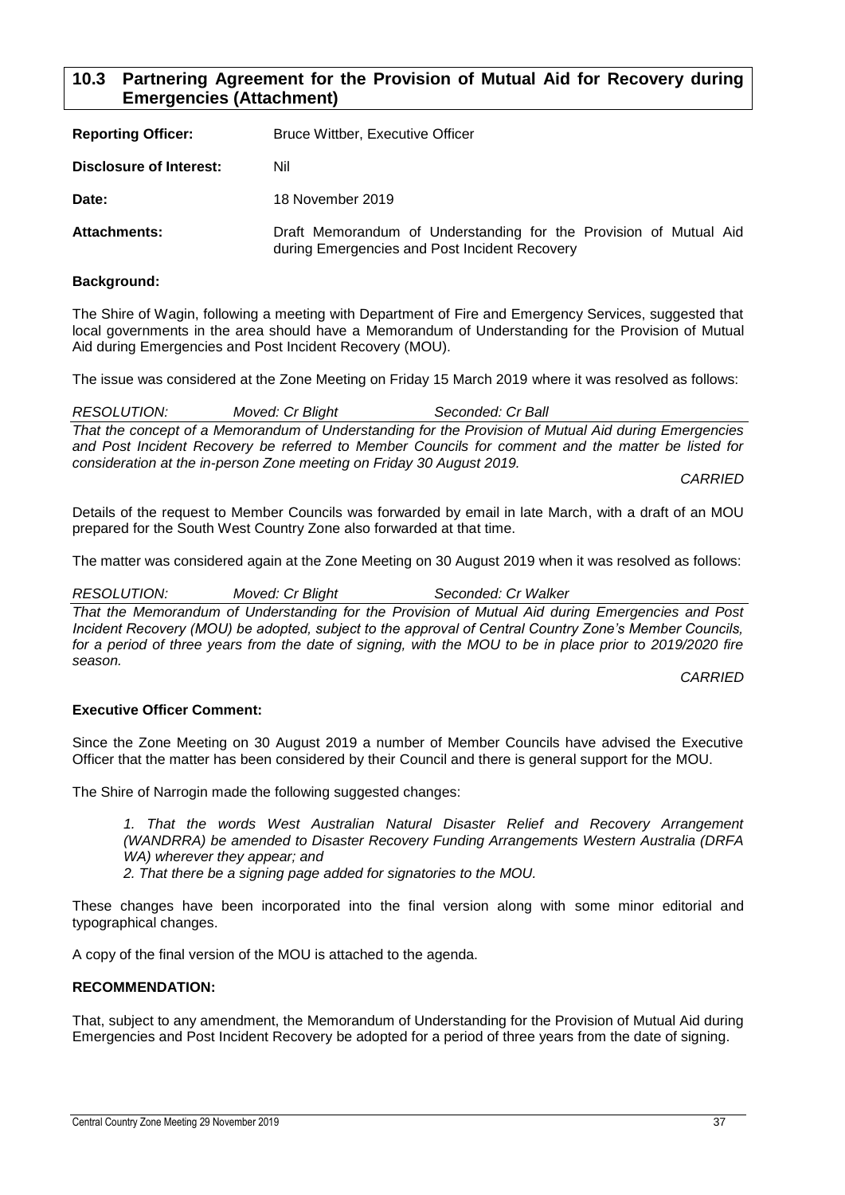## 10.3 Partnering Agreement for the Provision of Mutual Aid for Recovery during Emergencies (Attachment)

**Reporting Officer:** Bruce Wittber, Executive Officer

**Disclosure of Interest:** Nil

**Date:** 18 November 2019

**Attachments:** Draft Memorandum of Understanding for the Provision of Mutual Aid during Emergencies and Post Incident Recovery

**Background:**

The Shire of Wagin, following a meeting with Department of Fire and Emergency Services, suggested that local governments in the area should have a Memorandum of Understanding for the Provision of Mutual Aid during Emergencies and Post Incident Recovery (MOU).

The issue was considered at the Zone Meeting on Friday 15 March 2019 where it was resolved as follows:

*RESOLUTION: Moved: Cr Blight Seconded: Cr Ball*

*That the concept of a Memorandum of Understanding for the Provision of Mutual Aid during Emergencies and Post Incident Recovery be referred to Member Councils for comment and the matter be listed for consideration at the in-person Zone meeting on Friday 30 August 2019.*

*CARRIED*

Details of the request to Member Councils was forwarded by email in late March, with a draft of an MOU prepared for the South West Country Zone also forwarded at that time.

The matter was considered again at the Zone Meeting on 30 August 2019 when it was resolved as follows:

*RESOLUTION: Moved: Cr Blight Seconded: Cr Walker*

*That the Memorandum of Understanding for the Provision of Mutual Aid during Emergencies and Post Incident Recovery (MOU) be adopted, subject to the approval of Central Country Zone's Member Councils, for a period of three years from the date of signing, with the MOU to be in place prior to 2019/2020 fire season.*

*CARRIED*

**Executive Officer Comment:**

Since the Zone Meeting on 30 August 2019 a number of Member Councils have advised the Executive Officer that the matter has been considered by their Council and there is general support for the MOU.

The Shire of Narrogin made the following suggested changes:

> *1. That the words West Australian Natural Disaster Relief and Recovery Arrangement (WANDRRA) be amended to Disaster Recovery Funding Arrangements Western Australia (DRFA WA) wherever they appear; and*
>
> *2. That there be a signing page added for signatories to the MOU.*

These changes have been incorporated into the final version along with some minor editorial and typographical changes.

A copy of the final version of the MOU is attached to the agenda.

**RECOMMENDATION:**

That, subject to any amendment, the Memorandum of Understanding for the Provision of Mutual Aid during Emergencies and Post Incident Recovery be adopted for a period of three years from the date of signing.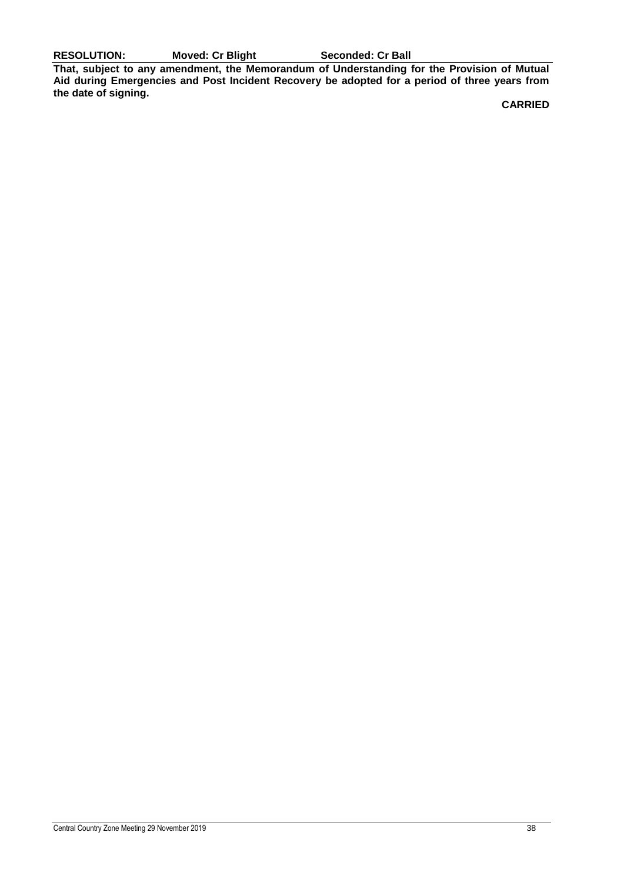**RESOLUTION: Moved: Cr Blight Seconded: Cr Ball**

**That, subject to any amendment, the Memorandum of Understanding for the Provision of Mutual Aid during Emergencies and Post Incident Recovery be adopted for a period of three years from the date of signing.**

**CARRIED**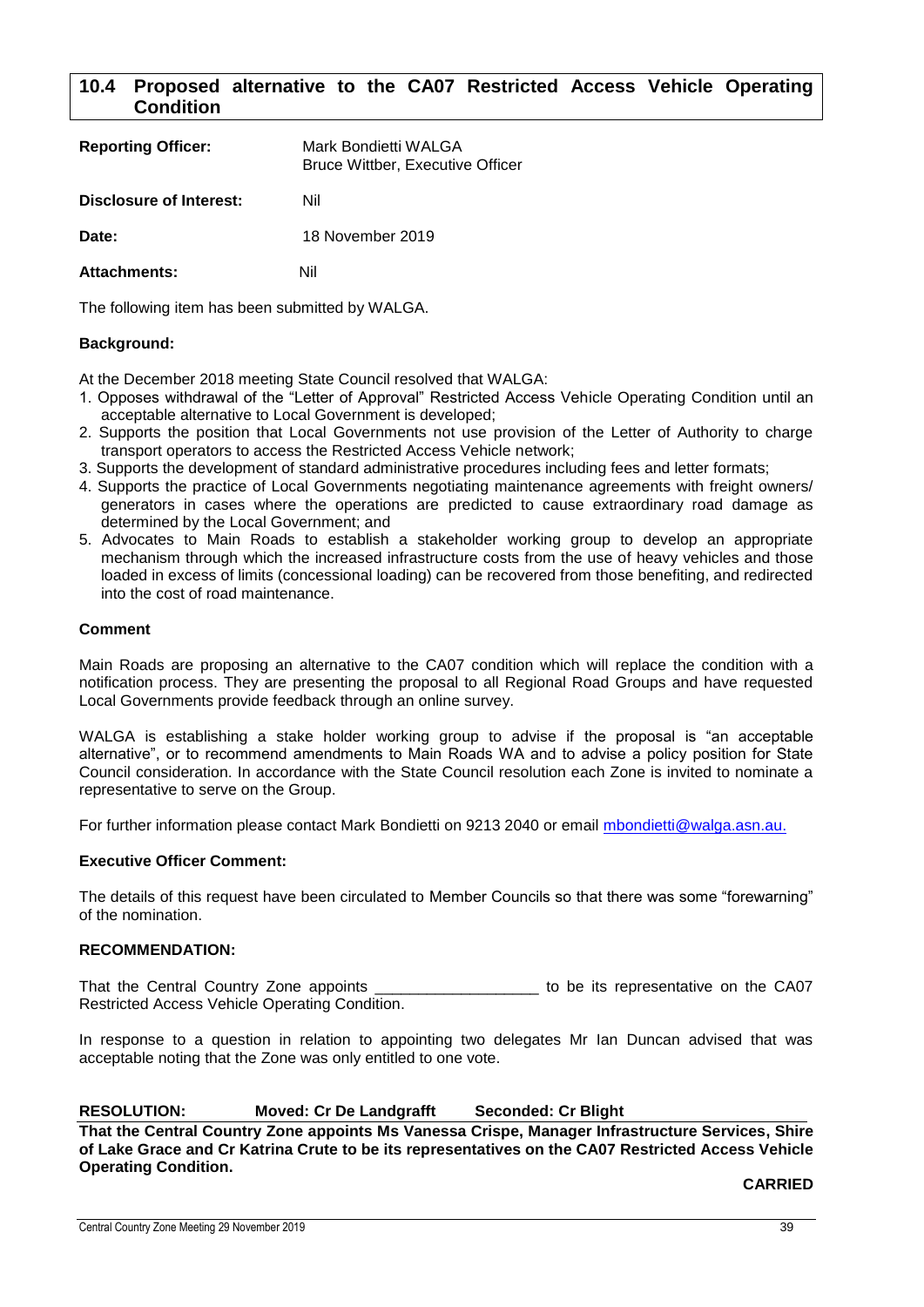## 10.4 Proposed alternative to the CA07 Restricted Access Vehicle Operating Condition

| | |
|---|---|
| **Reporting Officer:** | Mark Bondietti WALGA<br>Bruce Wittber, Executive Officer |
| **Disclosure of Interest:** | Nil |
| **Date:** | 18 November 2019 |
| **Attachments:** | Nil |

The following item has been submitted by WALGA.

**Background:**

At the December 2018 meeting State Council resolved that WALGA:

1. Opposes withdrawal of the "Letter of Approval" Restricted Access Vehicle Operating Condition until an acceptable alternative to Local Government is developed;
2. Supports the position that Local Governments not use provision of the Letter of Authority to charge transport operators to access the Restricted Access Vehicle network;
3. Supports the development of standard administrative procedures including fees and letter formats;
4. Supports the practice of Local Governments negotiating maintenance agreements with freight owners/ generators in cases where the operations are predicted to cause extraordinary road damage as determined by the Local Government; and
5. Advocates to Main Roads to establish a stakeholder working group to develop an appropriate mechanism through which the increased infrastructure costs from the use of heavy vehicles and those loaded in excess of limits (concessional loading) can be recovered from those benefiting, and redirected into the cost of road maintenance.

**Comment**

Main Roads are proposing an alternative to the CA07 condition which will replace the condition with a notification process. They are presenting the proposal to all Regional Road Groups and have requested Local Governments provide feedback through an online survey.

WALGA is establishing a stake holder working group to advise if the proposal is "an acceptable alternative", or to recommend amendments to Main Roads WA and to advise a policy position for State Council consideration. In accordance with the State Council resolution each Zone is invited to nominate a representative to serve on the Group.

For further information please contact Mark Bondietti on 9213 2040 or email mbondietti@walga.asn.au.

**Executive Officer Comment:**

The details of this request have been circulated to Member Councils so that there was some "forewarning" of the nomination.

**RECOMMENDATION:**

That the Central Country Zone appoints ___________________ to be its representative on the CA07 Restricted Access Vehicle Operating Condition.

In response to a question in relation to appointing two delegates Mr Ian Duncan advised that was acceptable noting that the Zone was only entitled to one vote.

**RESOLUTION: Moved: Cr De Landgrafft Seconded: Cr Blight**

**That the Central Country Zone appoints Ms Vanessa Crispe, Manager Infrastructure Services, Shire of Lake Grace and Cr Katrina Crute to be its representatives on the CA07 Restricted Access Vehicle Operating Condition.**

**CARRIED**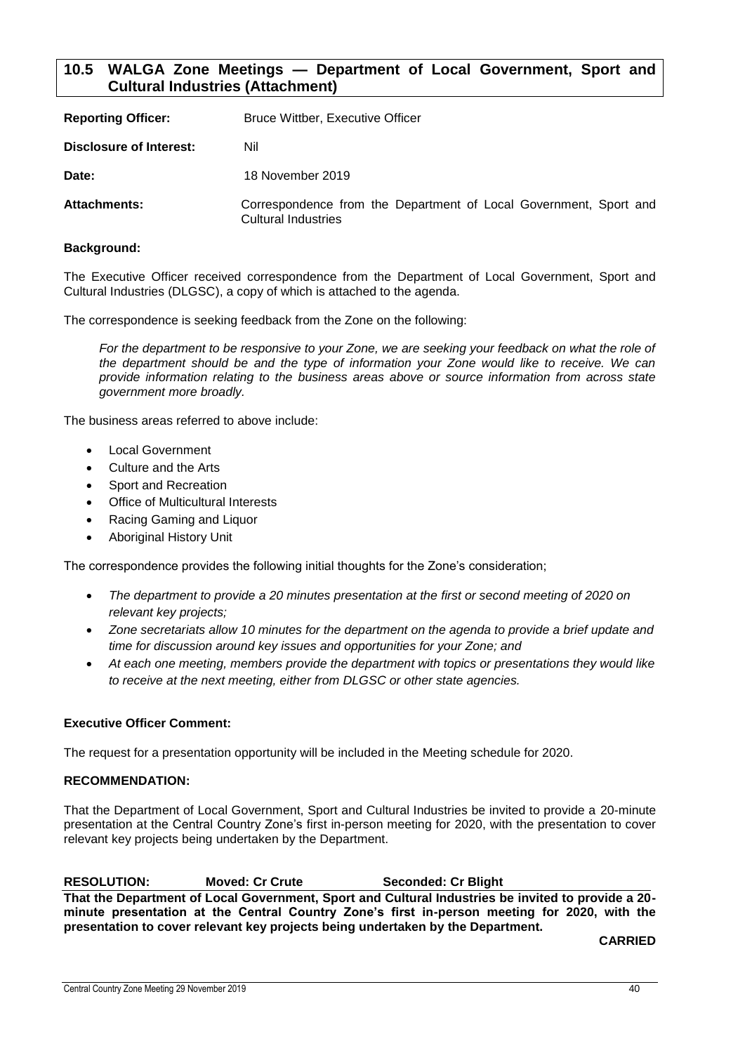## 10.5 WALGA Zone Meetings — Department of Local Government, Sport and Cultural Industries (Attachment)

| | |
|---|---|
| **Reporting Officer:** | Bruce Wittber, Executive Officer |
| **Disclosure of Interest:** | Nil |
| **Date:** | 18 November 2019 |
| **Attachments:** | Correspondence from the Department of Local Government, Sport and Cultural Industries |

**Background:**

The Executive Officer received correspondence from the Department of Local Government, Sport and Cultural Industries (DLGSC), a copy of which is attached to the agenda.

The correspondence is seeking feedback from the Zone on the following:

> *For the department to be responsive to your Zone, we are seeking your feedback on what the role of the department should be and the type of information your Zone would like to receive. We can provide information relating to the business areas above or source information from across state government more broadly.*

The business areas referred to above include:

- Local Government
- Culture and the Arts
- Sport and Recreation
- Office of Multicultural Interests
- Racing Gaming and Liquor
- Aboriginal History Unit

The correspondence provides the following initial thoughts for the Zone's consideration;

- *The department to provide a 20 minutes presentation at the first or second meeting of 2020 on relevant key projects;*
- *Zone secretariats allow 10 minutes for the department on the agenda to provide a brief update and time for discussion around key issues and opportunities for your Zone; and*
- *At each one meeting, members provide the department with topics or presentations they would like to receive at the next meeting, either from DLGSC or other state agencies.*

**Executive Officer Comment:**

The request for a presentation opportunity will be included in the Meeting schedule for 2020.

**RECOMMENDATION:**

That the Department of Local Government, Sport and Cultural Industries be invited to provide a 20-minute presentation at the Central Country Zone's first in-person meeting for 2020, with the presentation to cover relevant key projects being undertaken by the Department.

**RESOLUTION:** **Moved: Cr Crute** **Seconded: Cr Blight**

**That the Department of Local Government, Sport and Cultural Industries be invited to provide a 20-minute presentation at the Central Country Zone's first in-person meeting for 2020, with the presentation to cover relevant key projects being undertaken by the Department.**

**CARRIED**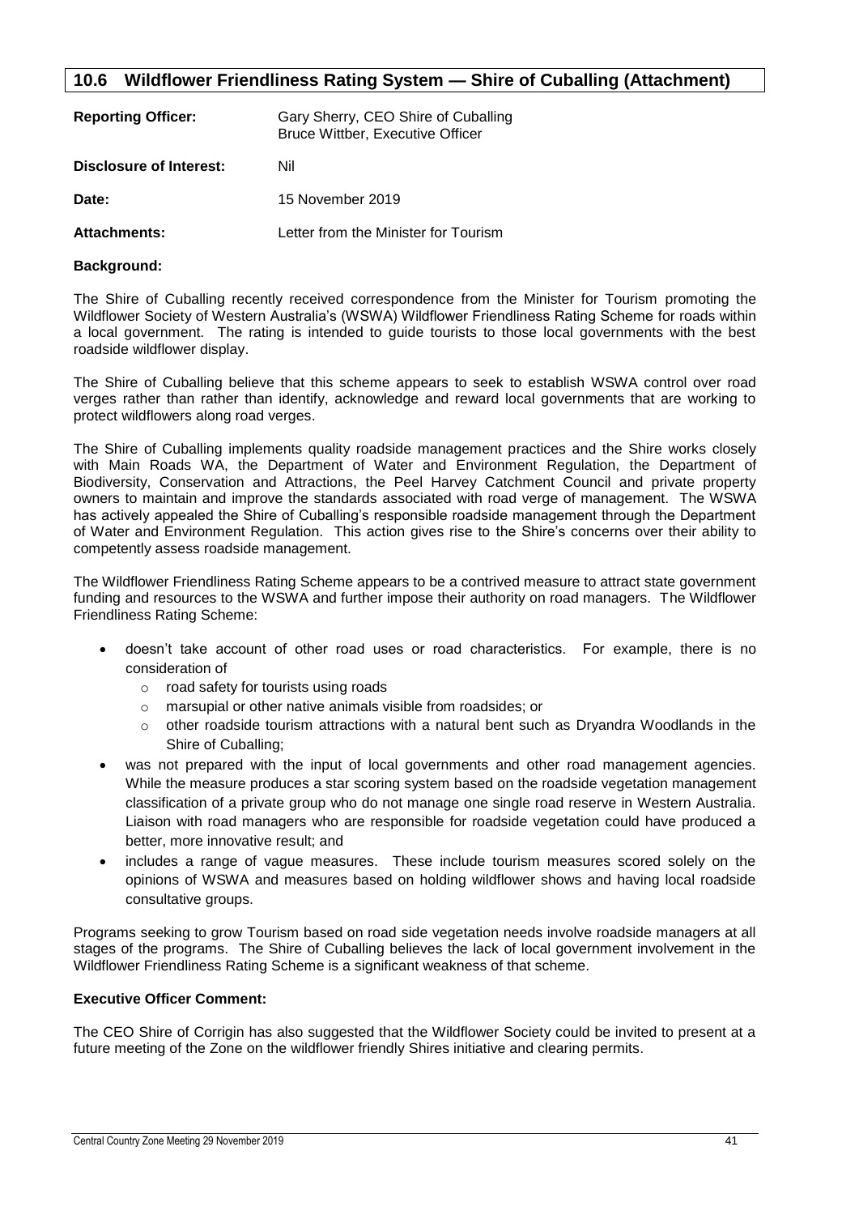## 10.6 Wildflower Friendliness Rating System — Shire of Cuballing (Attachment)

**Reporting Officer:** Gary Sherry, CEO Shire of Cuballing
Bruce Wittber, Executive Officer

**Disclosure of Interest:** Nil

**Date:** 15 November 2019

**Attachments:** Letter from the Minister for Tourism

**Background:**

The Shire of Cuballing recently received correspondence from the Minister for Tourism promoting the Wildflower Society of Western Australia's (WSWA) Wildflower Friendliness Rating Scheme for roads within a local government. The rating is intended to guide tourists to those local governments with the best roadside wildflower display.

The Shire of Cuballing believe that this scheme appears to seek to establish WSWA control over road verges rather than rather than identify, acknowledge and reward local governments that are working to protect wildflowers along road verges.

The Shire of Cuballing implements quality roadside management practices and the Shire works closely with Main Roads WA, the Department of Water and Environment Regulation, the Department of Biodiversity, Conservation and Attractions, the Peel Harvey Catchment Council and private property owners to maintain and improve the standards associated with road verge of management. The WSWA has actively appealed the Shire of Cuballing's responsible roadside management through the Department of Water and Environment Regulation. This action gives rise to the Shire's concerns over their ability to competently assess roadside management.

The Wildflower Friendliness Rating Scheme appears to be a contrived measure to attract state government funding and resources to the WSWA and further impose their authority on road managers. The Wildflower Friendliness Rating Scheme:

- doesn't take account of other road uses or road characteristics. For example, there is no consideration of
  - road safety for tourists using roads
  - marsupial or other native animals visible from roadsides; or
  - other roadside tourism attractions with a natural bent such as Dryandra Woodlands in the Shire of Cuballing;
- was not prepared with the input of local governments and other road management agencies. While the measure produces a star scoring system based on the roadside vegetation management classification of a private group who do not manage one single road reserve in Western Australia. Liaison with road managers who are responsible for roadside vegetation could have produced a better, more innovative result; and
- includes a range of vague measures. These include tourism measures scored solely on the opinions of WSWA and measures based on holding wildflower shows and having local roadside consultative groups.

Programs seeking to grow Tourism based on road side vegetation needs involve roadside managers at all stages of the programs. The Shire of Cuballing believes the lack of local government involvement in the Wildflower Friendliness Rating Scheme is a significant weakness of that scheme.

**Executive Officer Comment:**

The CEO Shire of Corrigin has also suggested that the Wildflower Society could be invited to present at a future meeting of the Zone on the wildflower friendly Shires initiative and clearing permits.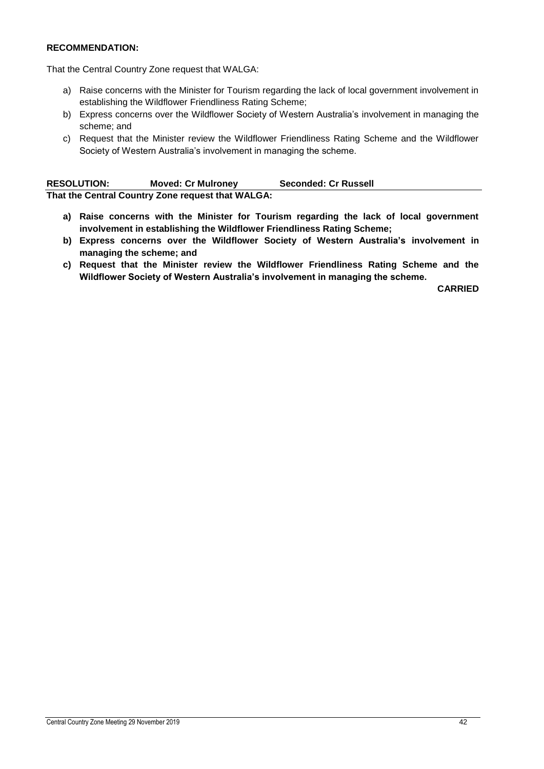**RECOMMENDATION:**

That the Central Country Zone request that WALGA:

a) Raise concerns with the Minister for Tourism regarding the lack of local government involvement in establishing the Wildflower Friendliness Rating Scheme;
b) Express concerns over the Wildflower Society of Western Australia's involvement in managing the scheme; and
c) Request that the Minister review the Wildflower Friendliness Rating Scheme and the Wildflower Society of Western Australia's involvement in managing the scheme.

**RESOLUTION: Moved: Cr Mulroney Seconded: Cr Russell**

**That the Central Country Zone request that WALGA:**

**a) Raise concerns with the Minister for Tourism regarding the lack of local government involvement in establishing the Wildflower Friendliness Rating Scheme;**
**b) Express concerns over the Wildflower Society of Western Australia's involvement in managing the scheme; and**
**c) Request that the Minister review the Wildflower Friendliness Rating Scheme and the Wildflower Society of Western Australia's involvement in managing the scheme.**

**CARRIED**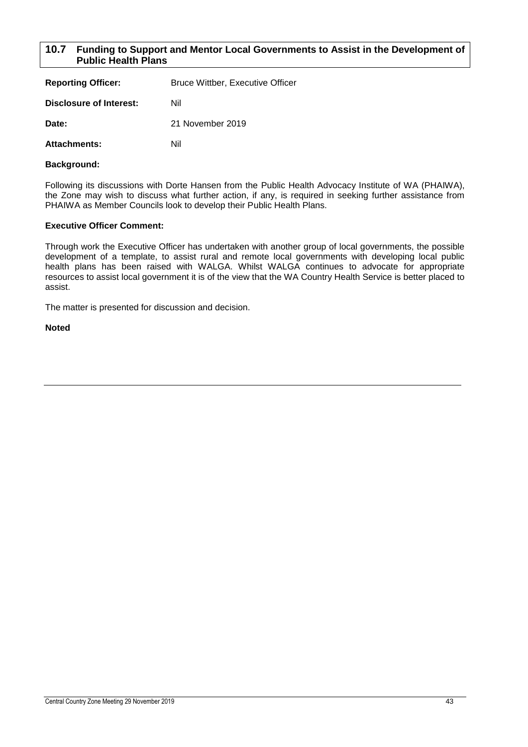## 10.7 Funding to Support and Mentor Local Governments to Assist in the Development of Public Health Plans

| | |
|---|---|
| **Reporting Officer:** | Bruce Wittber, Executive Officer |
| **Disclosure of Interest:** | Nil |
| **Date:** | 21 November 2019 |
| **Attachments:** | Nil |

**Background:**

Following its discussions with Dorte Hansen from the Public Health Advocacy Institute of WA (PHAIWA), the Zone may wish to discuss what further action, if any, is required in seeking further assistance from PHAIWA as Member Councils look to develop their Public Health Plans.

**Executive Officer Comment:**

Through work the Executive Officer has undertaken with another group of local governments, the possible development of a template, to assist rural and remote local governments with developing local public health plans has been raised with WALGA. Whilst WALGA continues to advocate for appropriate resources to assist local government it is of the view that the WA Country Health Service is better placed to assist.

The matter is presented for discussion and decision.

**Noted**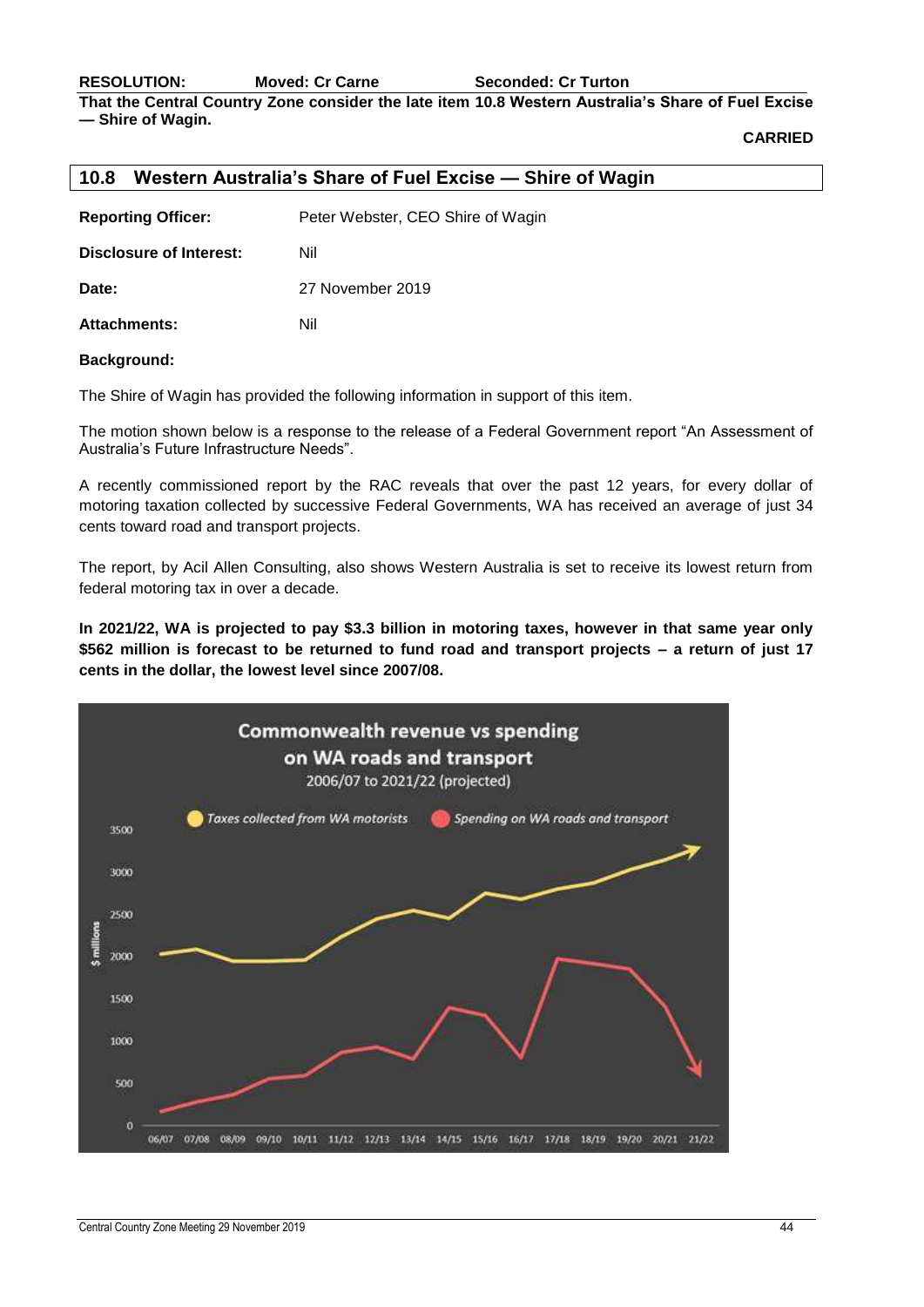**RESOLUTION:** **Moved: Cr Carne** **Seconded: Cr Turton**

**That the Central Country Zone consider the late item 10.8 Western Australia's Share of Fuel Excise — Shire of Wagin.**

**CARRIED**

## 10.8 Western Australia's Share of Fuel Excise — Shire of Wagin

| | |
|---|---|
| **Reporting Officer:** | Peter Webster, CEO Shire of Wagin |
| **Disclosure of Interest:** | Nil |
| **Date:** | 27 November 2019 |
| **Attachments:** | Nil |

**Background:**

The Shire of Wagin has provided the following information in support of this item.

The motion shown below is a response to the release of a Federal Government report "An Assessment of Australia's Future Infrastructure Needs".

A recently commissioned report by the RAC reveals that over the past 12 years, for every dollar of motoring taxation collected by successive Federal Governments, WA has received an average of just 34 cents toward road and transport projects.

The report, by Acil Allen Consulting, also shows Western Australia is set to receive its lowest return from federal motoring tax in over a decade.

**In 2021/22, WA is projected to pay $3.3 billion in motoring taxes, however in that same year only $562 million is forecast to be returned to fund road and transport projects – a return of just 17 cents in the dollar, the lowest level since 2007/08.**

**Commonwealth revenue vs spending on WA roads and transport**
2006/07 to 2021/22 (projected)

Taxes collected from WA motorists | Spending on WA roads and transport

$ millions: 0, 500, 1000, 1500, 2000, 2500, 3000, 3500

06/07 07/08 08/09 09/10 10/11 11/12 12/13 13/14 14/15 15/16 16/17 17/18 18/19 19/20 20/21 21/22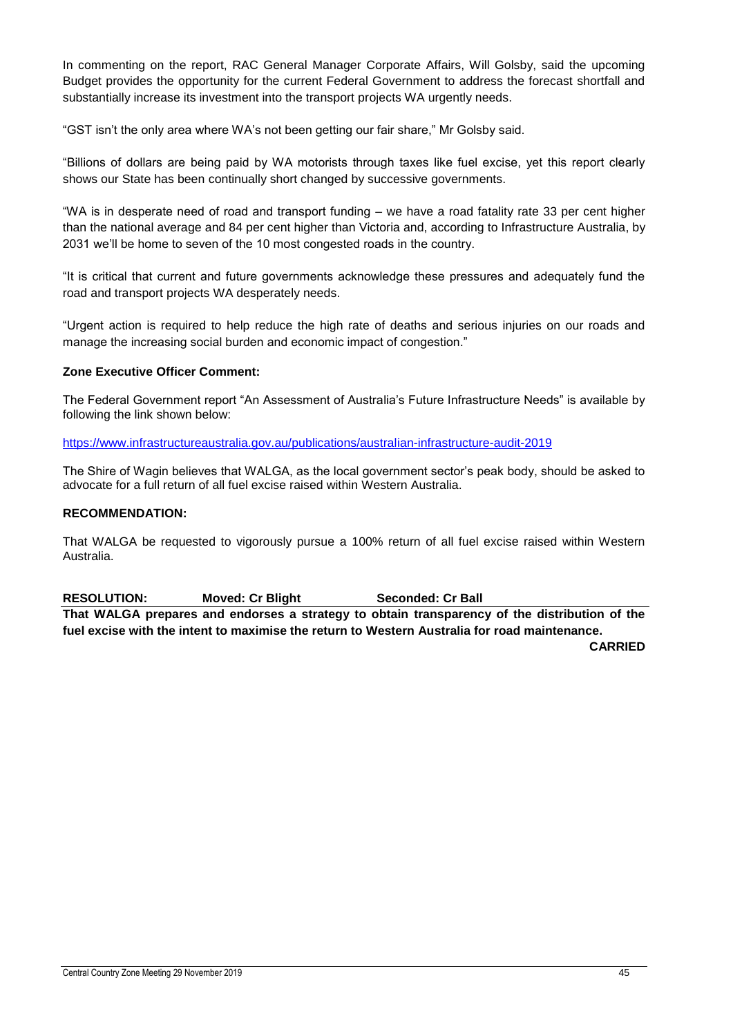In commenting on the report, RAC General Manager Corporate Affairs, Will Golsby, said the upcoming Budget provides the opportunity for the current Federal Government to address the forecast shortfall and substantially increase its investment into the transport projects WA urgently needs.

"GST isn't the only area where WA's not been getting our fair share," Mr Golsby said.

"Billions of dollars are being paid by WA motorists through taxes like fuel excise, yet this report clearly shows our State has been continually short changed by successive governments.

"WA is in desperate need of road and transport funding – we have a road fatality rate 33 per cent higher than the national average and 84 per cent higher than Victoria and, according to Infrastructure Australia, by 2031 we'll be home to seven of the 10 most congested roads in the country.

"It is critical that current and future governments acknowledge these pressures and adequately fund the road and transport projects WA desperately needs.

"Urgent action is required to help reduce the high rate of deaths and serious injuries on our roads and manage the increasing social burden and economic impact of congestion."

**Zone Executive Officer Comment:**

The Federal Government report "An Assessment of Australia's Future Infrastructure Needs" is available by following the link shown below:

https://www.infrastructureaustralia.gov.au/publications/australian-infrastructure-audit-2019

The Shire of Wagin believes that WALGA, as the local government sector's peak body, should be asked to advocate for a full return of all fuel excise raised within Western Australia.

**RECOMMENDATION:**

That WALGA be requested to vigorously pursue a 100% return of all fuel excise raised within Western Australia.

**RESOLUTION: Moved: Cr Blight Seconded: Cr Ball**

**That WALGA prepares and endorses a strategy to obtain transparency of the distribution of the fuel excise with the intent to maximise the return to Western Australia for road maintenance.**

**CARRIED**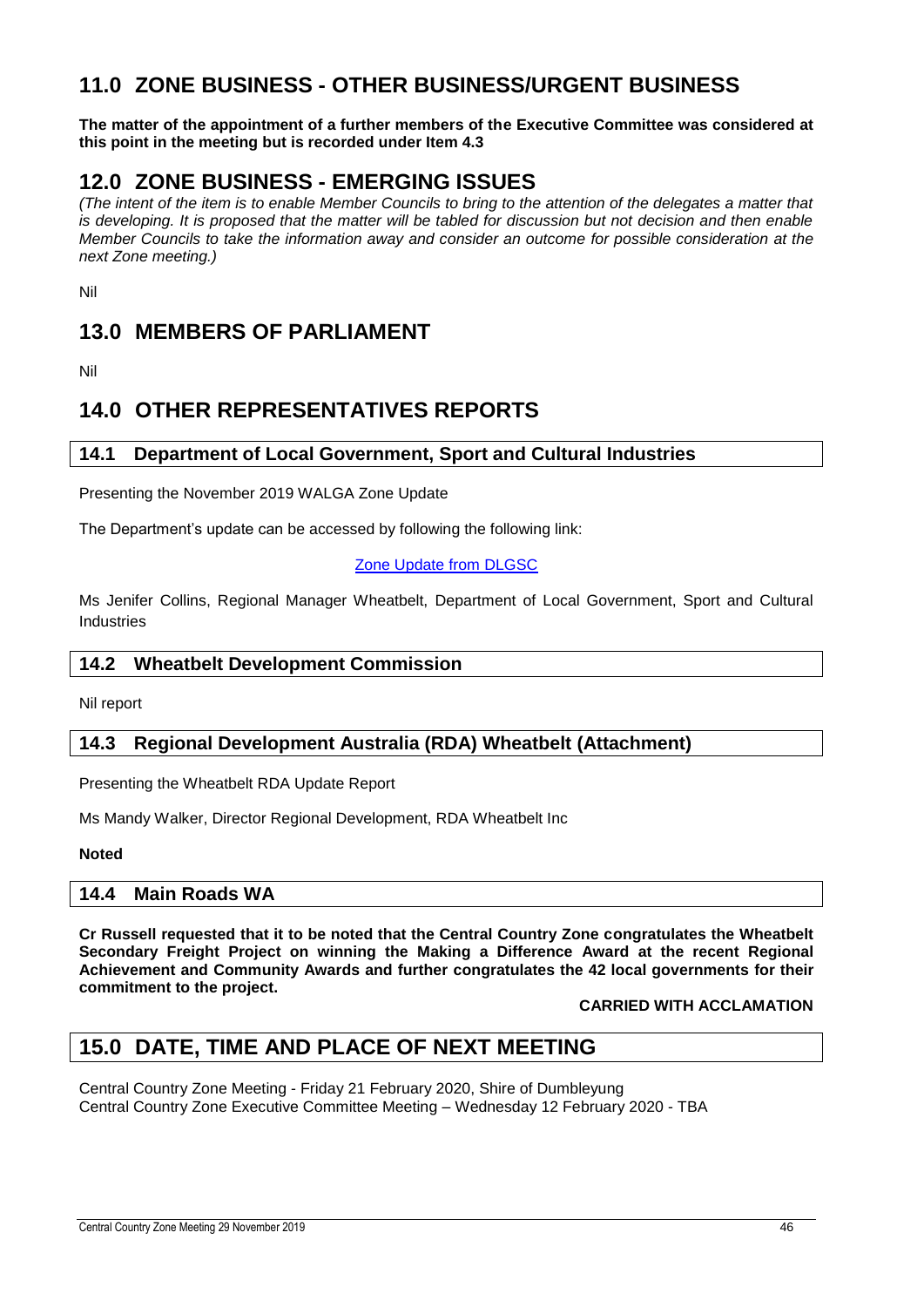# 11.0 ZONE BUSINESS - OTHER BUSINESS/URGENT BUSINESS

**The matter of the appointment of a further members of the Executive Committee was considered at this point in the meeting but is recorded under Item 4.3**

# 12.0 ZONE BUSINESS - EMERGING ISSUES

*(The intent of the item is to enable Member Councils to bring to the attention of the delegates a matter that is developing. It is proposed that the matter will be tabled for discussion but not decision and then enable Member Councils to take the information away and consider an outcome for possible consideration at the next Zone meeting.)*

Nil

# 13.0 MEMBERS OF PARLIAMENT

Nil

# 14.0 OTHER REPRESENTATIVES REPORTS

## 14.1 Department of Local Government, Sport and Cultural Industries

Presenting the November 2019 WALGA Zone Update

The Department's update can be accessed by following the following link:

Zone Update from DLGSC

Ms Jenifer Collins, Regional Manager Wheatbelt, Department of Local Government, Sport and Cultural Industries

## 14.2 Wheatbelt Development Commission

Nil report

## 14.3 Regional Development Australia (RDA) Wheatbelt (Attachment)

Presenting the Wheatbelt RDA Update Report

Ms Mandy Walker, Director Regional Development, RDA Wheatbelt Inc

**Noted**

## 14.4 Main Roads WA

**Cr Russell requested that it to be noted that the Central Country Zone congratulates the Wheatbelt Secondary Freight Project on winning the Making a Difference Award at the recent Regional Achievement and Community Awards and further congratulates the 42 local governments for their commitment to the project.**

**CARRIED WITH ACCLAMATION**

# 15.0 DATE, TIME AND PLACE OF NEXT MEETING

Central Country Zone Meeting - Friday 21 February 2020, Shire of Dumbleyung
Central Country Zone Executive Committee Meeting – Wednesday 12 February 2020 - TBA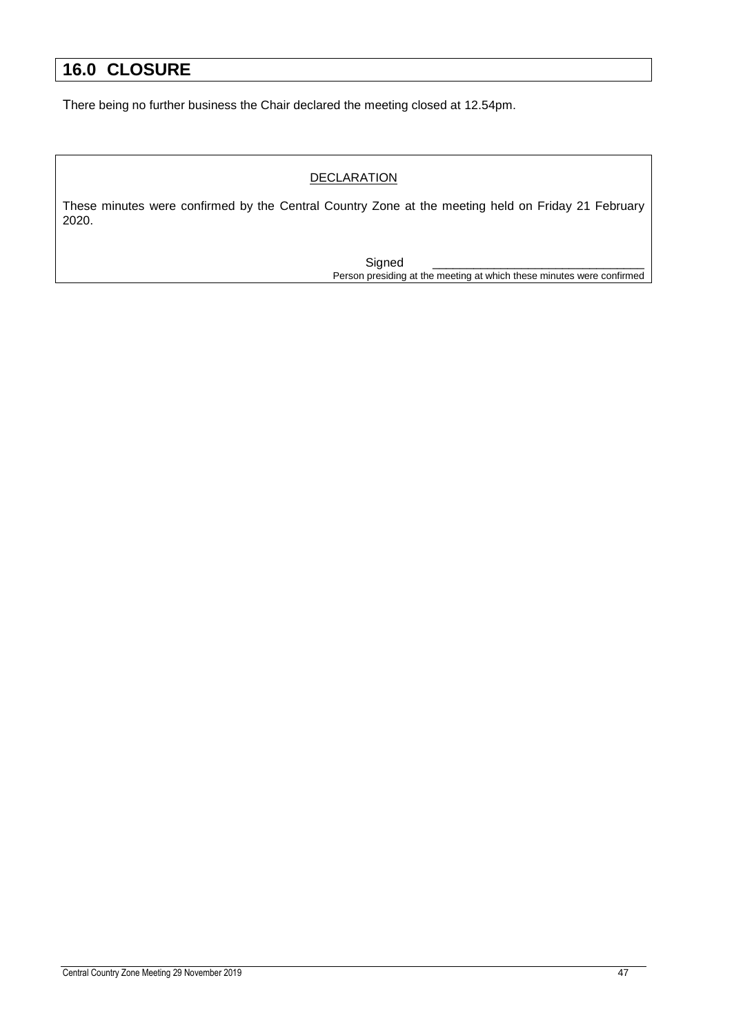## 16.0 CLOSURE

There being no further business the Chair declared the meeting closed at 12.54pm.

DECLARATION

These minutes were confirmed by the Central Country Zone at the meeting held on Friday 21 February 2020.

Signed ________________________________

Person presiding at the meeting at which these minutes were confirmed